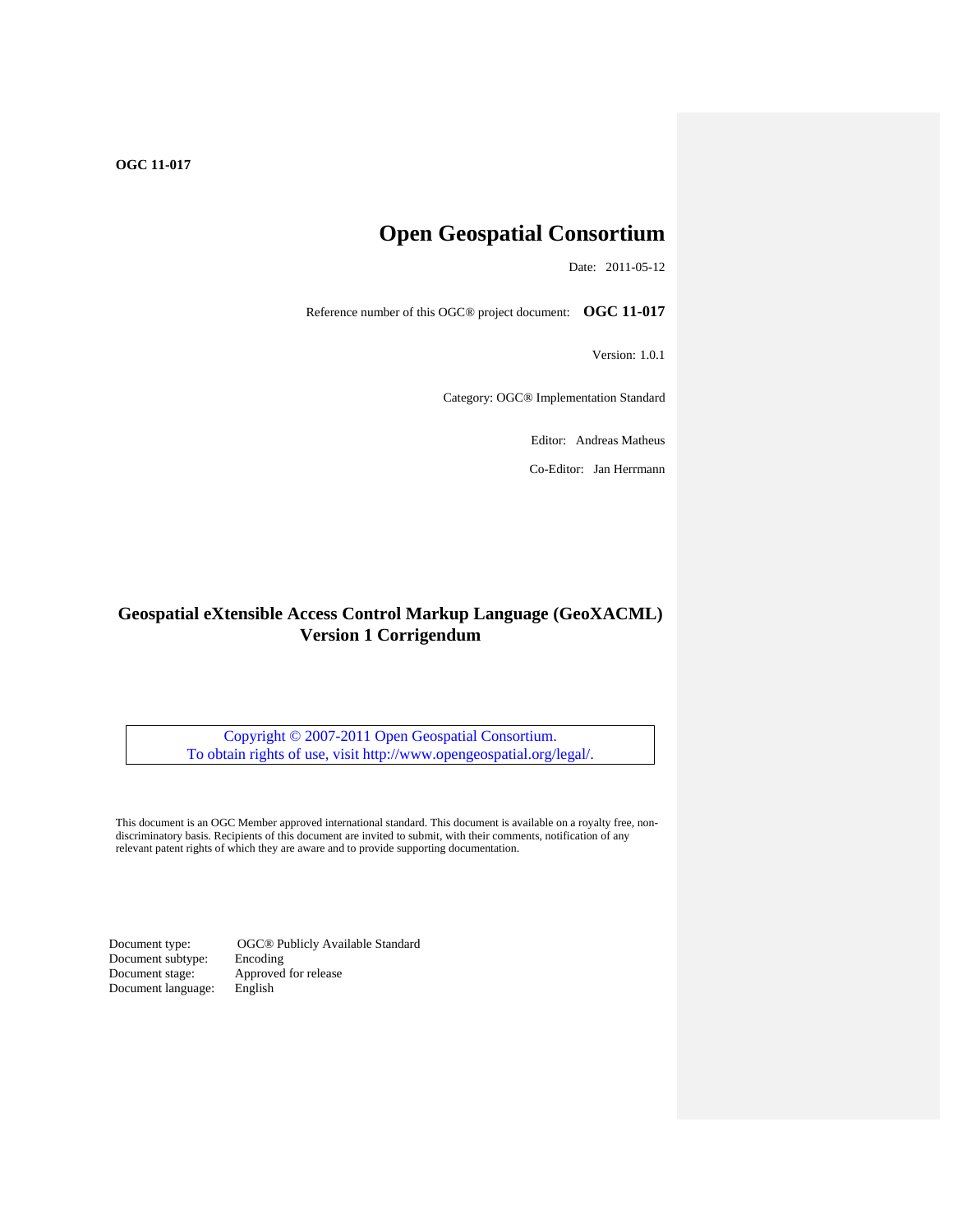**OGC 11-017**

# Open Geospatial Consortium

Date: 2011-05-12

Reference number of this OGC® project document: **OGC 11-017**

Version: 1.0.1

Category: OGC® Implementation Standard

Editor: Andreas Matheus

Co-Editor: Jan Herrmann

## Geospatial eXtensible Access Control Markup Language (GeoXACML) Version 1 Corrigendum

Copyright © 2007-2011 Open Geospatial Consortium.
To obtain rights of use, visit http://www.opengeospatial.org/legal/.

This document is an OGC Member approved international standard. This document is available on a royalty free, non-discriminatory basis. Recipients of this document are invited to submit, with their comments, notification of any relevant patent rights of which they are aware and to provide supporting documentation.

| | |
|---|---|
| Document type: | OGC® Publicly Available Standard |
| Document subtype: | Encoding |
| Document stage: | Approved for release |
| Document language: | English |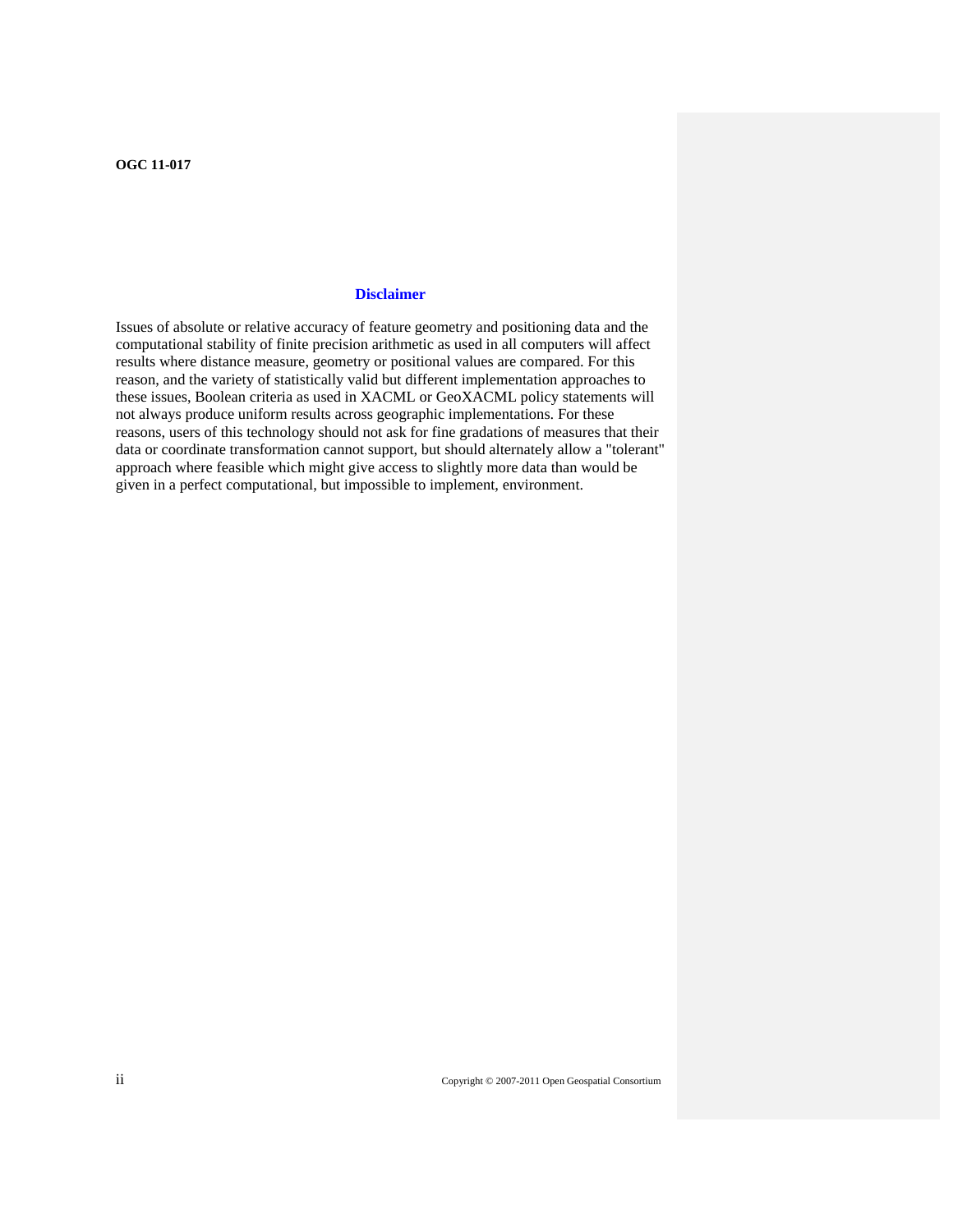## Disclaimer

Issues of absolute or relative accuracy of feature geometry and positioning data and the computational stability of finite precision arithmetic as used in all computers will affect results where distance measure, geometry or positional values are compared. For this reason, and the variety of statistically valid but different implementation approaches to these issues, Boolean criteria as used in XACML or GeoXACML policy statements will not always produce uniform results across geographic implementations. For these reasons, users of this technology should not ask for fine gradations of measures that their data or coordinate transformation cannot support, but should alternately allow a "tolerant" approach where feasible which might give access to slightly more data than would be given in a perfect computational, but impossible to implement, environment.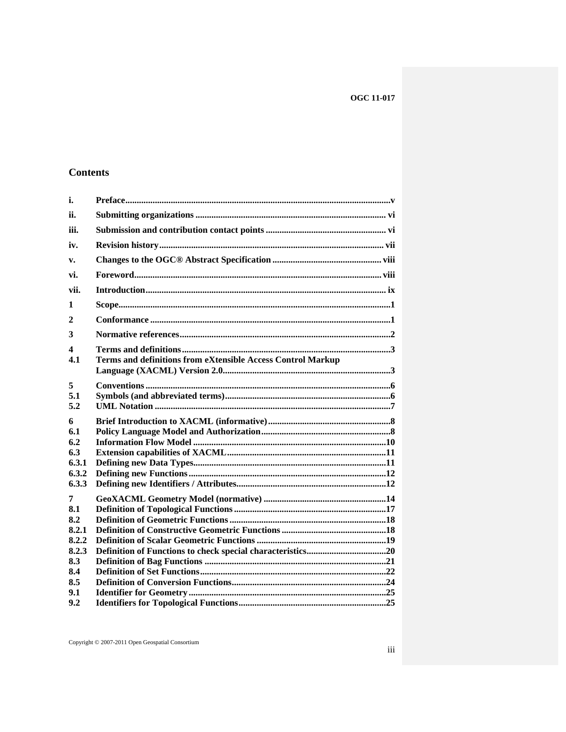## Contents

| | | |
|---|---|---|
| i. | Preface | v |
| ii. | Submitting organizations | vi |
| iii. | Submission and contribution contact points | vi |
| iv. | Revision history | vii |
| v. | Changes to the OGC® Abstract Specification | viii |
| vi. | Foreword | viii |
| vii. | Introduction | ix |
| 1 | Scope | 1 |
| 2 | Conformance | 1 |
| 3 | Normative references | 2 |
| 4 | Terms and definitions | 3 |
| 4.1 | Terms and definitions from eXtensible Access Control Markup Language (XACML) Version 2.0 | 3 |
| 5 | Conventions | 6 |
| 5.1 | Symbols (and abbreviated terms) | 6 |
| 5.2 | UML Notation | 7 |
| 6 | Brief Introduction to XACML (informative) | 8 |
| 6.1 | Policy Language Model and Authorization | 8 |
| 6.2 | Information Flow Model | 10 |
| 6.3 | Extension capabilities of XACML | 11 |
| 6.3.1 | Defining new Data Types | 11 |
| 6.3.2 | Defining new Functions | 12 |
| 6.3.3 | Defining new Identifiers / Attributes | 12 |
| 7 | GeoXACML Geometry Model (normative) | 14 |
| 8.1 | Definition of Topological Functions | 17 |
| 8.2 | Definition of Geometric Functions | 18 |
| 8.2.1 | Definition of Constructive Geometric Functions | 18 |
| 8.2.2 | Definition of Scalar Geometric Functions | 19 |
| 8.2.3 | Definition of Functions to check special characteristics | 20 |
| 8.3 | Definition of Bag Functions | 21 |
| 8.4 | Definition of Set Functions | 22 |
| 8.5 | Definition of Conversion Functions | 24 |
| 9.1 | Identifier for Geometry | 25 |
| 9.2 | Identifiers for Topological Functions | 25 |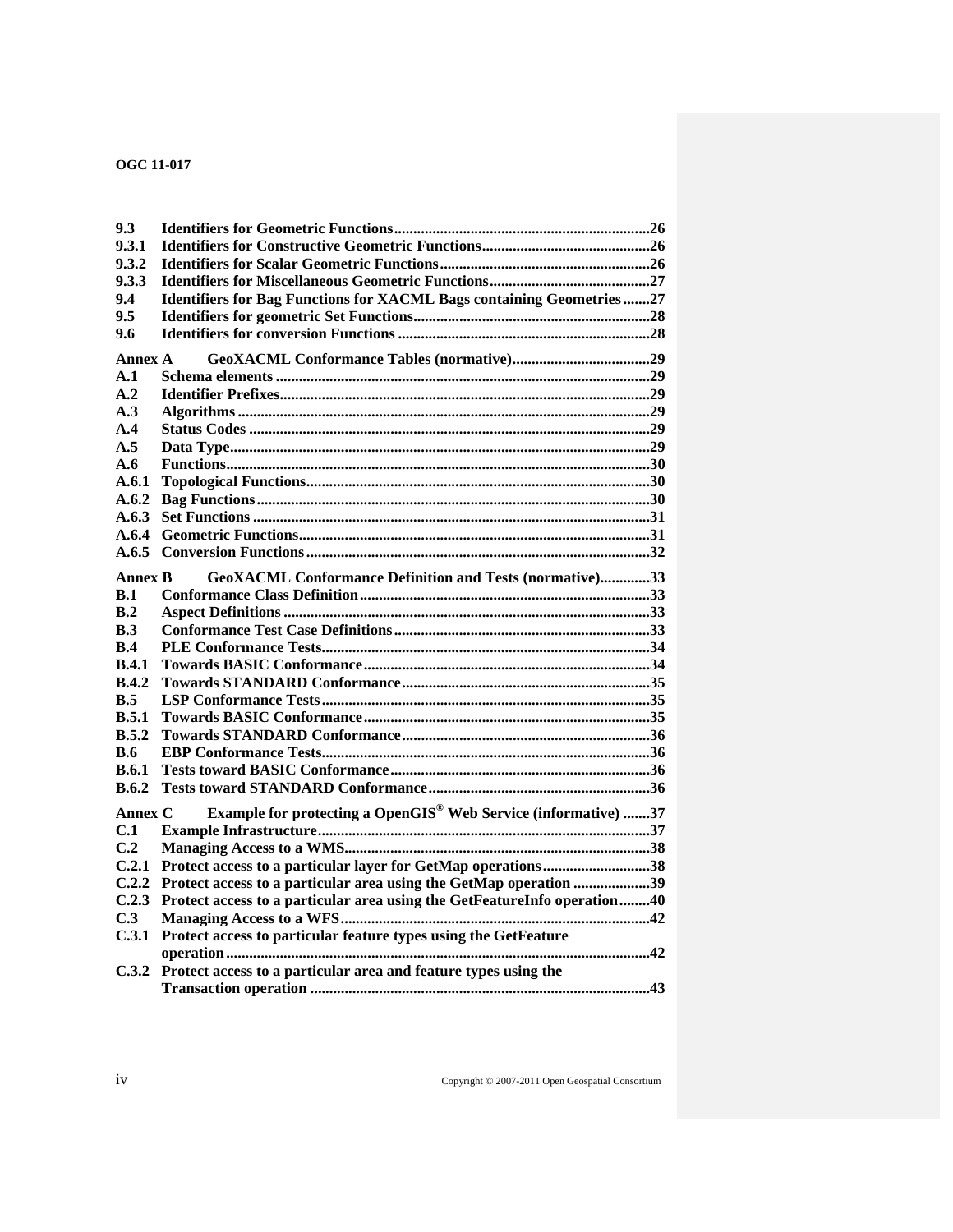9.3 Identifiers for Geometric Functions....26
9.3.1 Identifiers for Constructive Geometric Functions....26
9.3.2 Identifiers for Scalar Geometric Functions....26
9.3.3 Identifiers for Miscellaneous Geometric Functions....27
9.4 Identifiers for Bag Functions for XACML Bags containing Geometries....27
9.5 Identifiers for geometric Set Functions....28
9.6 Identifiers for conversion Functions....28

Annex A GeoXACML Conformance Tables (normative)....29
A.1 Schema elements....29
A.2 Identifier Prefixes....29
A.3 Algorithms....29
A.4 Status Codes....29
A.5 Data Type....29
A.6 Functions....30
A.6.1 Topological Functions....30
A.6.2 Bag Functions....30
A.6.3 Set Functions....31
A.6.4 Geometric Functions....31
A.6.5 Conversion Functions....32

Annex B GeoXACML Conformance Definition and Tests (normative)....33
B.1 Conformance Class Definition....33
B.2 Aspect Definitions....33
B.3 Conformance Test Case Definitions....33
B.4 PLE Conformance Tests....34
B.4.1 Towards BASIC Conformance....34
B.4.2 Towards STANDARD Conformance....35
B.5 LSP Conformance Tests....35
B.5.1 Towards BASIC Conformance....35
B.5.2 Towards STANDARD Conformance....36
B.6 EBP Conformance Tests....36
B.6.1 Tests toward BASIC Conformance....36
B.6.2 Tests toward STANDARD Conformance....36

Annex C Example for protecting a OpenGIS® Web Service (informative)....37
C.1 Example Infrastructure....37
C.2 Managing Access to a WMS....38
C.2.1 Protect access to a particular layer for GetMap operations....38
C.2.2 Protect access to a particular area using the GetMap operation....39
C.2.3 Protect access to a particular area using the GetFeatureInfo operation....40
C.3 Managing Access to a WFS....42
C.3.1 Protect access to particular feature types using the GetFeature operation....42
C.3.2 Protect access to a particular area and feature types using the Transaction operation....43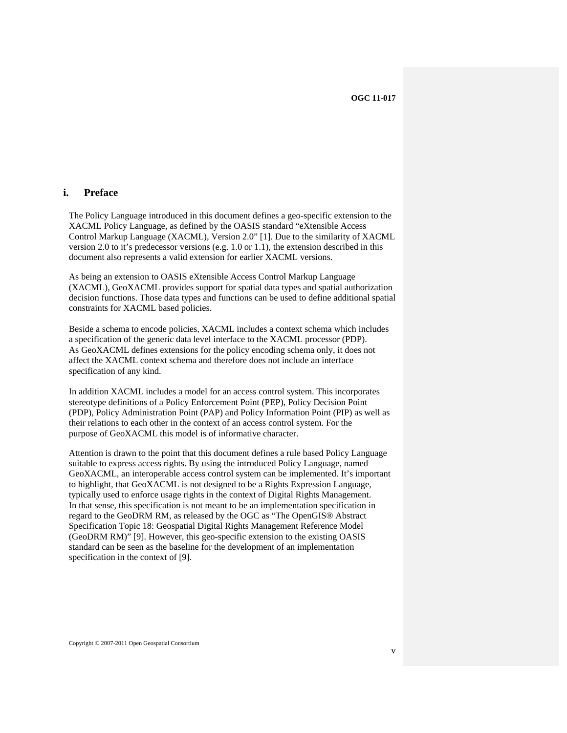## i. Preface

The Policy Language introduced in this document defines a geo-specific extension to the XACML Policy Language, as defined by the OASIS standard “eXtensible Access Control Markup Language (XACML), Version 2.0” [1]. Due to the similarity of XACML version 2.0 to it’s predecessor versions (e.g. 1.0 or 1.1), the extension described in this document also represents a valid extension for earlier XACML versions.

As being an extension to OASIS eXtensible Access Control Markup Language (XACML), GeoXACML provides support for spatial data types and spatial authorization decision functions. Those data types and functions can be used to define additional spatial constraints for XACML based policies.

Beside a schema to encode policies, XACML includes a context schema which includes a specification of the generic data level interface to the XACML processor (PDP). As GeoXACML defines extensions for the policy encoding schema only, it does not affect the XACML context schema and therefore does not include an interface specification of any kind.

In addition XACML includes a model for an access control system. This incorporates stereotype definitions of a Policy Enforcement Point (PEP), Policy Decision Point (PDP), Policy Administration Point (PAP) and Policy Information Point (PIP) as well as their relations to each other in the context of an access control system. For the purpose of GeoXACML this model is of informative character.

Attention is drawn to the point that this document defines a rule based Policy Language suitable to express access rights. By using the introduced Policy Language, named GeoXACML, an interoperable access control system can be implemented. It’s important to highlight, that GeoXACML is not designed to be a Rights Expression Language, typically used to enforce usage rights in the context of Digital Rights Management. In that sense, this specification is not meant to be an implementation specification in regard to the GeoDRM RM, as released by the OGC as “The OpenGIS® Abstract Specification Topic 18: Geospatial Digital Rights Management Reference Model (GeoDRM RM)” [9]. However, this geo-specific extension to the existing OASIS standard can be seen as the baseline for the development of an implementation specification in the context of [9].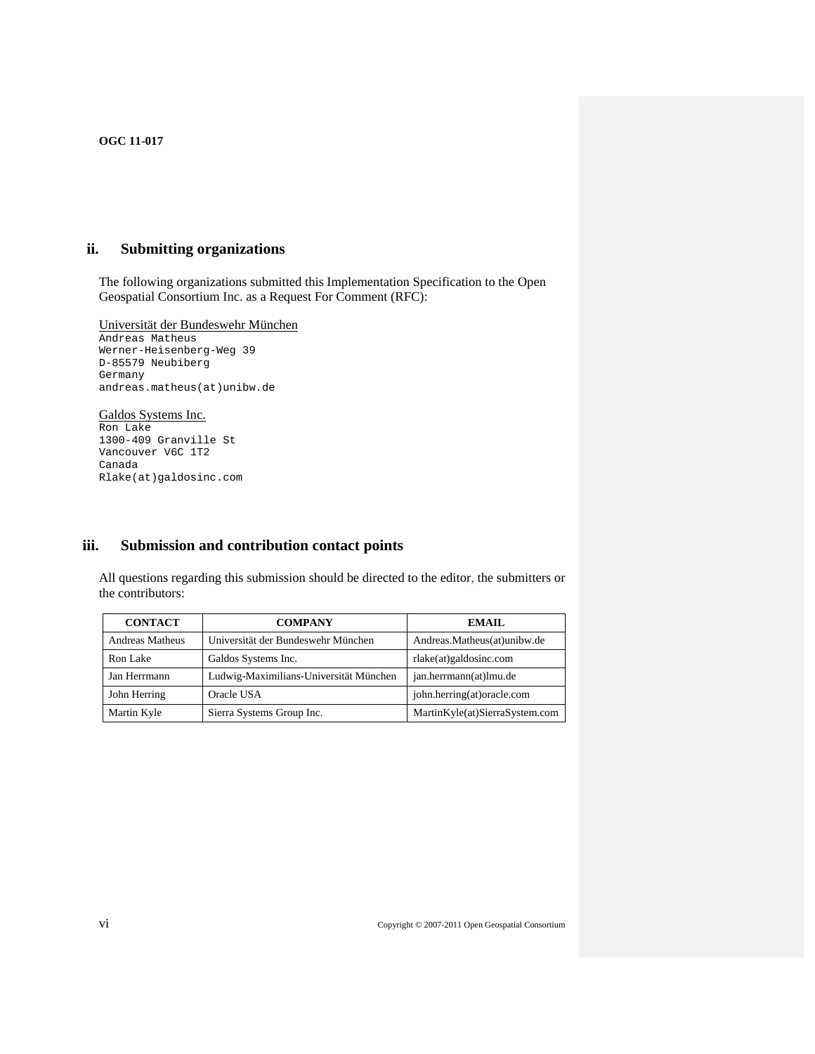## ii. Submitting organizations

The following organizations submitted this Implementation Specification to the Open Geospatial Consortium Inc. as a Request For Comment (RFC):

Universität der Bundeswehr München

```
Andreas Matheus
Werner-Heisenberg-Weg 39
D-85579 Neubiberg
Germany
andreas.matheus(at)unibw.de
```

Galdos Systems Inc.

```
Ron Lake
1300-409 Granville St
Vancouver V6C 1T2
Canada
Rlake(at)galdosinc.com
```

## iii. Submission and contribution contact points

All questions regarding this submission should be directed to the editor, the submitters or the contributors:

| CONTACT | COMPANY | EMAIL |
|---|---|---|
| Andreas Matheus | Universität der Bundeswehr München | Andreas.Matheus(at)unibw.de |
| Ron Lake | Galdos Systems Inc. | rlake(at)galdosinc.com |
| Jan Herrmann | Ludwig-Maximilians-Universität München | jan.herrmann(at)lmu.de |
| John Herring | Oracle USA | john.herring(at)oracle.com |
| Martin Kyle | Sierra Systems Group Inc. | MartinKyle(at)SierraSystem.com |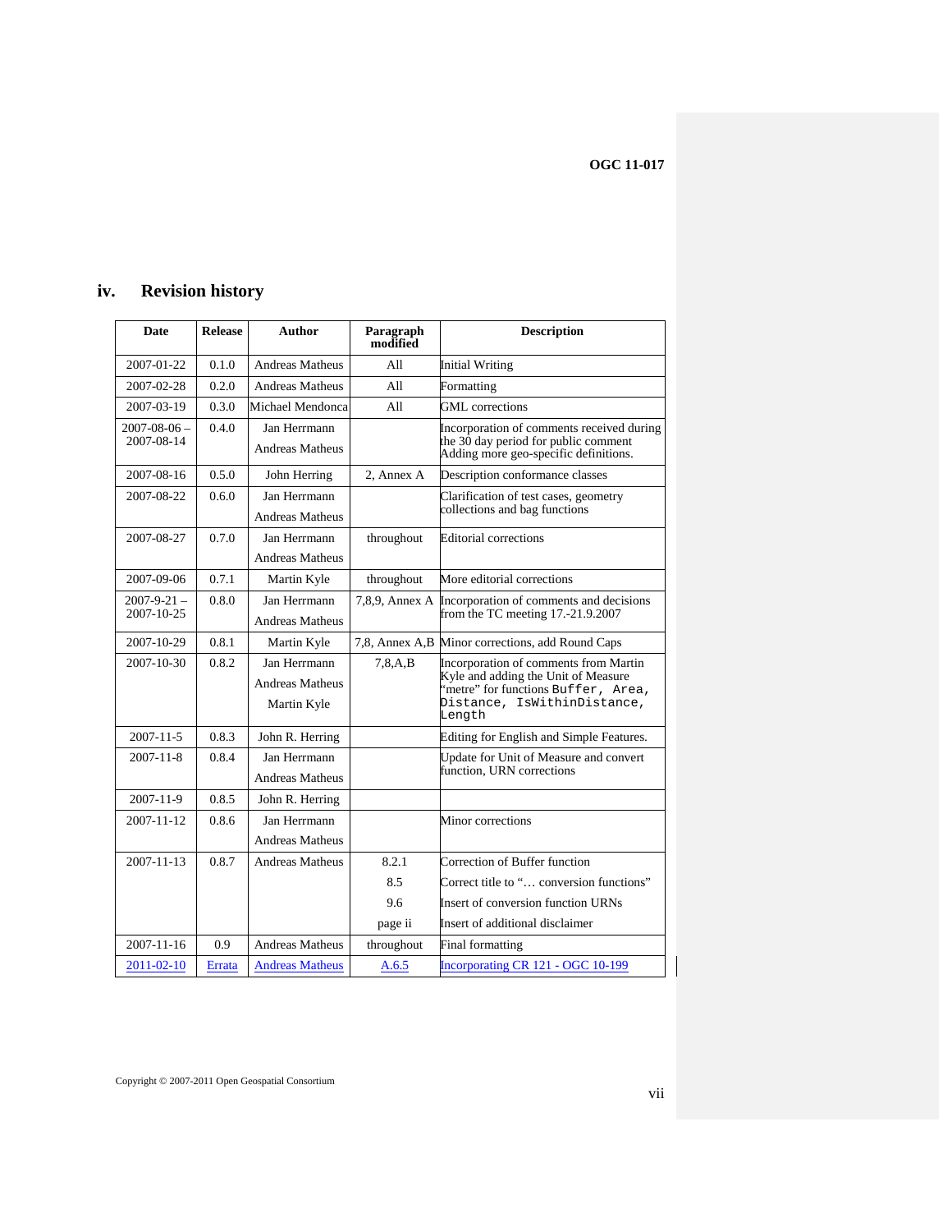## iv. Revision history

| Date | Release | Author | Paragraph modified | Description |
|---|---|---|---|---|
| 2007-01-22 | 0.1.0 | Andreas Matheus | All | Initial Writing |
| 2007-02-28 | 0.2.0 | Andreas Matheus | All | Formatting |
| 2007-03-19 | 0.3.0 | Michael Mendonca | All | GML corrections |
| 2007-08-06 – 2007-08-14 | 0.4.0 | Jan Herrmann<br>Andreas Matheus | | Incorporation of comments received during the 30 day period for public comment Adding more geo-specific definitions. |
| 2007-08-16 | 0.5.0 | John Herring | 2, Annex A | Description conformance classes |
| 2007-08-22 | 0.6.0 | Jan Herrmann<br>Andreas Matheus | | Clarification of test cases, geometry collections and bag functions |
| 2007-08-27 | 0.7.0 | Jan Herrmann<br>Andreas Matheus | throughout | Editorial corrections |
| 2007-09-06 | 0.7.1 | Martin Kyle | throughout | More editorial corrections |
| 2007-9-21 – 2007-10-25 | 0.8.0 | Jan Herrmann<br>Andreas Matheus | 7,8,9, Annex A | Incorporation of comments and decisions from the TC meeting 17.-21.9.2007 |
| 2007-10-29 | 0.8.1 | Martin Kyle | 7,8, Annex A,B | Minor corrections, add Round Caps |
| 2007-10-30 | 0.8.2 | Jan Herrmann<br>Andreas Matheus<br>Martin Kyle | 7,8,A,B | Incorporation of comments from Martin Kyle and adding the Unit of Measure "metre" for functions `Buffer, Area, Distance, IsWithinDistance, Length` |
| 2007-11-5 | 0.8.3 | John R. Herring | | Editing for English and Simple Features. |
| 2007-11-8 | 0.8.4 | Jan Herrmann<br>Andreas Matheus | | Update for Unit of Measure and convert function, URN corrections |
| 2007-11-9 | 0.8.5 | John R. Herring | | |
| 2007-11-12 | 0.8.6 | Jan Herrmann<br>Andreas Matheus | | Minor corrections |
| 2007-11-13 | 0.8.7 | Andreas Matheus | 8.2.1<br>8.5<br>9.6<br>page ii | Correction of Buffer function<br>Correct title to "… conversion functions"<br>Insert of conversion function URNs<br>Insert of additional disclaimer |
| 2007-11-16 | 0.9 | Andreas Matheus | throughout | Final formatting |
| 2011-02-10 | Errata | Andreas Matheus | A.6.5 | Incorporating CR 121 - OGC 10-199 |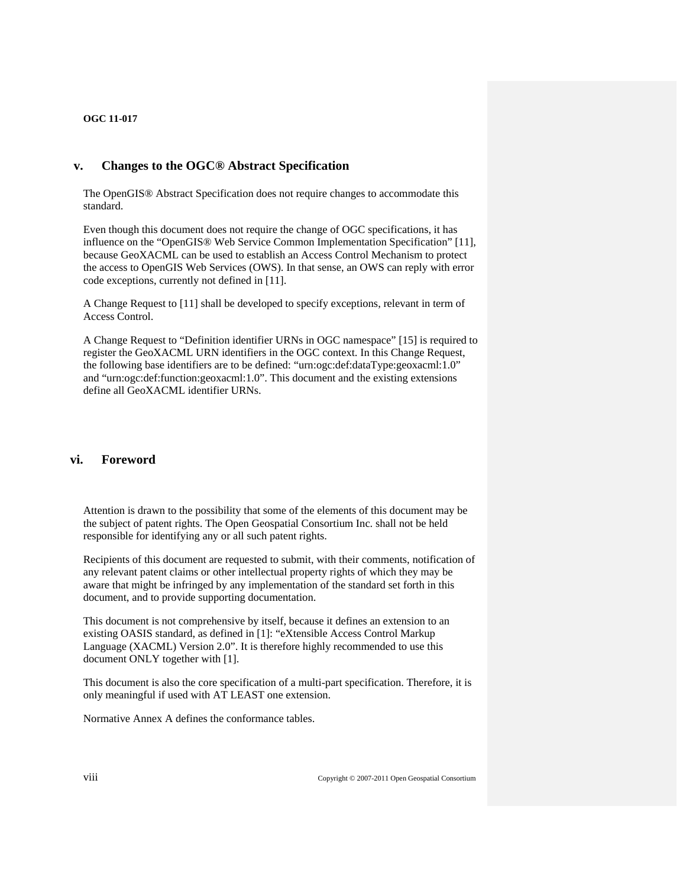## v. Changes to the OGC® Abstract Specification

The OpenGIS® Abstract Specification does not require changes to accommodate this standard.

Even though this document does not require the change of OGC specifications, it has influence on the "OpenGIS® Web Service Common Implementation Specification" [11], because GeoXACML can be used to establish an Access Control Mechanism to protect the access to OpenGIS Web Services (OWS). In that sense, an OWS can reply with error code exceptions, currently not defined in [11].

A Change Request to [11] shall be developed to specify exceptions, relevant in term of Access Control.

A Change Request to "Definition identifier URNs in OGC namespace" [15] is required to register the GeoXACML URN identifiers in the OGC context. In this Change Request, the following base identifiers are to be defined: "urn:ogc:def:dataType:geoxacml:1.0" and "urn:ogc:def:function:geoxacml:1.0". This document and the existing extensions define all GeoXACML identifier URNs.

## vi. Foreword

Attention is drawn to the possibility that some of the elements of this document may be the subject of patent rights. The Open Geospatial Consortium Inc. shall not be held responsible for identifying any or all such patent rights.

Recipients of this document are requested to submit, with their comments, notification of any relevant patent claims or other intellectual property rights of which they may be aware that might be infringed by any implementation of the standard set forth in this document, and to provide supporting documentation.

This document is not comprehensive by itself, because it defines an extension to an existing OASIS standard, as defined in [1]: "eXtensible Access Control Markup Language (XACML) Version 2.0". It is therefore highly recommended to use this document ONLY together with [1].

This document is also the core specification of a multi-part specification. Therefore, it is only meaningful if used with AT LEAST one extension.

Normative Annex A defines the conformance tables.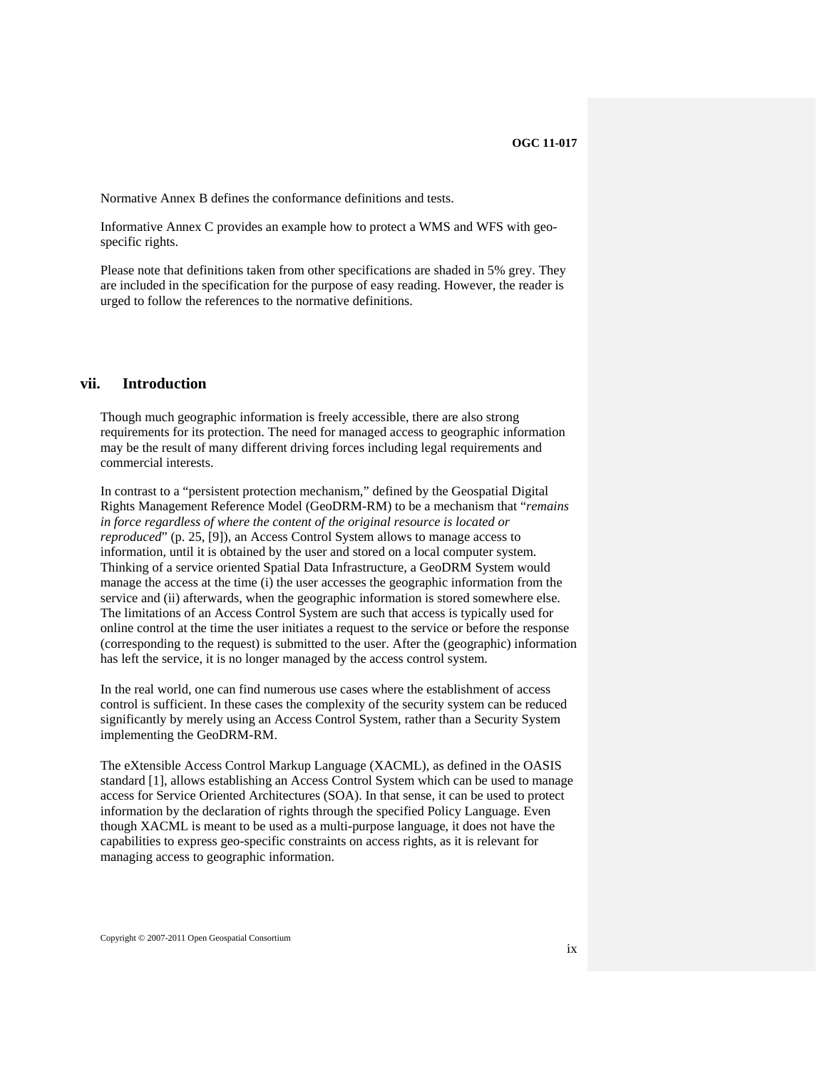Normative Annex B defines the conformance definitions and tests.

Informative Annex C provides an example how to protect a WMS and WFS with geo-specific rights.

Please note that definitions taken from other specifications are shaded in 5% grey. They are included in the specification for the purpose of easy reading. However, the reader is urged to follow the references to the normative definitions.

## vii. Introduction

Though much geographic information is freely accessible, there are also strong requirements for its protection. The need for managed access to geographic information may be the result of many different driving forces including legal requirements and commercial interests.

In contrast to a "persistent protection mechanism," defined by the Geospatial Digital Rights Management Reference Model (GeoDRM-RM) to be a mechanism that "*remains in force regardless of where the content of the original resource is located or reproduced*" (p. 25, [9]), an Access Control System allows to manage access to information, until it is obtained by the user and stored on a local computer system. Thinking of a service oriented Spatial Data Infrastructure, a GeoDRM System would manage the access at the time (i) the user accesses the geographic information from the service and (ii) afterwards, when the geographic information is stored somewhere else. The limitations of an Access Control System are such that access is typically used for online control at the time the user initiates a request to the service or before the response (corresponding to the request) is submitted to the user. After the (geographic) information has left the service, it is no longer managed by the access control system.

In the real world, one can find numerous use cases where the establishment of access control is sufficient. In these cases the complexity of the security system can be reduced significantly by merely using an Access Control System, rather than a Security System implementing the GeoDRM-RM.

The eXtensible Access Control Markup Language (XACML), as defined in the OASIS standard [1], allows establishing an Access Control System which can be used to manage access for Service Oriented Architectures (SOA). In that sense, it can be used to protect information by the declaration of rights through the specified Policy Language. Even though XACML is meant to be used as a multi-purpose language, it does not have the capabilities to express geo-specific constraints on access rights, as it is relevant for managing access to geographic information.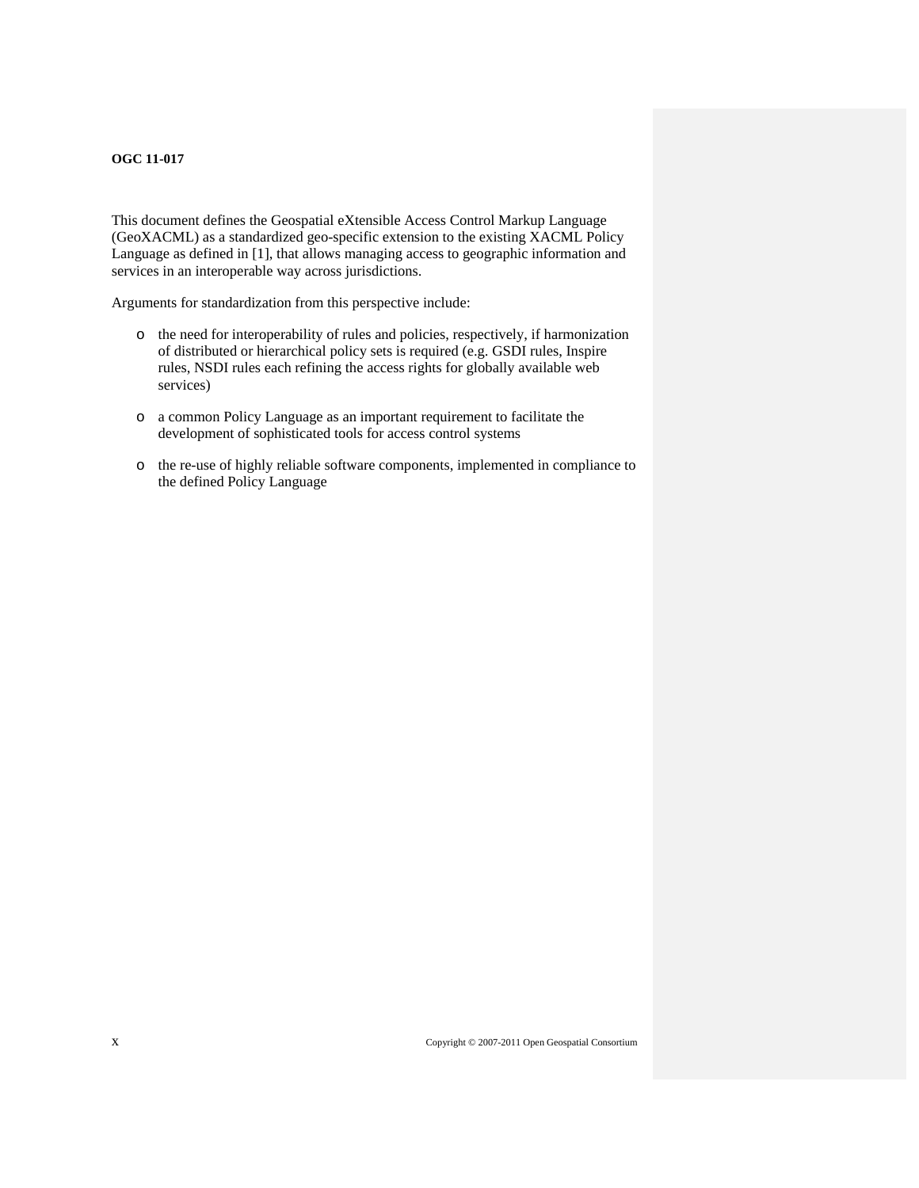This document defines the Geospatial eXtensible Access Control Markup Language (GeoXACML) as a standardized geo-specific extension to the existing XACML Policy Language as defined in [1], that allows managing access to geographic information and services in an interoperable way across jurisdictions.

Arguments for standardization from this perspective include:

- the need for interoperability of rules and policies, respectively, if harmonization of distributed or hierarchical policy sets is required (e.g. GSDI rules, Inspire rules, NSDI rules each refining the access rights for globally available web services)
- a common Policy Language as an important requirement to facilitate the development of sophisticated tools for access control systems
- the re-use of highly reliable software components, implemented in compliance to the defined Policy Language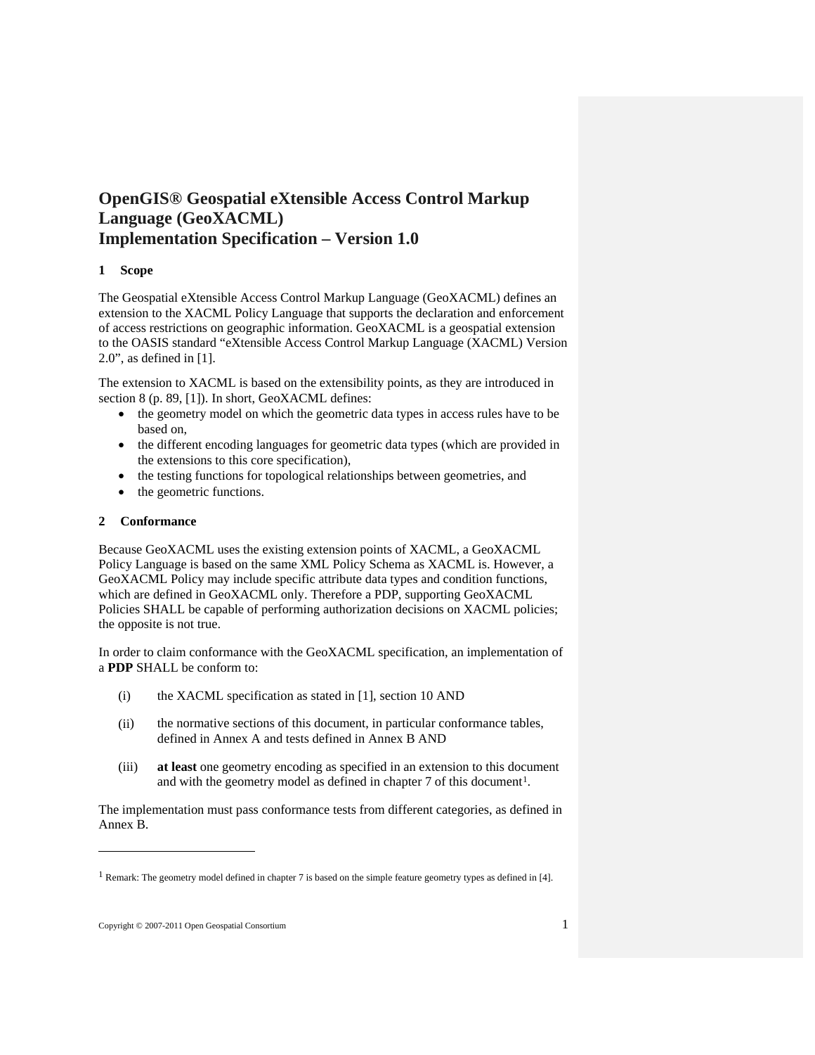# OpenGIS® Geospatial eXtensible Access Control Markup Language (GeoXACML) Implementation Specification – Version 1.0

## 1 Scope

The Geospatial eXtensible Access Control Markup Language (GeoXACML) defines an extension to the XACML Policy Language that supports the declaration and enforcement of access restrictions on geographic information. GeoXACML is a geospatial extension to the OASIS standard "eXtensible Access Control Markup Language (XACML) Version 2.0", as defined in [1].

The extension to XACML is based on the extensibility points, as they are introduced in section 8 (p. 89, [1]). In short, GeoXACML defines:

- the geometry model on which the geometric data types in access rules have to be based on,
- the different encoding languages for geometric data types (which are provided in the extensions to this core specification),
- the testing functions for topological relationships between geometries, and
- the geometric functions.

## 2 Conformance

Because GeoXACML uses the existing extension points of XACML, a GeoXACML Policy Language is based on the same XML Policy Schema as XACML is. However, a GeoXACML Policy may include specific attribute data types and condition functions, which are defined in GeoXACML only. Therefore a PDP, supporting GeoXACML Policies SHALL be capable of performing authorization decisions on XACML policies; the opposite is not true.

In order to claim conformance with the GeoXACML specification, an implementation of a **PDP** SHALL be conform to:

(i) the XACML specification as stated in [1], section 10 AND

(ii) the normative sections of this document, in particular conformance tables, defined in Annex A and tests defined in Annex B AND

(iii) **at least** one geometry encoding as specified in an extension to this document and with the geometry model as defined in chapter 7 of this document[1].

The implementation must pass conformance tests from different categories, as defined in Annex B.

---

[1] Remark: The geometry model defined in chapter 7 is based on the simple feature geometry types as defined in [4].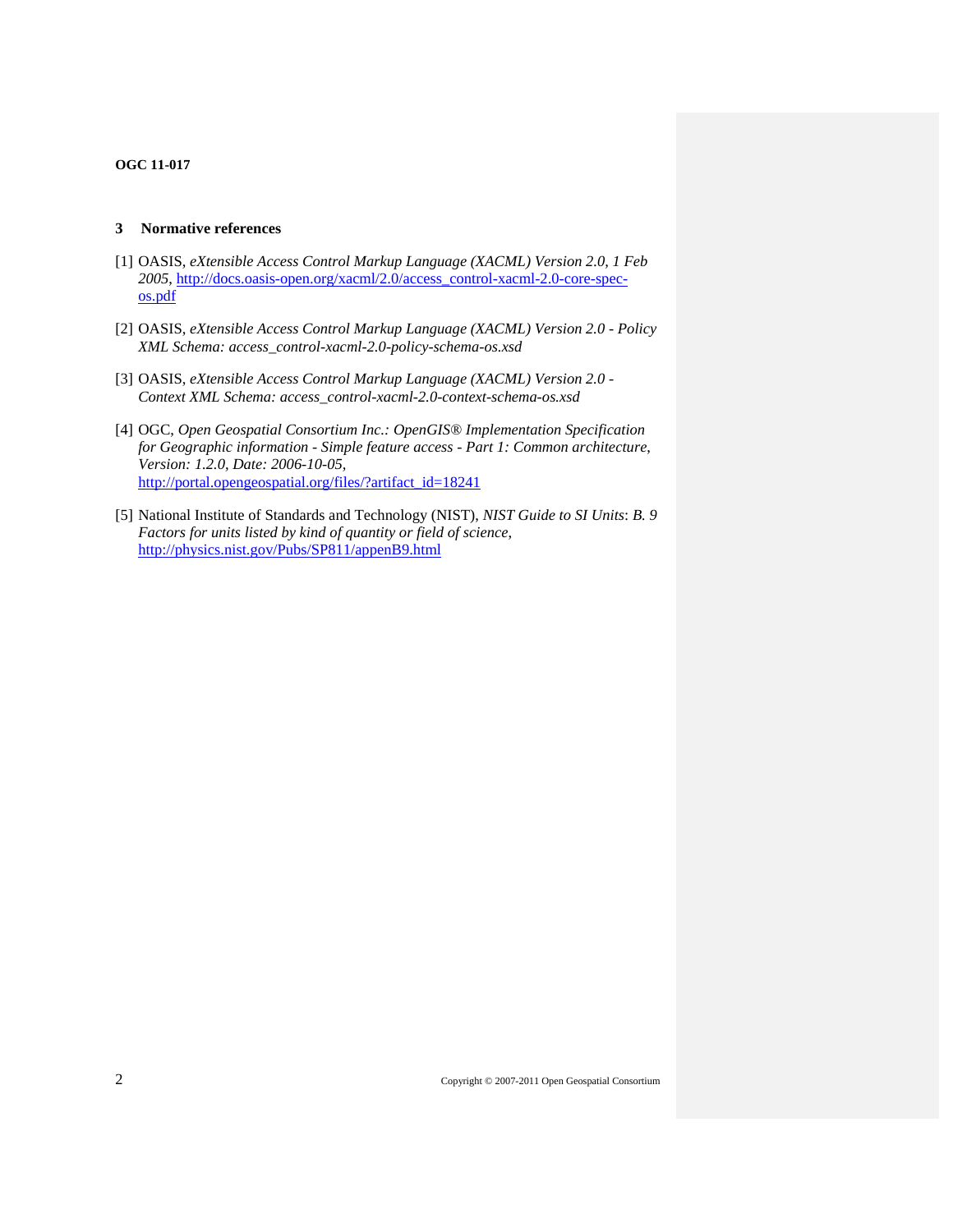# 3 Normative references

[1] OASIS, *eXtensible Access Control Markup Language (XACML) Version 2.0, 1 Feb 2005*, http://docs.oasis-open.org/xacml/2.0/access_control-xacml-2.0-core-spec-os.pdf

[2] OASIS, *eXtensible Access Control Markup Language (XACML) Version 2.0 - Policy XML Schema: access_control-xacml-2.0-policy-schema-os.xsd*

[3] OASIS, *eXtensible Access Control Markup Language (XACML) Version 2.0 - Context XML Schema: access_control-xacml-2.0-context-schema-os.xsd*

[4] OGC, *Open Geospatial Consortium Inc.: OpenGIS® Implementation Specification for Geographic information - Simple feature access - Part 1: Common architecture, Version: 1.2.0, Date: 2006-10-05*, http://portal.opengeospatial.org/files/?artifact_id=18241

[5] National Institute of Standards and Technology (NIST), *NIST Guide to SI Units*: *B. 9 Factors for units listed by kind of quantity or field of science*, http://physics.nist.gov/Pubs/SP811/appenB9.html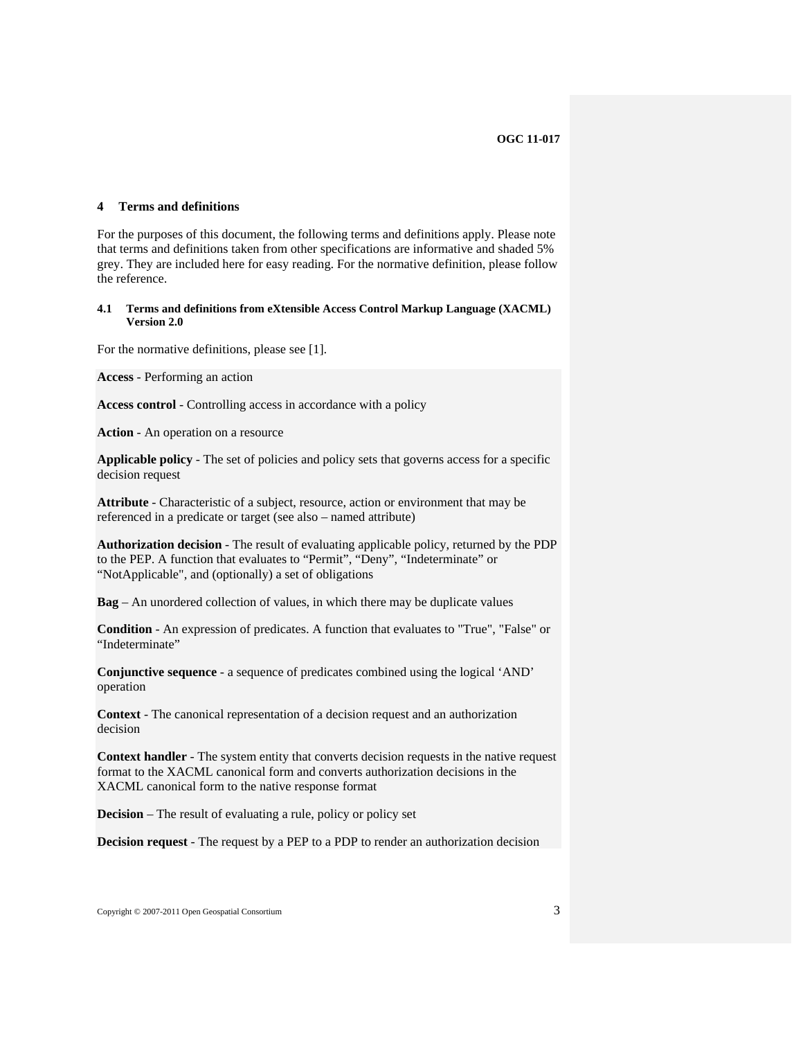# 4 Terms and definitions

For the purposes of this document, the following terms and definitions apply. Please note that terms and definitions taken from other specifications are informative and shaded 5% grey. They are included here for easy reading. For the normative definition, please follow the reference.

## 4.1 Terms and definitions from eXtensible Access Control Markup Language (XACML) Version 2.0

For the normative definitions, please see [1].

**Access** - Performing an action

**Access control** - Controlling access in accordance with a policy

**Action** - An operation on a resource

**Applicable policy** - The set of policies and policy sets that governs access for a specific decision request

**Attribute** - Characteristic of a subject, resource, action or environment that may be referenced in a predicate or target (see also – named attribute)

**Authorization decision** - The result of evaluating applicable policy, returned by the PDP to the PEP. A function that evaluates to “Permit”, “Deny”, “Indeterminate” or “NotApplicable", and (optionally) a set of obligations

**Bag** – An unordered collection of values, in which there may be duplicate values

**Condition** - An expression of predicates. A function that evaluates to "True", "False" or “Indeterminate”

**Conjunctive sequence** - a sequence of predicates combined using the logical ‘AND’ operation

**Context** - The canonical representation of a decision request and an authorization decision

**Context handler** - The system entity that converts decision requests in the native request format to the XACML canonical form and converts authorization decisions in the XACML canonical form to the native response format

**Decision** – The result of evaluating a rule, policy or policy set

**Decision request** - The request by a PEP to a PDP to render an authorization decision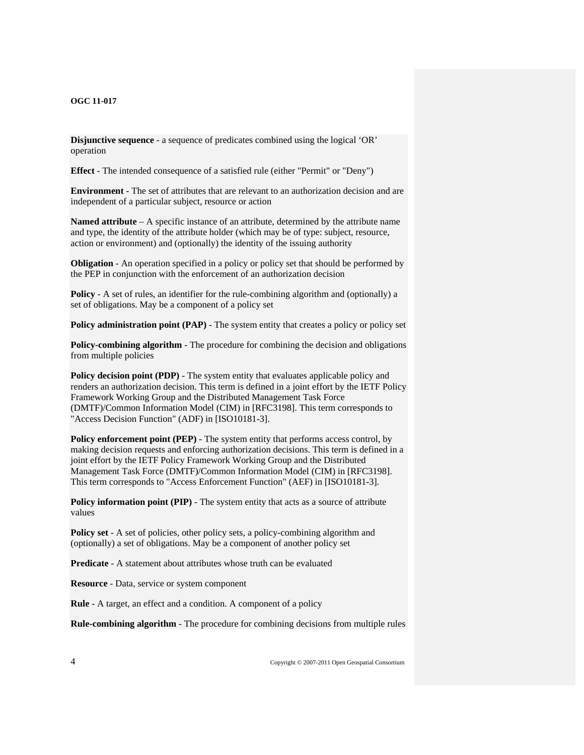**Disjunctive sequence** - a sequence of predicates combined using the logical 'OR' operation

**Effect** - The intended consequence of a satisfied rule (either "Permit" or "Deny")

**Environment** - The set of attributes that are relevant to an authorization decision and are independent of a particular subject, resource or action

**Named attribute** – A specific instance of an attribute, determined by the attribute name and type, the identity of the attribute holder (which may be of type: subject, resource, action or environment) and (optionally) the identity of the issuing authority

**Obligation** - An operation specified in a policy or policy set that should be performed by the PEP in conjunction with the enforcement of an authorization decision

**Policy** - A set of rules, an identifier for the rule-combining algorithm and (optionally) a set of obligations. May be a component of a policy set

**Policy administration point (PAP)** - The system entity that creates a policy or policy set

**Policy-combining algorithm** - The procedure for combining the decision and obligations from multiple policies

**Policy decision point (PDP)** - The system entity that evaluates applicable policy and renders an authorization decision. This term is defined in a joint effort by the IETF Policy Framework Working Group and the Distributed Management Task Force (DMTF)/Common Information Model (CIM) in [RFC3198]. This term corresponds to "Access Decision Function" (ADF) in [ISO10181-3].

**Policy enforcement point (PEP)** - The system entity that performs access control, by making decision requests and enforcing authorization decisions. This term is defined in a joint effort by the IETF Policy Framework Working Group and the Distributed Management Task Force (DMTF)/Common Information Model (CIM) in [RFC3198]. This term corresponds to "Access Enforcement Function" (AEF) in [ISO10181-3].

**Policy information point (PIP)** - The system entity that acts as a source of attribute values

**Policy set** - A set of policies, other policy sets, a policy-combining algorithm and (optionally) a set of obligations. May be a component of another policy set

**Predicate** - A statement about attributes whose truth can be evaluated

**Resource** - Data, service or system component

**Rule** - A target, an effect and a condition. A component of a policy

**Rule-combining algorithm** - The procedure for combining decisions from multiple rules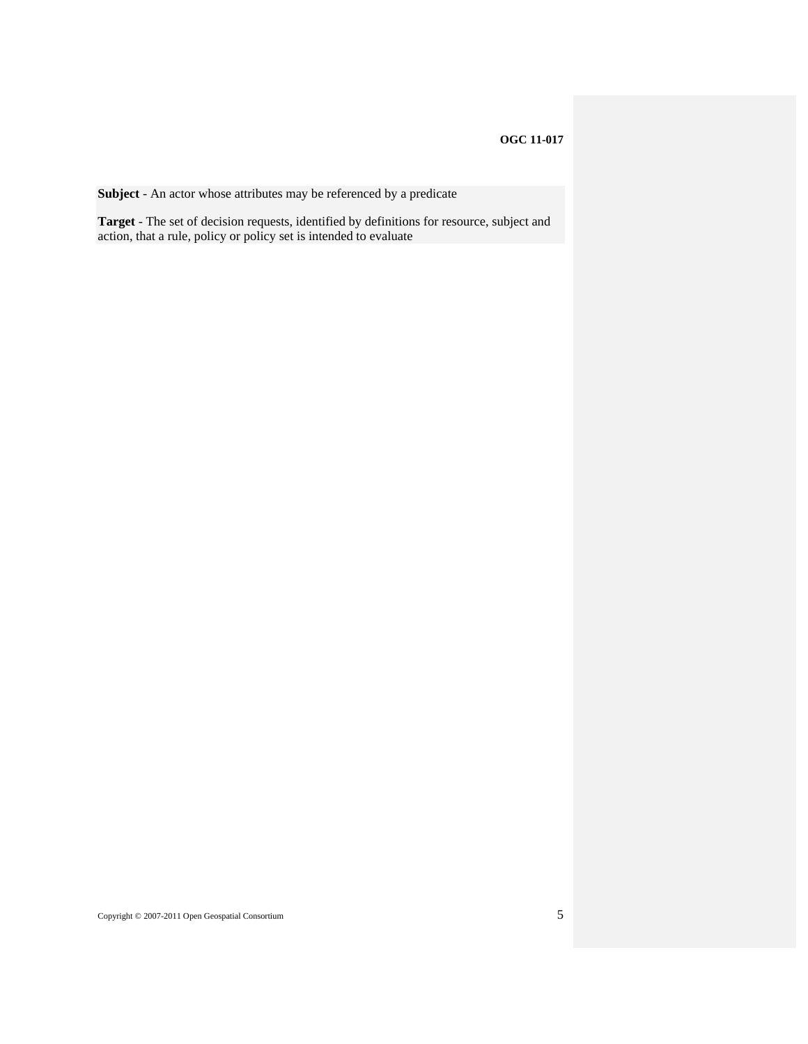**Subject** - An actor whose attributes may be referenced by a predicate

**Target** - The set of decision requests, identified by definitions for resource, subject and action, that a rule, policy or policy set is intended to evaluate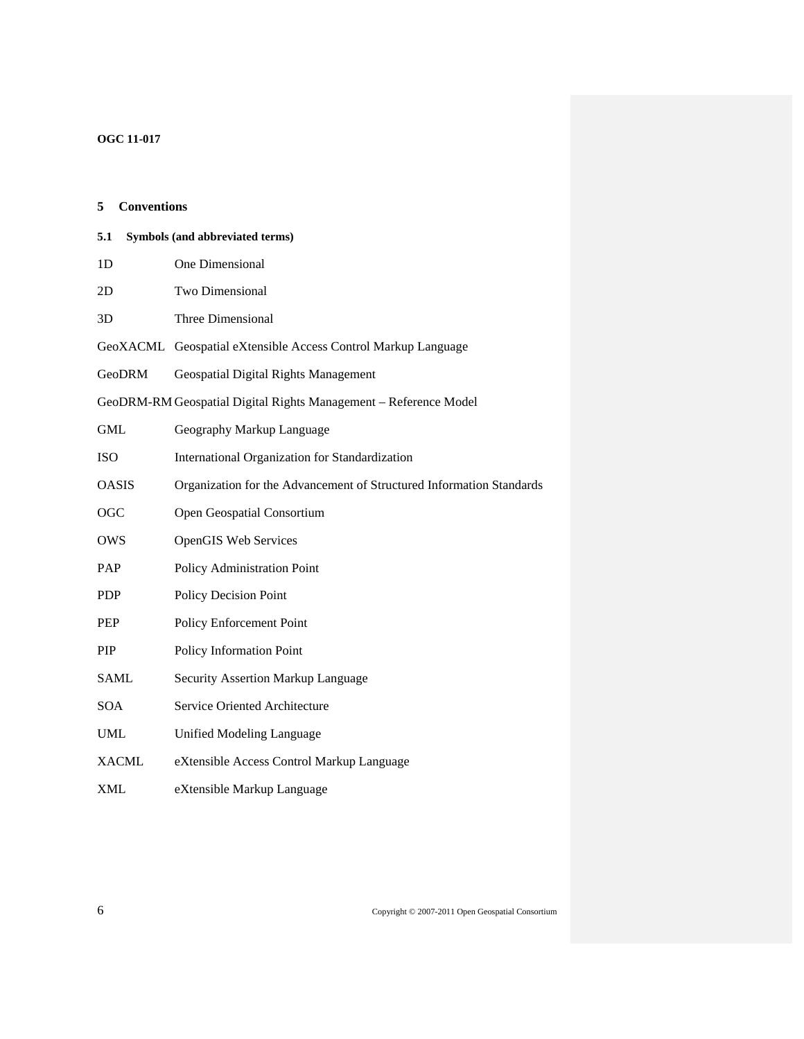# 5 Conventions

## 5.1 Symbols (and abbreviated terms)

| | |
|---|---|
| 1D | One Dimensional |
| 2D | Two Dimensional |
| 3D | Three Dimensional |
| GeoXACML | Geospatial eXtensible Access Control Markup Language |
| GeoDRM | Geospatial Digital Rights Management |
| GeoDRM-RM | Geospatial Digital Rights Management – Reference Model |
| GML | Geography Markup Language |
| ISO | International Organization for Standardization |
| OASIS | Organization for the Advancement of Structured Information Standards |
| OGC | Open Geospatial Consortium |
| OWS | OpenGIS Web Services |
| PAP | Policy Administration Point |
| PDP | Policy Decision Point |
| PEP | Policy Enforcement Point |
| PIP | Policy Information Point |
| SAML | Security Assertion Markup Language |
| SOA | Service Oriented Architecture |
| UML | Unified Modeling Language |
| XACML | eXtensible Access Control Markup Language |
| XML | eXtensible Markup Language |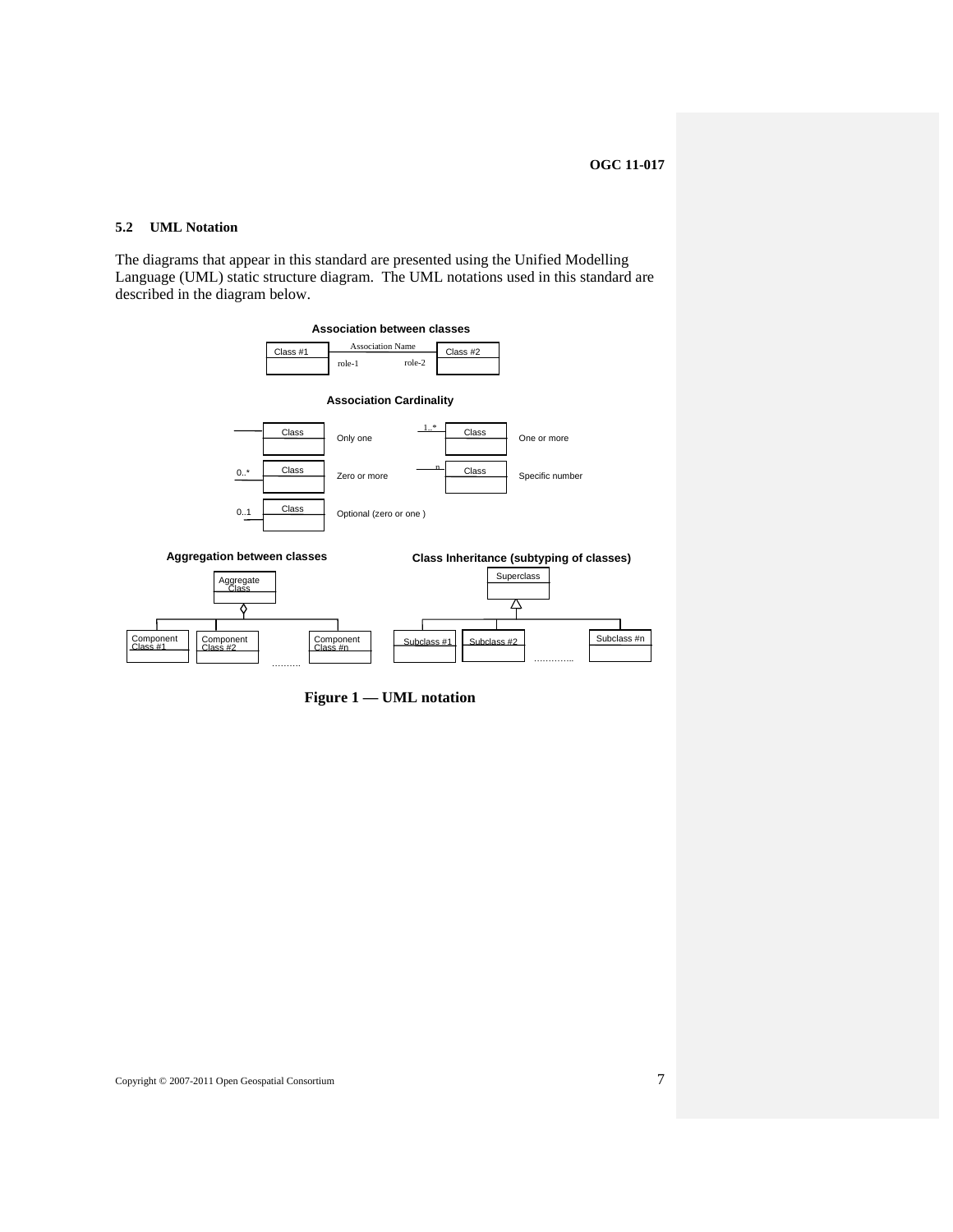### 5.2 UML Notation

The diagrams that appear in this standard are presented using the Unified Modelling Language (UML) static structure diagram. The UML notations used in this standard are described in the diagram below.

**Association between classes**

Class #1 — Association Name (role-1, role-2) — Class #2

**Association Cardinality**

Class — Only one

1..* Class — One or more

0..* Class — Zero or more

n Class — Specific number

0..1 Class — Optional (zero or one )

**Aggregation between classes**

Aggregate Class

Component Class #1, Component Class #2, ………, Component Class #n

**Class Inheritance (subtyping of classes)**

Superclass

Subclass #1, Subclass #2, …………., Subclass #n

**Figure 1 — UML notation**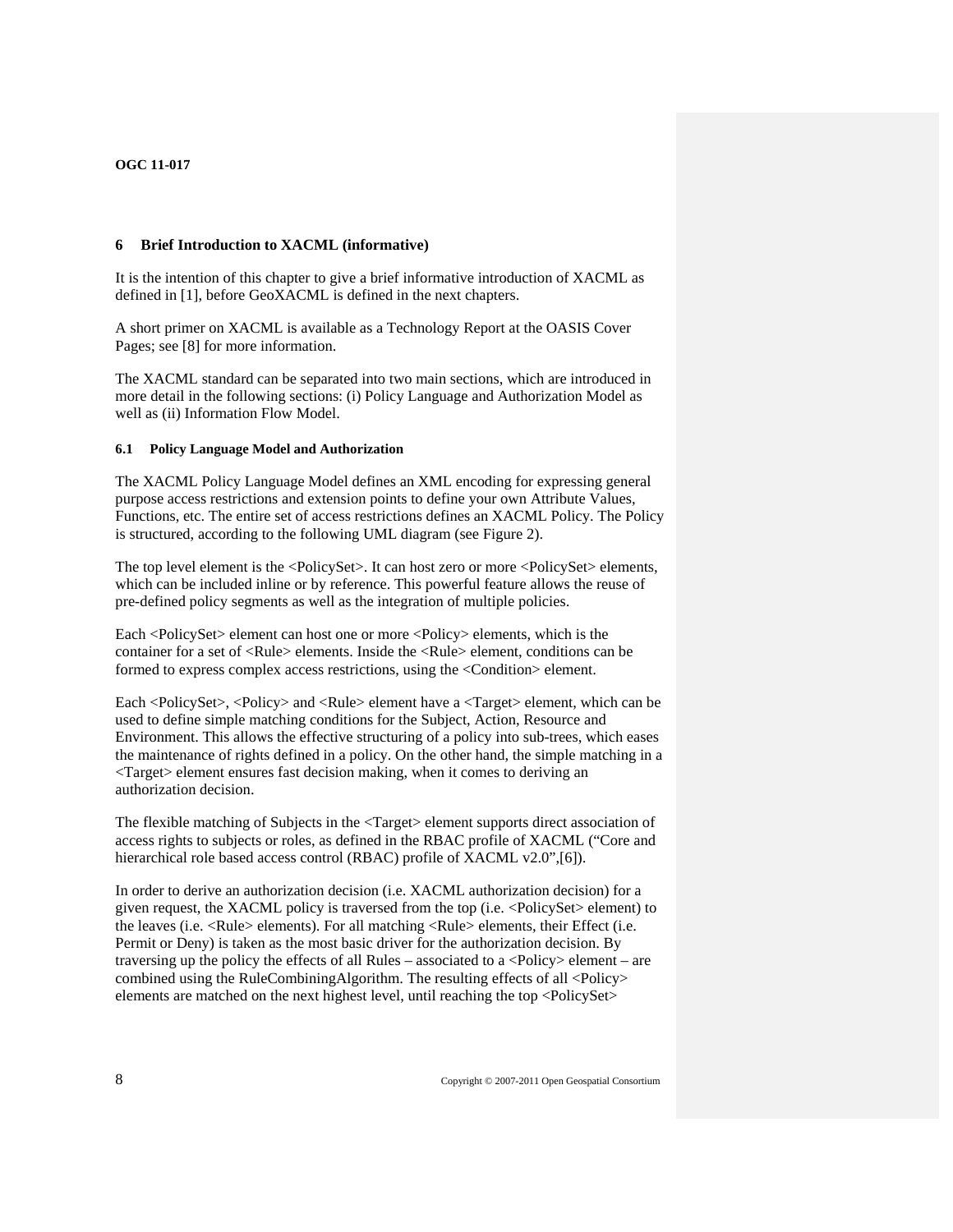# 6 Brief Introduction to XACML (informative)

It is the intention of this chapter to give a brief informative introduction of XACML as defined in [1], before GeoXACML is defined in the next chapters.

A short primer on XACML is available as a Technology Report at the OASIS Cover Pages; see [8] for more information.

The XACML standard can be separated into two main sections, which are introduced in more detail in the following sections: (i) Policy Language and Authorization Model as well as (ii) Information Flow Model.

## 6.1 Policy Language Model and Authorization

The XACML Policy Language Model defines an XML encoding for expressing general purpose access restrictions and extension points to define your own Attribute Values, Functions, etc. The entire set of access restrictions defines an XACML Policy. The Policy is structured, according to the following UML diagram (see Figure 2).

The top level element is the <PolicySet>. It can host zero or more <PolicySet> elements, which can be included inline or by reference. This powerful feature allows the reuse of pre-defined policy segments as well as the integration of multiple policies.

Each <PolicySet> element can host one or more <Policy> elements, which is the container for a set of <Rule> elements. Inside the <Rule> element, conditions can be formed to express complex access restrictions, using the <Condition> element.

Each <PolicySet>, <Policy> and <Rule> element have a <Target> element, which can be used to define simple matching conditions for the Subject, Action, Resource and Environment. This allows the effective structuring of a policy into sub-trees, which eases the maintenance of rights defined in a policy. On the other hand, the simple matching in a <Target> element ensures fast decision making, when it comes to deriving an authorization decision.

The flexible matching of Subjects in the <Target> element supports direct association of access rights to subjects or roles, as defined in the RBAC profile of XACML ("Core and hierarchical role based access control (RBAC) profile of XACML v2.0",[6]).

In order to derive an authorization decision (i.e. XACML authorization decision) for a given request, the XACML policy is traversed from the top (i.e. <PolicySet> element) to the leaves (i.e. <Rule> elements). For all matching <Rule> elements, their Effect (i.e. Permit or Deny) is taken as the most basic driver for the authorization decision. By traversing up the policy the effects of all Rules – associated to a <Policy> element – are combined using the RuleCombiningAlgorithm. The resulting effects of all <Policy> elements are matched on the next highest level, until reaching the top <PolicySet>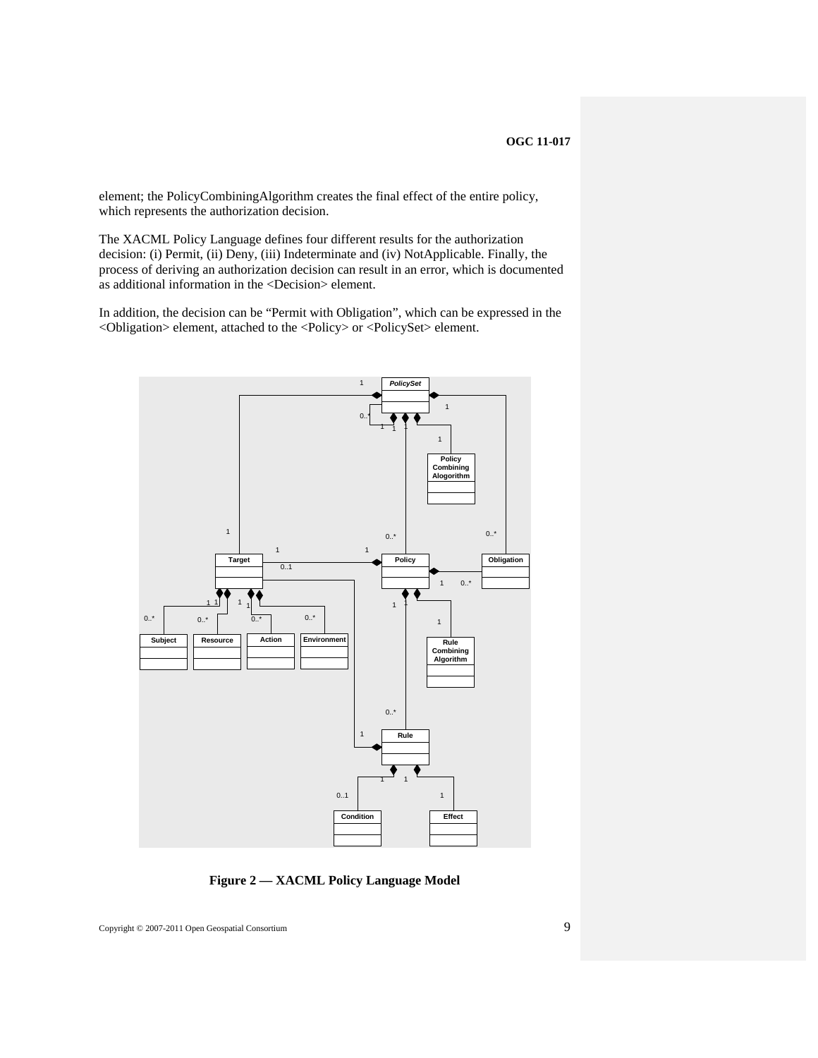element; the PolicyCombiningAlgorithm creates the final effect of the entire policy, which represents the authorization decision.

The XACML Policy Language defines four different results for the authorization decision: (i) Permit, (ii) Deny, (iii) Indeterminate and (iv) NotApplicable. Finally, the process of deriving an authorization decision can result in an error, which is documented as additional information in the <Decision> element.

In addition, the decision can be "Permit with Obligation", which can be expressed in the <Obligation> element, attached to the <Policy> or <PolicySet> element.

**Figure 2 — XACML Policy Language Model**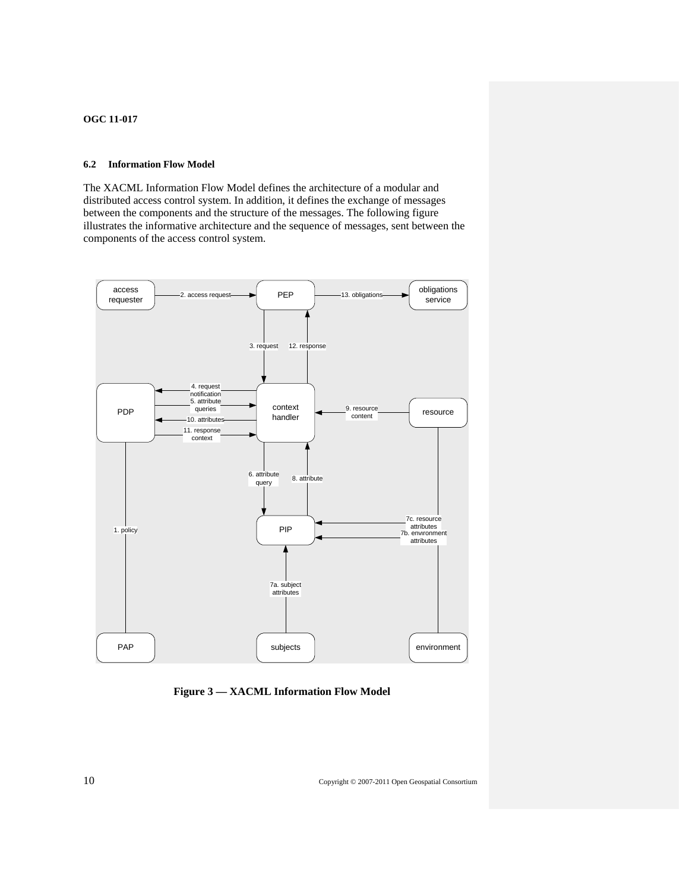### 6.2 Information Flow Model

The XACML Information Flow Model defines the architecture of a modular and distributed access control system. In addition, it defines the exchange of messages between the components and the structure of the messages. The following figure illustrates the informative architecture and the sequence of messages, sent between the components of the access control system.

**Figure 3 — XACML Information Flow Model**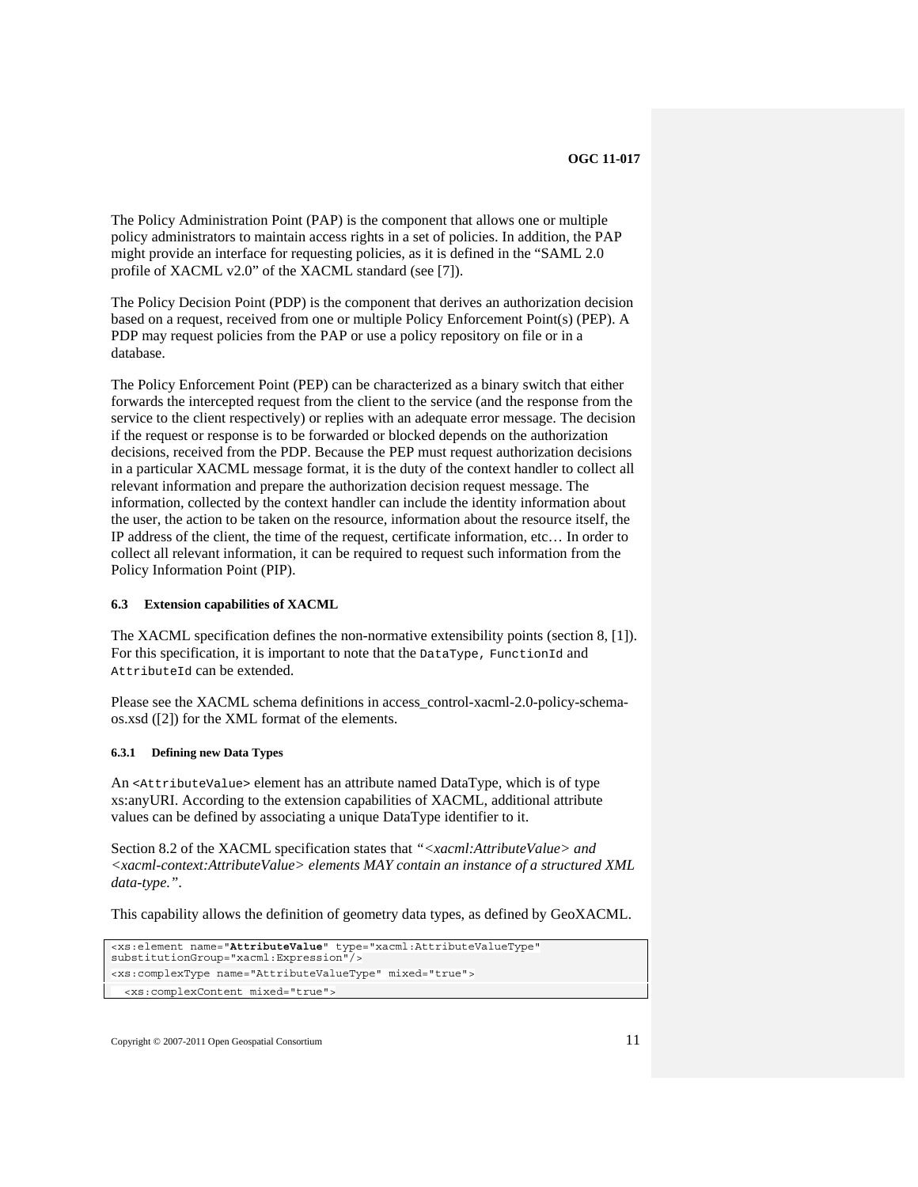The Policy Administration Point (PAP) is the component that allows one or multiple policy administrators to maintain access rights in a set of policies. In addition, the PAP might provide an interface for requesting policies, as it is defined in the “SAML 2.0 profile of XACML v2.0” of the XACML standard (see [7]).

The Policy Decision Point (PDP) is the component that derives an authorization decision based on a request, received from one or multiple Policy Enforcement Point(s) (PEP). A PDP may request policies from the PAP or use a policy repository on file or in a database.

The Policy Enforcement Point (PEP) can be characterized as a binary switch that either forwards the intercepted request from the client to the service (and the response from the service to the client respectively) or replies with an adequate error message. The decision if the request or response is to be forwarded or blocked depends on the authorization decisions, received from the PDP. Because the PEP must request authorization decisions in a particular XACML message format, it is the duty of the context handler to collect all relevant information and prepare the authorization decision request message. The information, collected by the context handler can include the identity information about the user, the action to be taken on the resource, information about the resource itself, the IP address of the client, the time of the request, certificate information, etc… In order to collect all relevant information, it can be required to request such information from the Policy Information Point (PIP).

### 6.3 Extension capabilities of XACML

The XACML specification defines the non-normative extensibility points (section 8, [1]). For this specification, it is important to note that the `DataType, FunctionId` and `AttributeId` can be extended.

Please see the XACML schema definitions in access_control-xacml-2.0-policy-schema-os.xsd ([2]) for the XML format of the elements.

#### 6.3.1 Defining new Data Types

An `<AttributeValue>` element has an attribute named DataType, which is of type xs:anyURI. According to the extension capabilities of XACML, additional attribute values can be defined by associating a unique DataType identifier to it.

Section 8.2 of the XACML specification states that *“<xacml:AttributeValue> and <xacml-context:AttributeValue> elements MAY contain an instance of a structured XML data-type.”*.

This capability allows the definition of geometry data types, as defined by GeoXACML.

```
<xs:element name="AttributeValue" type="xacml:AttributeValueType"
substitutionGroup="xacml:Expression"/>
<xs:complexType name="AttributeValueType" mixed="true">
  <xs:complexContent mixed="true">
```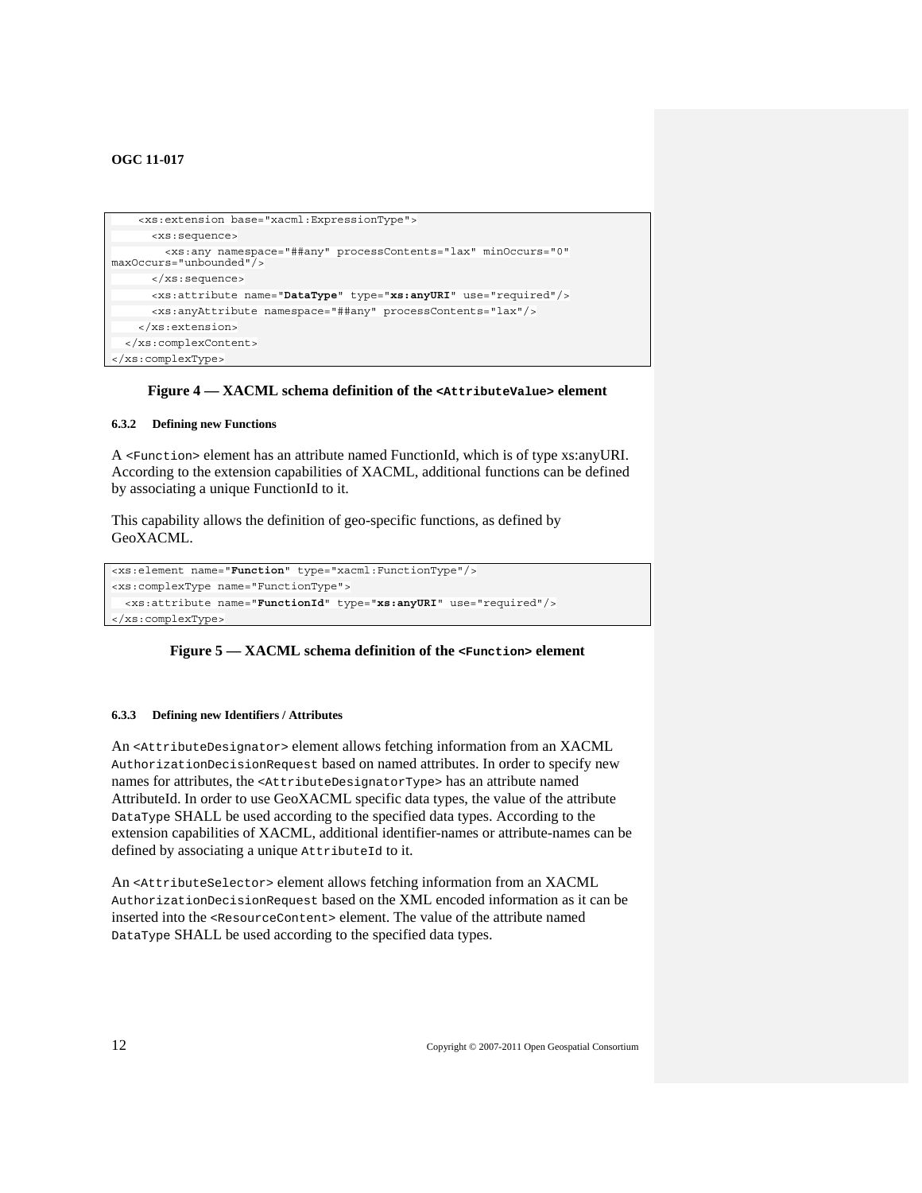```
    <xs:extension base="xacml:ExpressionType">
      <xs:sequence>
        <xs:any namespace="##any" processContents="lax" minOccurs="0"
maxOccurs="unbounded"/>
      </xs:sequence>
      <xs:attribute name="DataType" type="xs:anyURI" use="required"/>
      <xs:anyAttribute namespace="##any" processContents="lax"/>
    </xs:extension>
  </xs:complexContent>
</xs:complexType>
```

**Figure 4 — XACML schema definition of the `<AttributeValue>` element**

#### 6.3.2 Defining new Functions

A `<Function>` element has an attribute named FunctionId, which is of type xs:anyURI. According to the extension capabilities of XACML, additional functions can be defined by associating a unique FunctionId to it.

This capability allows the definition of geo-specific functions, as defined by GeoXACML.

```
<xs:element name="Function" type="xacml:FunctionType"/>
<xs:complexType name="FunctionType">
  <xs:attribute name="FunctionId" type="xs:anyURI" use="required"/>
</xs:complexType>
```

**Figure 5 — XACML schema definition of the `<Function>` element**

#### 6.3.3 Defining new Identifiers / Attributes

An `<AttributeDesignator>` element allows fetching information from an XACML `AuthorizationDecisionRequest` based on named attributes. In order to specify new names for attributes, the `<AttributeDesignatorType>` has an attribute named AttributeId. In order to use GeoXACML specific data types, the value of the attribute `DataType` SHALL be used according to the specified data types. According to the extension capabilities of XACML, additional identifier-names or attribute-names can be defined by associating a unique `AttributeId` to it.

An `<AttributeSelector>` element allows fetching information from an XACML `AuthorizationDecisionRequest` based on the XML encoded information as it can be inserted into the `<ResourceContent>` element. The value of the attribute named `DataType` SHALL be used according to the specified data types.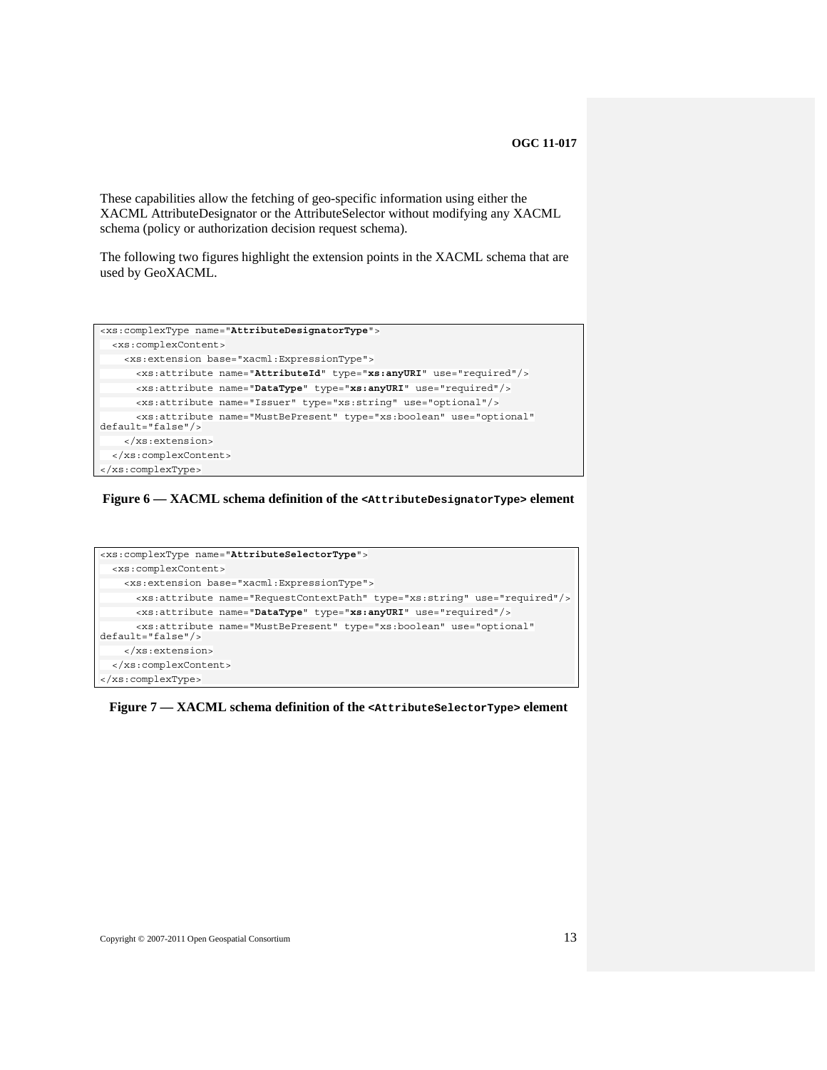These capabilities allow the fetching of geo-specific information using either the XACML AttributeDesignator or the AttributeSelector without modifying any XACML schema (policy or authorization decision request schema).

The following two figures highlight the extension points in the XACML schema that are used by GeoXACML.

```
<xs:complexType name="AttributeDesignatorType">
  <xs:complexContent>
    <xs:extension base="xacml:ExpressionType">
      <xs:attribute name="AttributeId" type="xs:anyURI" use="required"/>
      <xs:attribute name="DataType" type="xs:anyURI" use="required"/>
      <xs:attribute name="Issuer" type="xs:string" use="optional"/>
      <xs:attribute name="MustBePresent" type="xs:boolean" use="optional"
default="false"/>
    </xs:extension>
  </xs:complexContent>
</xs:complexType>
```

**Figure 6 — XACML schema definition of the `<AttributeDesignatorType>` element**

```
<xs:complexType name="AttributeSelectorType">
  <xs:complexContent>
    <xs:extension base="xacml:ExpressionType">
      <xs:attribute name="RequestContextPath" type="xs:string" use="required"/>
      <xs:attribute name="DataType" type="xs:anyURI" use="required"/>
      <xs:attribute name="MustBePresent" type="xs:boolean" use="optional"
default="false"/>
    </xs:extension>
  </xs:complexContent>
</xs:complexType>
```

**Figure 7 — XACML schema definition of the `<AttributeSelectorType>` element**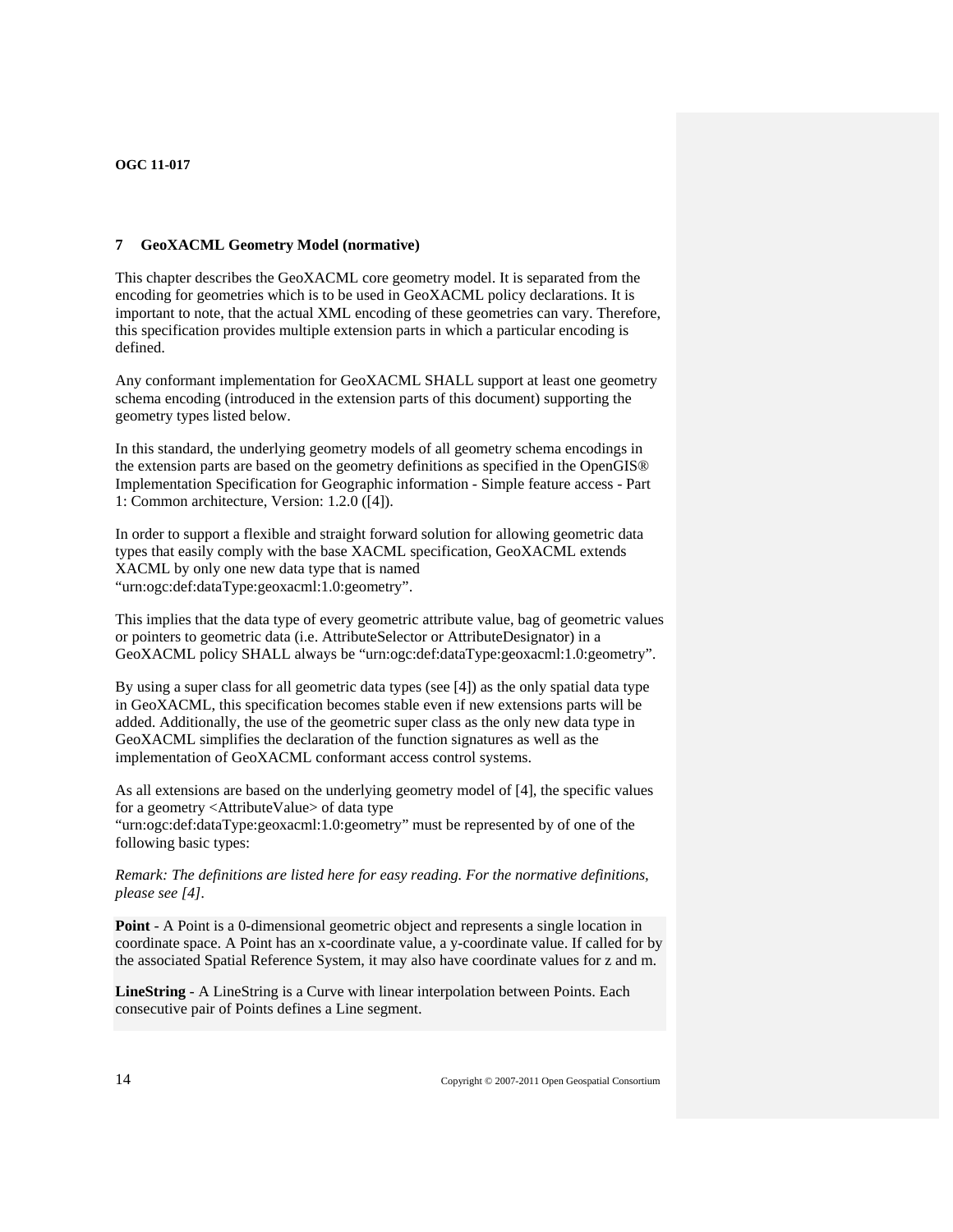## 7 GeoXACML Geometry Model (normative)

This chapter describes the GeoXACML core geometry model. It is separated from the encoding for geometries which is to be used in GeoXACML policy declarations. It is important to note, that the actual XML encoding of these geometries can vary. Therefore, this specification provides multiple extension parts in which a particular encoding is defined.

Any conformant implementation for GeoXACML SHALL support at least one geometry schema encoding (introduced in the extension parts of this document) supporting the geometry types listed below.

In this standard, the underlying geometry models of all geometry schema encodings in the extension parts are based on the geometry definitions as specified in the OpenGIS® Implementation Specification for Geographic information - Simple feature access - Part 1: Common architecture, Version: 1.2.0 ([4]).

In order to support a flexible and straight forward solution for allowing geometric data types that easily comply with the base XACML specification, GeoXACML extends XACML by only one new data type that is named "urn:ogc:def:dataType:geoxacml:1.0:geometry".

This implies that the data type of every geometric attribute value, bag of geometric values or pointers to geometric data (i.e. AttributeSelector or AttributeDesignator) in a GeoXACML policy SHALL always be "urn:ogc:def:dataType:geoxacml:1.0:geometry".

By using a super class for all geometric data types (see [4]) as the only spatial data type in GeoXACML, this specification becomes stable even if new extensions parts will be added. Additionally, the use of the geometric super class as the only new data type in GeoXACML simplifies the declaration of the function signatures as well as the implementation of GeoXACML conformant access control systems.

As all extensions are based on the underlying geometry model of [4], the specific values for a geometry <AttributeValue> of data type "urn:ogc:def:dataType:geoxacml:1.0:geometry" must be represented by of one of the following basic types:

*Remark: The definitions are listed here for easy reading. For the normative definitions, please see [4].*

**Point** - A Point is a 0-dimensional geometric object and represents a single location in coordinate space. A Point has an x-coordinate value, a y-coordinate value. If called for by the associated Spatial Reference System, it may also have coordinate values for z and m.

**LineString** - A LineString is a Curve with linear interpolation between Points. Each consecutive pair of Points defines a Line segment.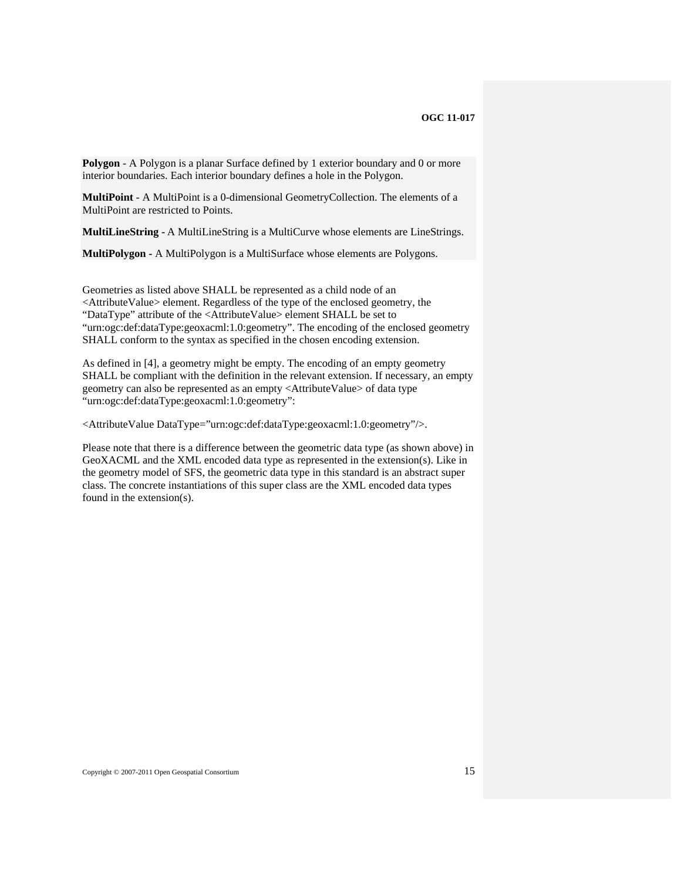**Polygon** - A Polygon is a planar Surface defined by 1 exterior boundary and 0 or more interior boundaries. Each interior boundary defines a hole in the Polygon.

**MultiPoint** - A MultiPoint is a 0-dimensional GeometryCollection. The elements of a MultiPoint are restricted to Points.

**MultiLineString** - A MultiLineString is a MultiCurve whose elements are LineStrings.

**MultiPolygon** - A MultiPolygon is a MultiSurface whose elements are Polygons.

Geometries as listed above SHALL be represented as a child node of an <AttributeValue> element. Regardless of the type of the enclosed geometry, the "DataType" attribute of the <AttributeValue> element SHALL be set to "urn:ogc:def:dataType:geoxacml:1.0:geometry". The encoding of the enclosed geometry SHALL conform to the syntax as specified in the chosen encoding extension.

As defined in [4], a geometry might be empty. The encoding of an empty geometry SHALL be compliant with the definition in the relevant extension. If necessary, an empty geometry can also be represented as an empty <AttributeValue> of data type "urn:ogc:def:dataType:geoxacml:1.0:geometry":

<AttributeValue DataType="urn:ogc:def:dataType:geoxacml:1.0:geometry"/>.

Please note that there is a difference between the geometric data type (as shown above) in GeoXACML and the XML encoded data type as represented in the extension(s). Like in the geometry model of SFS, the geometric data type in this standard is an abstract super class. The concrete instantiations of this super class are the XML encoded data types found in the extension(s).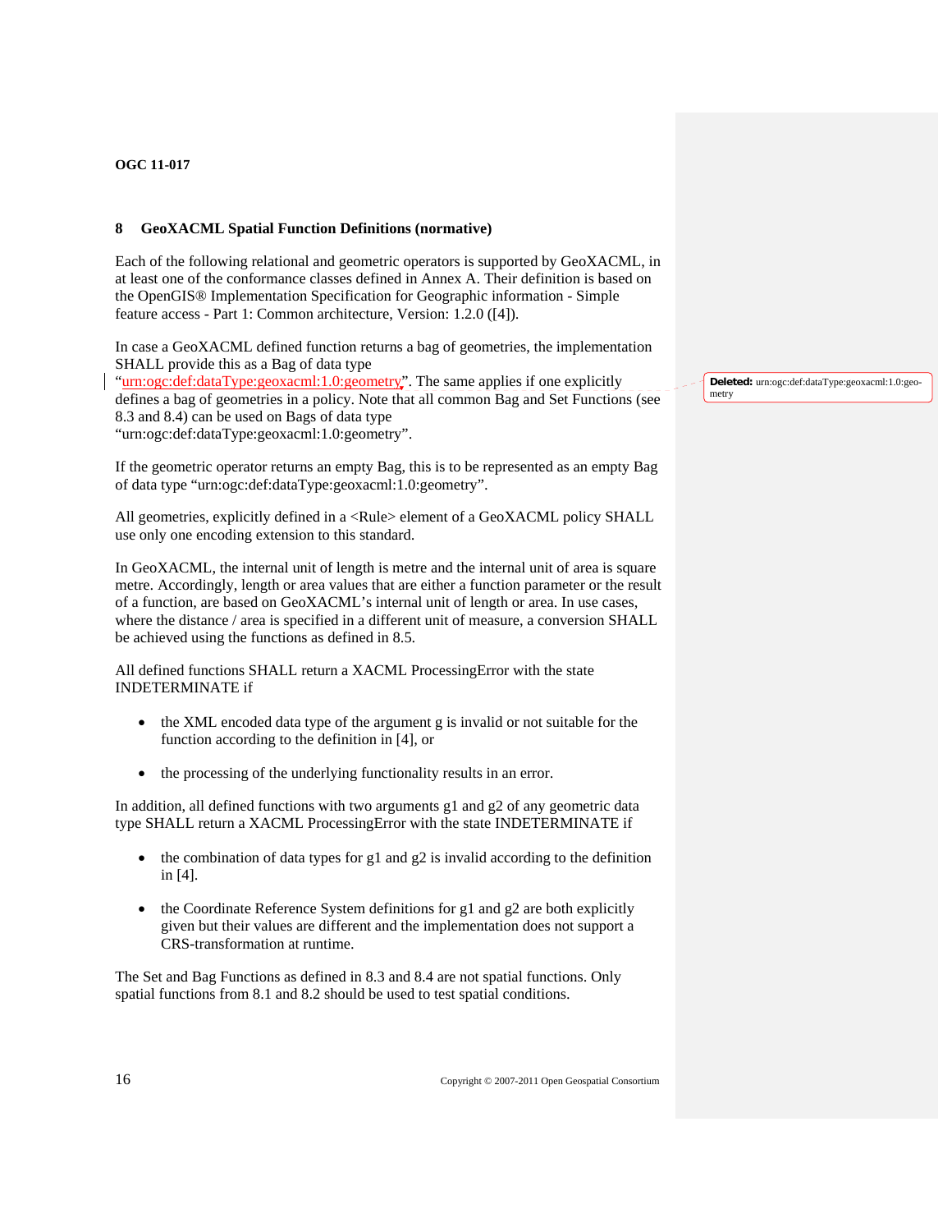## 8 GeoXACML Spatial Function Definitions (normative)

Each of the following relational and geometric operators is supported by GeoXACML, in at least one of the conformance classes defined in Annex A. Their definition is based on the OpenGIS® Implementation Specification for Geographic information - Simple feature access - Part 1: Common architecture, Version: 1.2.0 ([4]).

In case a GeoXACML defined function returns a bag of geometries, the implementation SHALL provide this as a Bag of data type "urn:ogc:def:dataType:geoxacml:1.0:geometry". The same applies if one explicitly defines a bag of geometries in a policy. Note that all common Bag and Set Functions (see 8.3 and 8.4) can be used on Bags of data type "urn:ogc:def:dataType:geoxacml:1.0:geometry".

If the geometric operator returns an empty Bag, this is to be represented as an empty Bag of data type "urn:ogc:def:dataType:geoxacml:1.0:geometry".

All geometries, explicitly defined in a <Rule> element of a GeoXACML policy SHALL use only one encoding extension to this standard.

In GeoXACML, the internal unit of length is metre and the internal unit of area is square metre. Accordingly, length or area values that are either a function parameter or the result of a function, are based on GeoXACML's internal unit of length or area. In use cases, where the distance / area is specified in a different unit of measure, a conversion SHALL be achieved using the functions as defined in 8.5.

All defined functions SHALL return a XACML ProcessingError with the state INDETERMINATE if

- the XML encoded data type of the argument g is invalid or not suitable for the function according to the definition in [4], or
- the processing of the underlying functionality results in an error.

In addition, all defined functions with two arguments g1 and g2 of any geometric data type SHALL return a XACML ProcessingError with the state INDETERMINATE if

- the combination of data types for g1 and g2 is invalid according to the definition in [4].
- the Coordinate Reference System definitions for g1 and g2 are both explicitly given but their values are different and the implementation does not support a CRS-transformation at runtime.

The Set and Bag Functions as defined in 8.3 and 8.4 are not spatial functions. Only spatial functions from 8.1 and 8.2 should be used to test spatial conditions.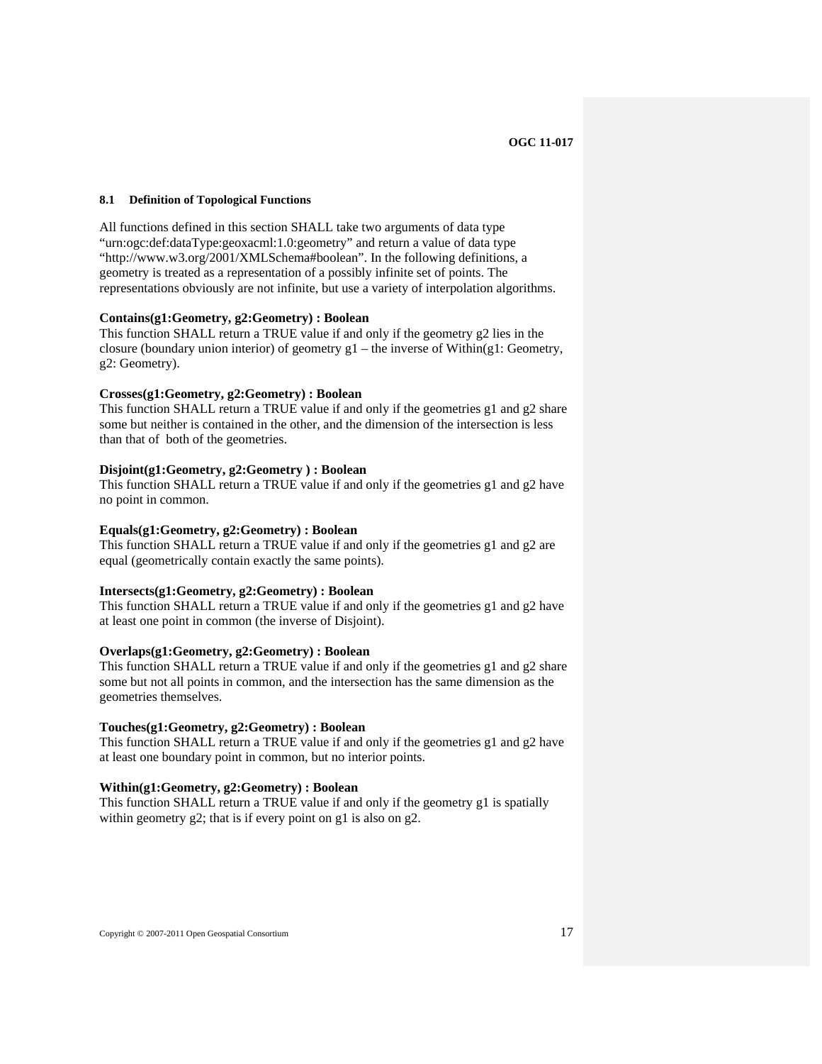### 8.1 Definition of Topological Functions

All functions defined in this section SHALL take two arguments of data type "urn:ogc:def:dataType:geoxacml:1.0:geometry" and return a value of data type "http://www.w3.org/2001/XMLSchema#boolean". In the following definitions, a geometry is treated as a representation of a possibly infinite set of points. The representations obviously are not infinite, but use a variety of interpolation algorithms.

**Contains(g1:Geometry, g2:Geometry) : Boolean**
This function SHALL return a TRUE value if and only if the geometry g2 lies in the closure (boundary union interior) of geometry g1 – the inverse of Within(g1: Geometry, g2: Geometry).

**Crosses(g1:Geometry, g2:Geometry) : Boolean**
This function SHALL return a TRUE value if and only if the geometries g1 and g2 share some but neither is contained in the other, and the dimension of the intersection is less than that of both of the geometries.

**Disjoint(g1:Geometry, g2:Geometry ) : Boolean**
This function SHALL return a TRUE value if and only if the geometries g1 and g2 have no point in common.

**Equals(g1:Geometry, g2:Geometry) : Boolean**
This function SHALL return a TRUE value if and only if the geometries g1 and g2 are equal (geometrically contain exactly the same points).

**Intersects(g1:Geometry, g2:Geometry) : Boolean**
This function SHALL return a TRUE value if and only if the geometries g1 and g2 have at least one point in common (the inverse of Disjoint).

**Overlaps(g1:Geometry, g2:Geometry) : Boolean**
This function SHALL return a TRUE value if and only if the geometries g1 and g2 share some but not all points in common, and the intersection has the same dimension as the geometries themselves.

**Touches(g1:Geometry, g2:Geometry) : Boolean**
This function SHALL return a TRUE value if and only if the geometries g1 and g2 have at least one boundary point in common, but no interior points.

**Within(g1:Geometry, g2:Geometry) : Boolean**
This function SHALL return a TRUE value if and only if the geometry g1 is spatially within geometry g2; that is if every point on g1 is also on g2.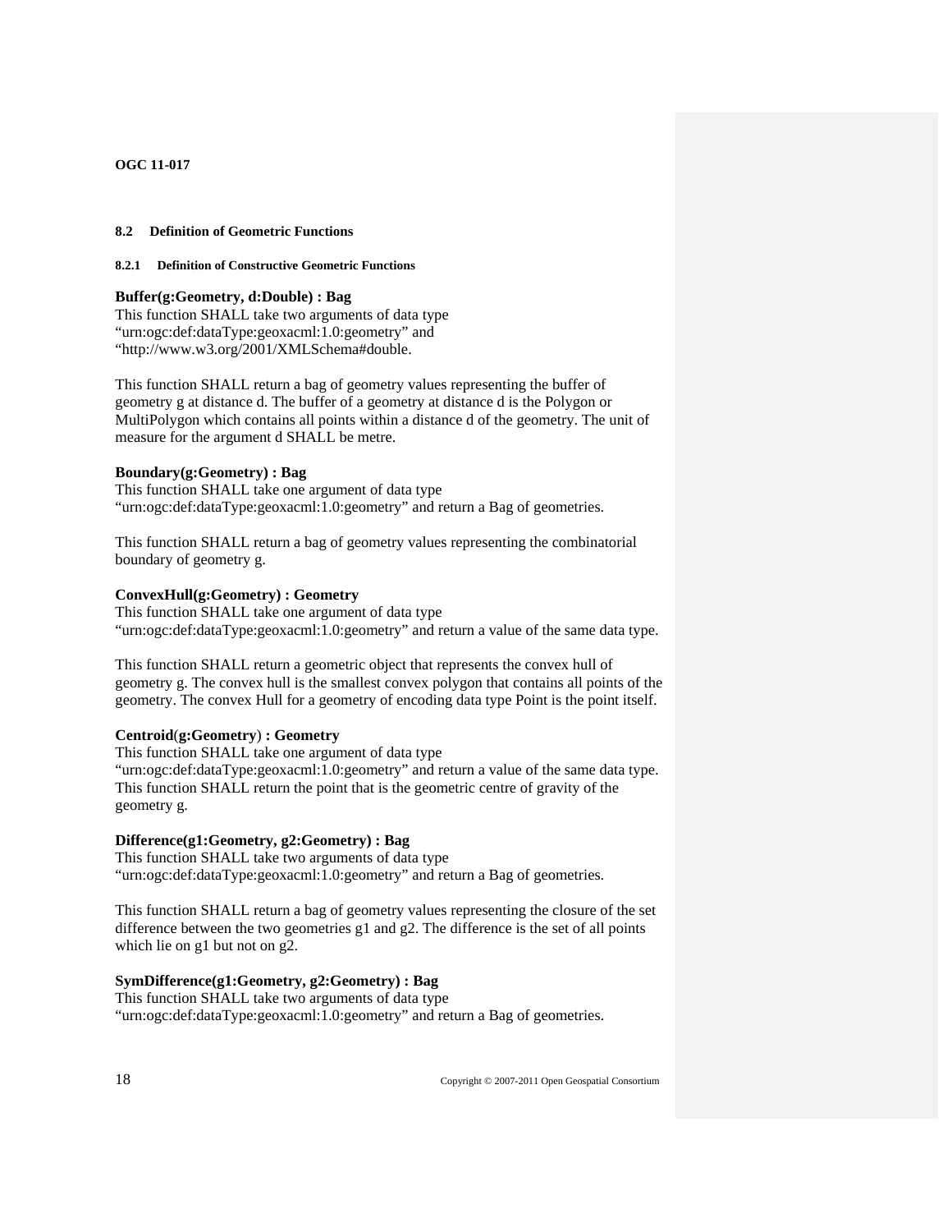### 8.2 Definition of Geometric Functions

#### 8.2.1 Definition of Constructive Geometric Functions

**Buffer(g:Geometry, d:Double) : Bag**

This function SHALL take two arguments of data type "urn:ogc:def:dataType:geoxacml:1.0:geometry" and "http://www.w3.org/2001/XMLSchema#double.

This function SHALL return a bag of geometry values representing the buffer of geometry g at distance d. The buffer of a geometry at distance d is the Polygon or MultiPolygon which contains all points within a distance d of the geometry. The unit of measure for the argument d SHALL be metre.

**Boundary(g:Geometry) : Bag**

This function SHALL take one argument of data type "urn:ogc:def:dataType:geoxacml:1.0:geometry" and return a Bag of geometries.

This function SHALL return a bag of geometry values representing the combinatorial boundary of geometry g.

**ConvexHull(g:Geometry) : Geometry**

This function SHALL take one argument of data type "urn:ogc:def:dataType:geoxacml:1.0:geometry" and return a value of the same data type.

This function SHALL return a geometric object that represents the convex hull of geometry g. The convex hull is the smallest convex polygon that contains all points of the geometry. The convex Hull for a geometry of encoding data type Point is the point itself.

**Centroid(g:Geometry) : Geometry**

This function SHALL take one argument of data type "urn:ogc:def:dataType:geoxacml:1.0:geometry" and return a value of the same data type. This function SHALL return the point that is the geometric centre of gravity of the geometry g.

**Difference(g1:Geometry, g2:Geometry) : Bag**

This function SHALL take two arguments of data type "urn:ogc:def:dataType:geoxacml:1.0:geometry" and return a Bag of geometries.

This function SHALL return a bag of geometry values representing the closure of the set difference between the two geometries g1 and g2. The difference is the set of all points which lie on g1 but not on g2.

**SymDifference(g1:Geometry, g2:Geometry) : Bag**

This function SHALL take two arguments of data type "urn:ogc:def:dataType:geoxacml:1.0:geometry" and return a Bag of geometries.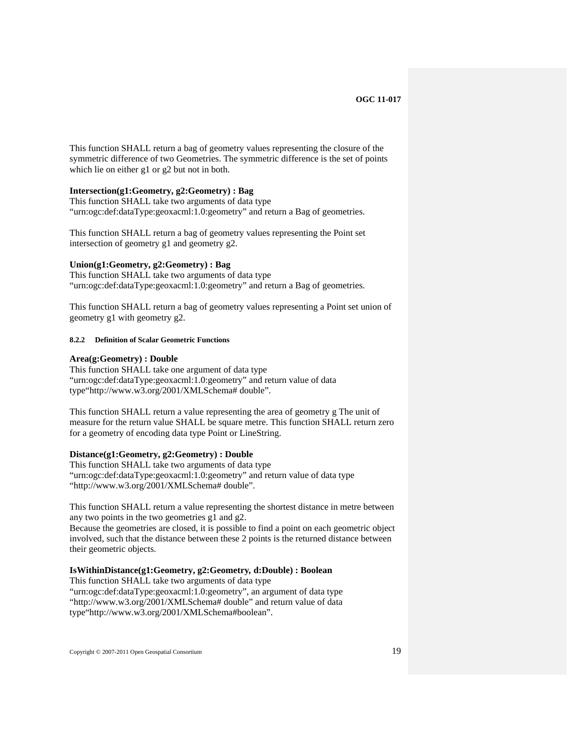This function SHALL return a bag of geometry values representing the closure of the symmetric difference of two Geometries. The symmetric difference is the set of points which lie on either g1 or g2 but not in both.

**Intersection(g1:Geometry, g2:Geometry) : Bag**

This function SHALL take two arguments of data type "urn:ogc:def:dataType:geoxacml:1.0:geometry" and return a Bag of geometries.

This function SHALL return a bag of geometry values representing the Point set intersection of geometry g1 and geometry g2.

**Union(g1:Geometry, g2:Geometry) : Bag**

This function SHALL take two arguments of data type "urn:ogc:def:dataType:geoxacml:1.0:geometry" and return a Bag of geometries.

This function SHALL return a bag of geometry values representing a Point set union of geometry g1 with geometry g2.

#### 8.2.2 Definition of Scalar Geometric Functions

**Area(g:Geometry) : Double**

This function SHALL take one argument of data type "urn:ogc:def:dataType:geoxacml:1.0:geometry" and return value of data type"http://www.w3.org/2001/XMLSchema# double".

This function SHALL return a value representing the area of geometry g The unit of measure for the return value SHALL be square metre. This function SHALL return zero for a geometry of encoding data type Point or LineString.

**Distance(g1:Geometry, g2:Geometry) : Double**

This function SHALL take two arguments of data type "urn:ogc:def:dataType:geoxacml:1.0:geometry" and return value of data type "http://www.w3.org/2001/XMLSchema# double".

This function SHALL return a value representing the shortest distance in metre between any two points in the two geometries g1 and g2.
Because the geometries are closed, it is possible to find a point on each geometric object involved, such that the distance between these 2 points is the returned distance between their geometric objects.

**IsWithinDistance(g1:Geometry, g2:Geometry, d:Double) : Boolean**

This function SHALL take two arguments of data type "urn:ogc:def:dataType:geoxacml:1.0:geometry", an argument of data type "http://www.w3.org/2001/XMLSchema# double" and return value of data type"http://www.w3.org/2001/XMLSchema#boolean".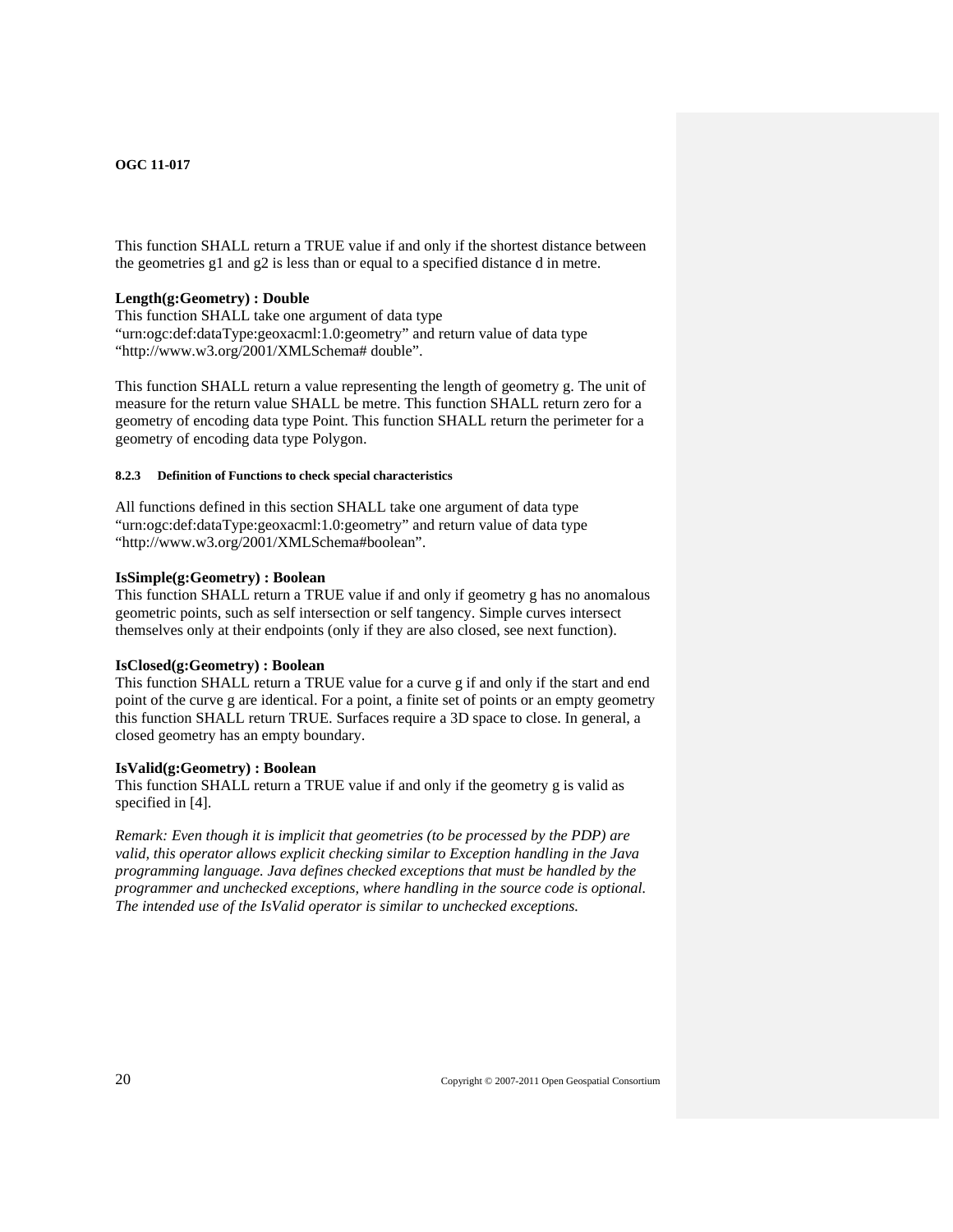This function SHALL return a TRUE value if and only if the shortest distance between the geometries g1 and g2 is less than or equal to a specified distance d in metre.

**Length(g:Geometry) : Double**
This function SHALL take one argument of data type "urn:ogc:def:dataType:geoxacml:1.0:geometry" and return value of data type "http://www.w3.org/2001/XMLSchema# double".

This function SHALL return a value representing the length of geometry g. The unit of measure for the return value SHALL be metre. This function SHALL return zero for a geometry of encoding data type Point. This function SHALL return the perimeter for a geometry of encoding data type Polygon.

#### 8.2.3 Definition of Functions to check special characteristics

All functions defined in this section SHALL take one argument of data type "urn:ogc:def:dataType:geoxacml:1.0:geometry" and return value of data type "http://www.w3.org/2001/XMLSchema#boolean".

**IsSimple(g:Geometry) : Boolean**
This function SHALL return a TRUE value if and only if geometry g has no anomalous geometric points, such as self intersection or self tangency. Simple curves intersect themselves only at their endpoints (only if they are also closed, see next function).

**IsClosed(g:Geometry) : Boolean**
This function SHALL return a TRUE value for a curve g if and only if the start and end point of the curve g are identical. For a point, a finite set of points or an empty geometry this function SHALL return TRUE. Surfaces require a 3D space to close. In general, a closed geometry has an empty boundary.

**IsValid(g:Geometry) : Boolean**
This function SHALL return a TRUE value if and only if the geometry g is valid as specified in [4].

*Remark: Even though it is implicit that geometries (to be processed by the PDP) are valid, this operator allows explicit checking similar to Exception handling in the Java programming language. Java defines checked exceptions that must be handled by the programmer and unchecked exceptions, where handling in the source code is optional. The intended use of the IsValid operator is similar to unchecked exceptions.*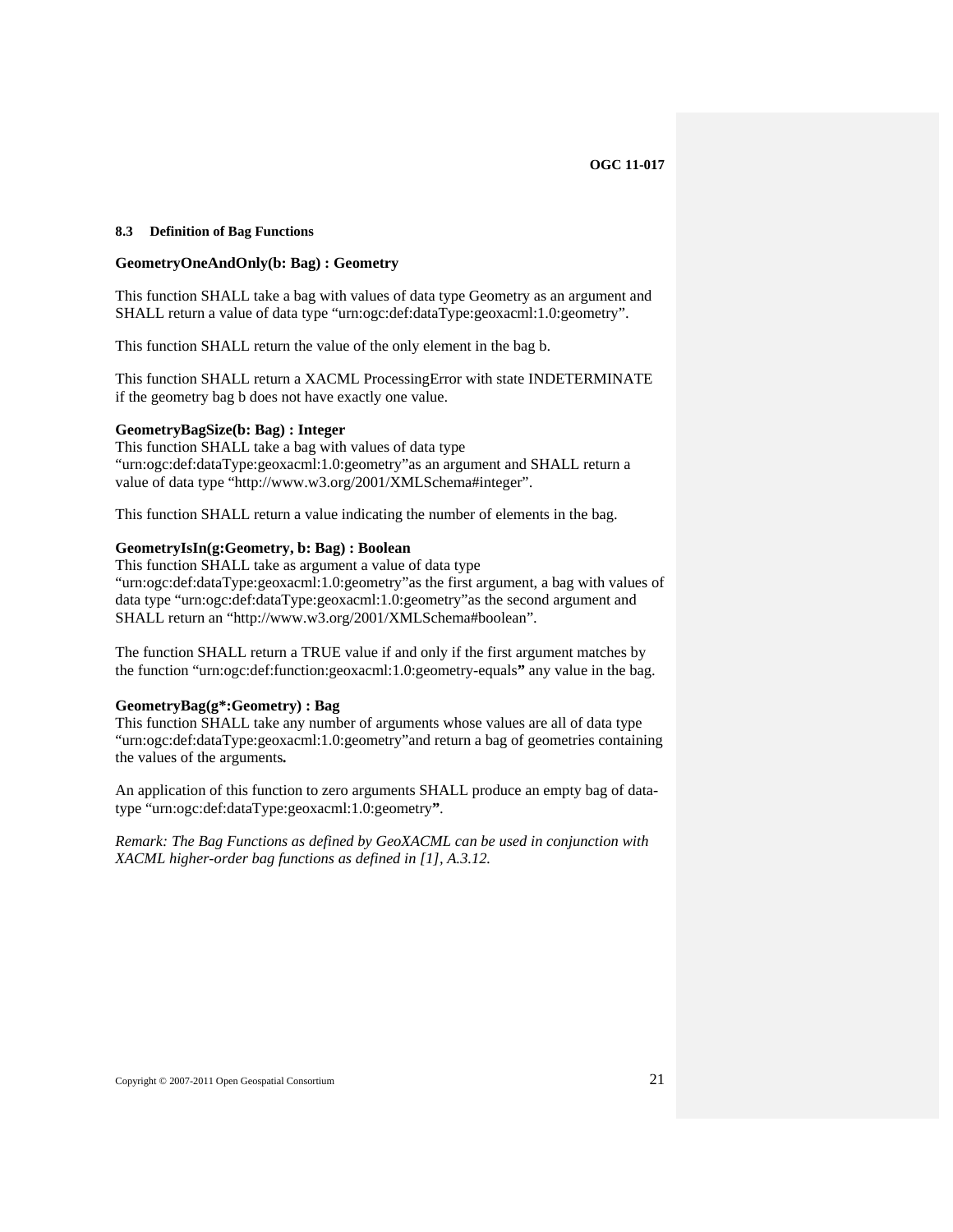### 8.3 Definition of Bag Functions

**GeometryOneAndOnly(b: Bag) : Geometry**

This function SHALL take a bag with values of data type Geometry as an argument and SHALL return a value of data type "urn:ogc:def:dataType:geoxacml:1.0:geometry".

This function SHALL return the value of the only element in the bag b.

This function SHALL return a XACML ProcessingError with state INDETERMINATE if the geometry bag b does not have exactly one value.

**GeometryBagSize(b: Bag) : Integer**

This function SHALL take a bag with values of data type "urn:ogc:def:dataType:geoxacml:1.0:geometry"as an argument and SHALL return a value of data type "http://www.w3.org/2001/XMLSchema#integer".

This function SHALL return a value indicating the number of elements in the bag.

**GeometryIsIn(g:Geometry, b: Bag) : Boolean**

This function SHALL take as argument a value of data type "urn:ogc:def:dataType:geoxacml:1.0:geometry"as the first argument, a bag with values of data type "urn:ogc:def:dataType:geoxacml:1.0:geometry"as the second argument and SHALL return an "http://www.w3.org/2001/XMLSchema#boolean".

The function SHALL return a TRUE value if and only if the first argument matches by the function "urn:ogc:def:function:geoxacml:1.0:geometry-equals**"** any value in the bag.

**GeometryBag(g*:Geometry) : Bag**

This function SHALL take any number of arguments whose values are all of data type "urn:ogc:def:dataType:geoxacml:1.0:geometry"and return a bag of geometries containing the values of the arguments***.***

An application of this function to zero arguments SHALL produce an empty bag of data-type "urn:ogc:def:dataType:geoxacml:1.0:geometry**"**.

*Remark: The Bag Functions as defined by GeoXACML can be used in conjunction with XACML higher-order bag functions as defined in [1], A.3.12.*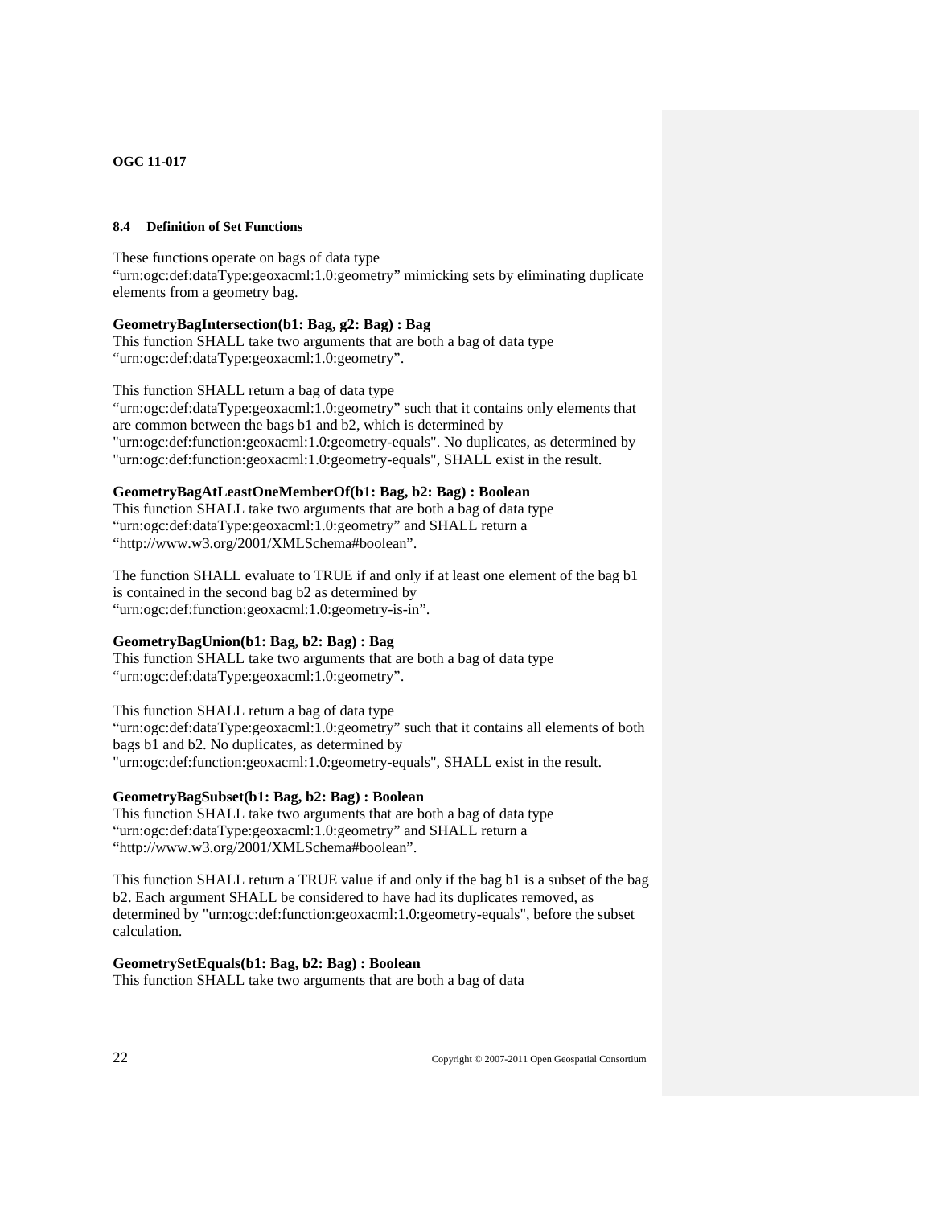### 8.4 Definition of Set Functions

These functions operate on bags of data type "urn:ogc:def:dataType:geoxacml:1.0:geometry" mimicking sets by eliminating duplicate elements from a geometry bag.

**GeometryBagIntersection(b1: Bag, g2: Bag) : Bag**
This function SHALL take two arguments that are both a bag of data type "urn:ogc:def:dataType:geoxacml:1.0:geometry".

This function SHALL return a bag of data type "urn:ogc:def:dataType:geoxacml:1.0:geometry" such that it contains only elements that are common between the bags b1 and b2, which is determined by "urn:ogc:def:function:geoxacml:1.0:geometry-equals". No duplicates, as determined by "urn:ogc:def:function:geoxacml:1.0:geometry-equals", SHALL exist in the result.

**GeometryBagAtLeastOneMemberOf(b1: Bag, b2: Bag) : Boolean**
This function SHALL take two arguments that are both a bag of data type "urn:ogc:def:dataType:geoxacml:1.0:geometry" and SHALL return a "http://www.w3.org/2001/XMLSchema#boolean".

The function SHALL evaluate to TRUE if and only if at least one element of the bag b1 is contained in the second bag b2 as determined by "urn:ogc:def:function:geoxacml:1.0:geometry-is-in".

**GeometryBagUnion(b1: Bag, b2: Bag) : Bag**
This function SHALL take two arguments that are both a bag of data type "urn:ogc:def:dataType:geoxacml:1.0:geometry".

This function SHALL return a bag of data type "urn:ogc:def:dataType:geoxacml:1.0:geometry" such that it contains all elements of both bags b1 and b2. No duplicates, as determined by "urn:ogc:def:function:geoxacml:1.0:geometry-equals", SHALL exist in the result.

**GeometryBagSubset(b1: Bag, b2: Bag) : Boolean**
This function SHALL take two arguments that are both a bag of data type "urn:ogc:def:dataType:geoxacml:1.0:geometry" and SHALL return a "http://www.w3.org/2001/XMLSchema#boolean".

This function SHALL return a TRUE value if and only if the bag b1 is a subset of the bag b2. Each argument SHALL be considered to have had its duplicates removed, as determined by "urn:ogc:def:function:geoxacml:1.0:geometry-equals", before the subset calculation.

**GeometrySetEquals(b1: Bag, b2: Bag) : Boolean**
This function SHALL take two arguments that are both a bag of data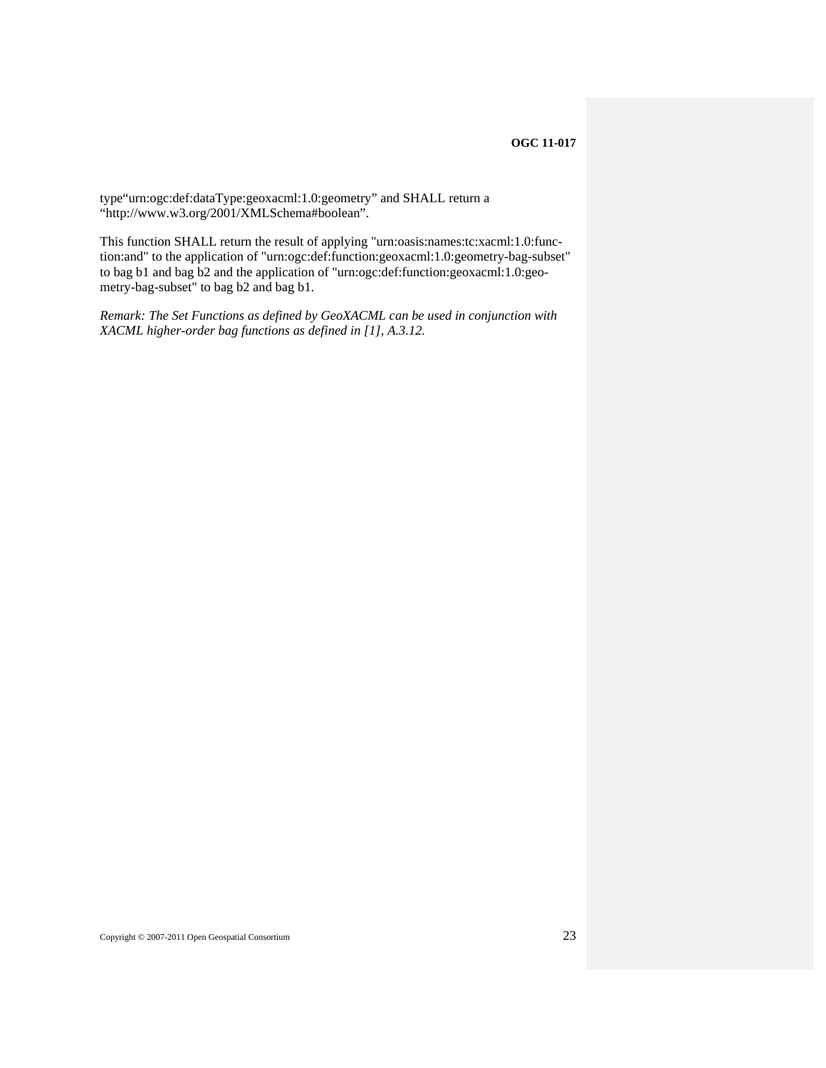type"urn:ogc:def:dataType:geoxacml:1.0:geometry" and SHALL return a "http://www.w3.org/2001/XMLSchema#boolean".

This function SHALL return the result of applying "urn:oasis:names:tc:xacml:1.0:function:and" to the application of "urn:ogc:def:function:geoxacml:1.0:geometry-bag-subset" to bag b1 and bag b2 and the application of "urn:ogc:def:function:geoxacml:1.0:geometry-bag-subset" to bag b2 and bag b1.

*Remark: The Set Functions as defined by GeoXACML can be used in conjunction with XACML higher-order bag functions as defined in [1], A.3.12.*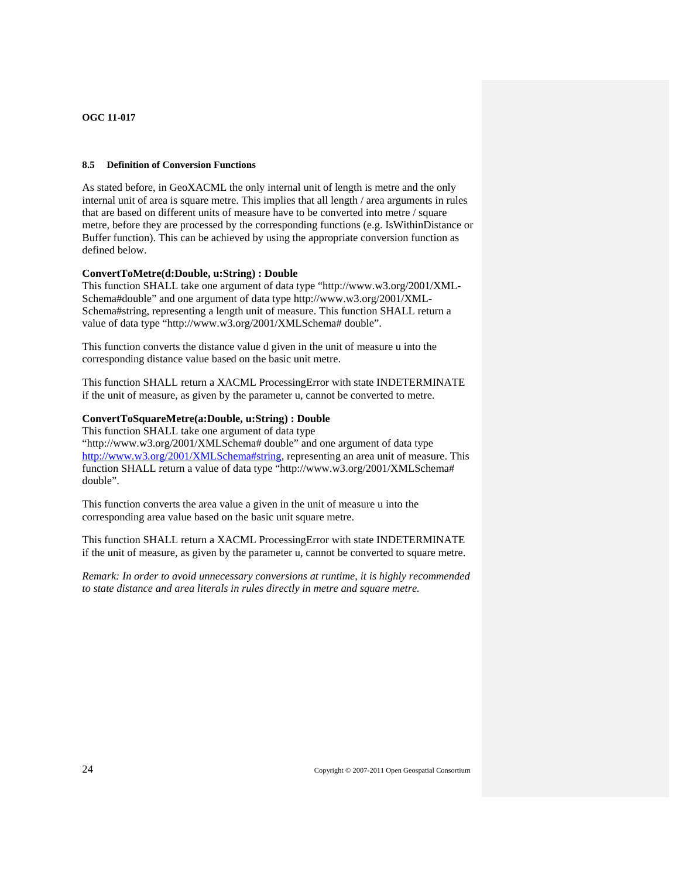### 8.5 Definition of Conversion Functions

As stated before, in GeoXACML the only internal unit of length is metre and the only internal unit of area is square metre. This implies that all length / area arguments in rules that are based on different units of measure have to be converted into metre / square metre, before they are processed by the corresponding functions (e.g. IsWithinDistance or Buffer function). This can be achieved by using the appropriate conversion function as defined below.

**ConvertToMetre(d:Double, u:String) : Double**
This function SHALL take one argument of data type "http://www.w3.org/2001/XML-Schema#double" and one argument of data type http://www.w3.org/2001/XML-Schema#string, representing a length unit of measure. This function SHALL return a value of data type "http://www.w3.org/2001/XMLSchema# double".

This function converts the distance value d given in the unit of measure u into the corresponding distance value based on the basic unit metre.

This function SHALL return a XACML ProcessingError with state INDETERMINATE if the unit of measure, as given by the parameter u, cannot be converted to metre.

**ConvertToSquareMetre(a:Double, u:String) : Double**
This function SHALL take one argument of data type "http://www.w3.org/2001/XMLSchema# double" and one argument of data type [http://www.w3.org/2001/XMLSchema#string](http://www.w3.org/2001/XMLSchema#string), representing an area unit of measure. This function SHALL return a value of data type "http://www.w3.org/2001/XMLSchema# double".

This function converts the area value a given in the unit of measure u into the corresponding area value based on the basic unit square metre.

This function SHALL return a XACML ProcessingError with state INDETERMINATE if the unit of measure, as given by the parameter u, cannot be converted to square metre.

*Remark: In order to avoid unnecessary conversions at runtime, it is highly recommended to state distance and area literals in rules directly in metre and square metre.*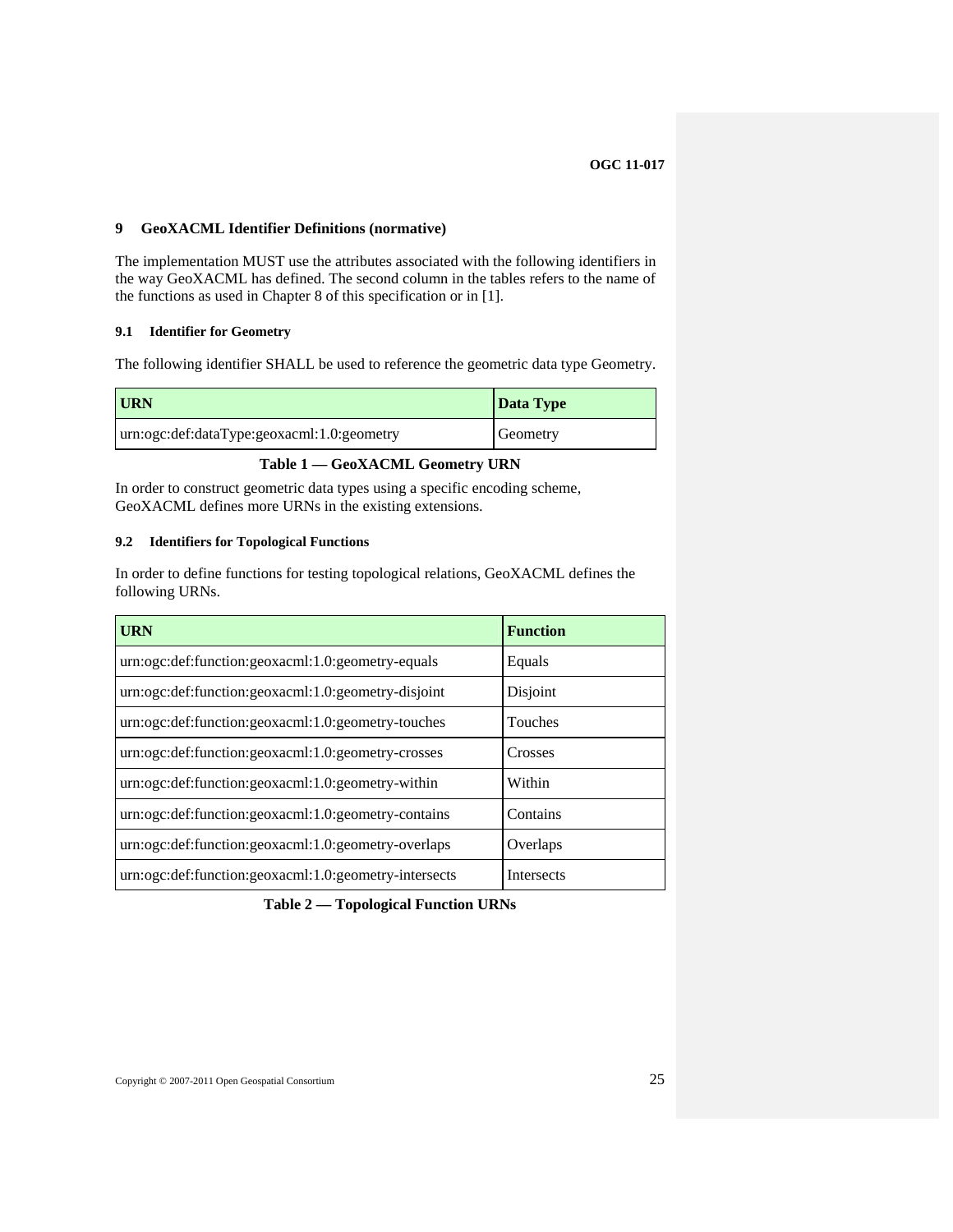# 9 GeoXACML Identifier Definitions (normative)

The implementation MUST use the attributes associated with the following identifiers in the way GeoXACML has defined. The second column in the tables refers to the name of the functions as used in Chapter 8 of this specification or in [1].

## 9.1 Identifier for Geometry

The following identifier SHALL be used to reference the geometric data type Geometry.

| URN | Data Type |
|---|---|
| urn:ogc:def:dataType:geoxacml:1.0:geometry | Geometry |

**Table 1 — GeoXACML Geometry URN**

In order to construct geometric data types using a specific encoding scheme, GeoXACML defines more URNs in the existing extensions.

## 9.2 Identifiers for Topological Functions

In order to define functions for testing topological relations, GeoXACML defines the following URNs.

| URN | Function |
|---|---|
| urn:ogc:def:function:geoxacml:1.0:geometry-equals | Equals |
| urn:ogc:def:function:geoxacml:1.0:geometry-disjoint | Disjoint |
| urn:ogc:def:function:geoxacml:1.0:geometry-touches | Touches |
| urn:ogc:def:function:geoxacml:1.0:geometry-crosses | Crosses |
| urn:ogc:def:function:geoxacml:1.0:geometry-within | Within |
| urn:ogc:def:function:geoxacml:1.0:geometry-contains | Contains |
| urn:ogc:def:function:geoxacml:1.0:geometry-overlaps | Overlaps |
| urn:ogc:def:function:geoxacml:1.0:geometry-intersects | Intersects |

**Table 2 — Topological Function URNs**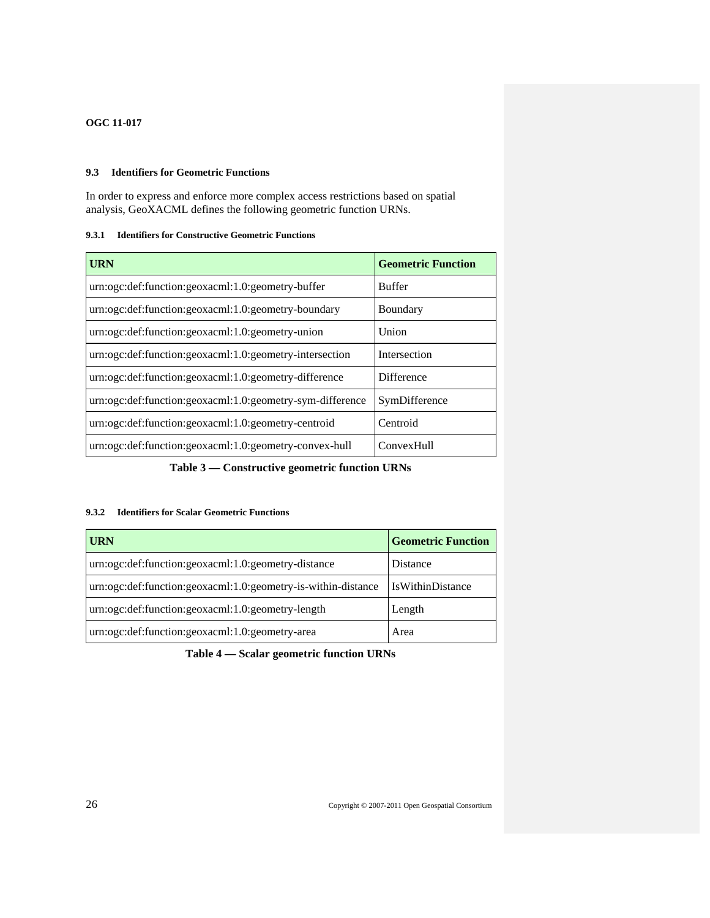### 9.3 Identifiers for Geometric Functions

In order to express and enforce more complex access restrictions based on spatial analysis, GeoXACML defines the following geometric function URNs.

#### 9.3.1 Identifiers for Constructive Geometric Functions

| URN | Geometric Function |
|---|---|
| urn:ogc:def:function:geoxacml:1.0:geometry-buffer | Buffer |
| urn:ogc:def:function:geoxacml:1.0:geometry-boundary | Boundary |
| urn:ogc:def:function:geoxacml:1.0:geometry-union | Union |
| urn:ogc:def:function:geoxacml:1.0:geometry-intersection | Intersection |
| urn:ogc:def:function:geoxacml:1.0:geometry-difference | Difference |
| urn:ogc:def:function:geoxacml:1.0:geometry-sym-difference | SymDifference |
| urn:ogc:def:function:geoxacml:1.0:geometry-centroid | Centroid |
| urn:ogc:def:function:geoxacml:1.0:geometry-convex-hull | ConvexHull |

**Table 3 — Constructive geometric function URNs**

#### 9.3.2 Identifiers for Scalar Geometric Functions

| URN | Geometric Function |
|---|---|
| urn:ogc:def:function:geoxacml:1.0:geometry-distance | Distance |
| urn:ogc:def:function:geoxacml:1.0:geometry-is-within-distance | IsWithinDistance |
| urn:ogc:def:function:geoxacml:1.0:geometry-length | Length |
| urn:ogc:def:function:geoxacml:1.0:geometry-area | Area |

**Table 4 — Scalar geometric function URNs**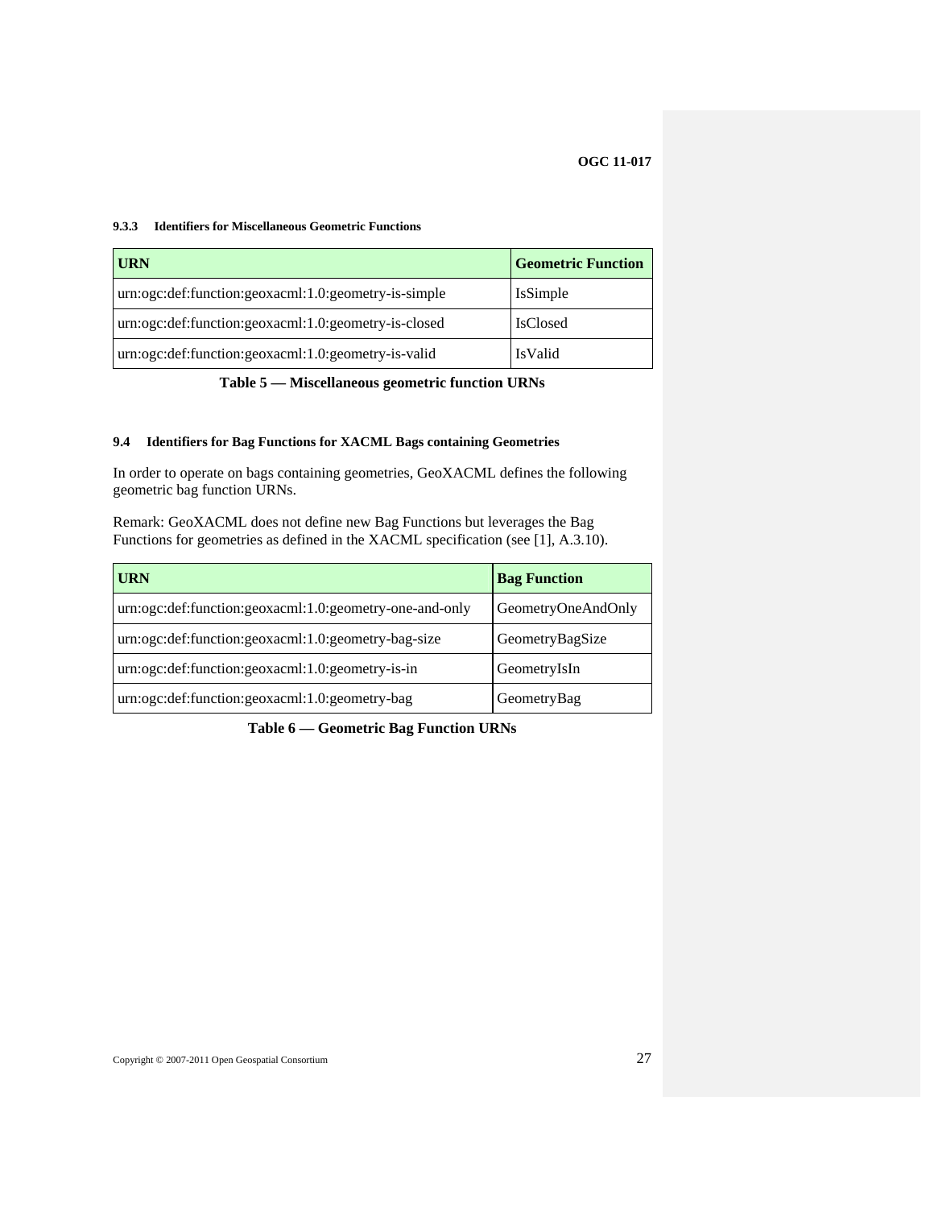#### 9.3.3 Identifiers for Miscellaneous Geometric Functions

| URN | Geometric Function |
| --- | --- |
| urn:ogc:def:function:geoxacml:1.0:geometry-is-simple | IsSimple |
| urn:ogc:def:function:geoxacml:1.0:geometry-is-closed | IsClosed |
| urn:ogc:def:function:geoxacml:1.0:geometry-is-valid | IsValid |

**Table 5 — Miscellaneous geometric function URNs**

### 9.4 Identifiers for Bag Functions for XACML Bags containing Geometries

In order to operate on bags containing geometries, GeoXACML defines the following geometric bag function URNs.

Remark: GeoXACML does not define new Bag Functions but leverages the Bag Functions for geometries as defined in the XACML specification (see [1], A.3.10).

| URN | Bag Function |
| --- | --- |
| urn:ogc:def:function:geoxacml:1.0:geometry-one-and-only | GeometryOneAndOnly |
| urn:ogc:def:function:geoxacml:1.0:geometry-bag-size | GeometryBagSize |
| urn:ogc:def:function:geoxacml:1.0:geometry-is-in | GeometryIsIn |
| urn:ogc:def:function:geoxacml:1.0:geometry-bag | GeometryBag |

**Table 6 — Geometric Bag Function URNs**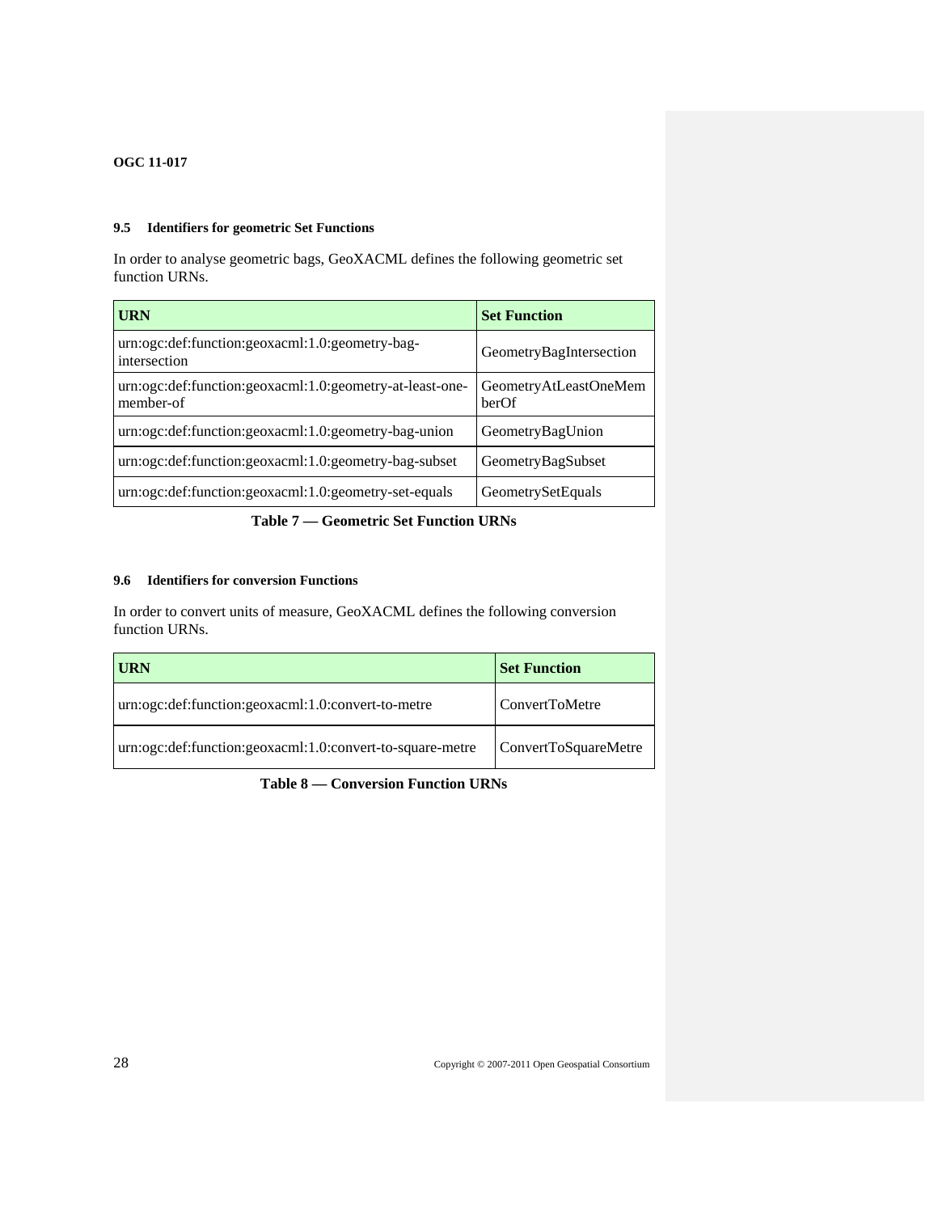### 9.5 Identifiers for geometric Set Functions

In order to analyse geometric bags, GeoXACML defines the following geometric set function URNs.

| URN | Set Function |
|---|---|
| urn:ogc:def:function:geoxacml:1.0:geometry-bag-intersection | GeometryBagIntersection |
| urn:ogc:def:function:geoxacml:1.0:geometry-at-least-one-member-of | GeometryAtLeastOneMemberOf |
| urn:ogc:def:function:geoxacml:1.0:geometry-bag-union | GeometryBagUnion |
| urn:ogc:def:function:geoxacml:1.0:geometry-bag-subset | GeometryBagSubset |
| urn:ogc:def:function:geoxacml:1.0:geometry-set-equals | GeometrySetEquals |

**Table 7 — Geometric Set Function URNs**

### 9.6 Identifiers for conversion Functions

In order to convert units of measure, GeoXACML defines the following conversion function URNs.

| URN | Set Function |
|---|---|
| urn:ogc:def:function:geoxacml:1.0:convert-to-metre | ConvertToMetre |
| urn:ogc:def:function:geoxacml:1.0:convert-to-square-metre | ConvertToSquareMetre |

**Table 8 — Conversion Function URNs**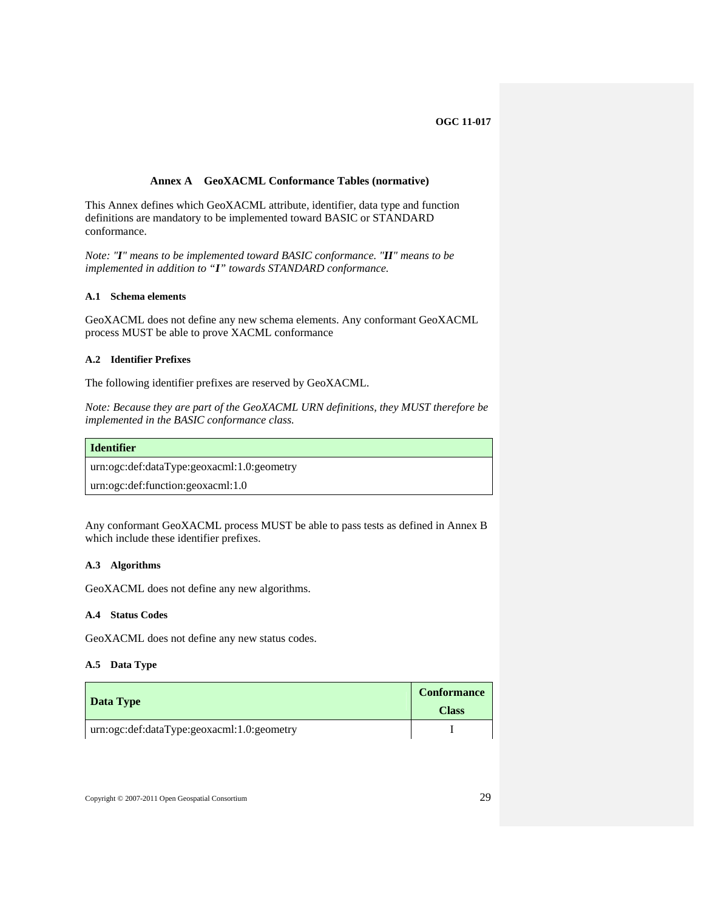# Annex A GeoXACML Conformance Tables (normative)

This Annex defines which GeoXACML attribute, identifier, data type and function definitions are mandatory to be implemented toward BASIC or STANDARD conformance.

*Note: "**I**" means to be implemented toward BASIC conformance. "**II**" means to be implemented in addition to "**I**" towards STANDARD conformance.*

### A.1 Schema elements

GeoXACML does not define any new schema elements. Any conformant GeoXACML process MUST be able to prove XACML conformance

### A.2 Identifier Prefixes

The following identifier prefixes are reserved by GeoXACML.

*Note: Because they are part of the GeoXACML URN definitions, they MUST therefore be implemented in the BASIC conformance class.*

| Identifier |
|---|
| urn:ogc:def:dataType:geoxacml:1.0:geometry |
| urn:ogc:def:function:geoxacml:1.0 |

Any conformant GeoXACML process MUST be able to pass tests as defined in Annex B which include these identifier prefixes.

### A.3 Algorithms

GeoXACML does not define any new algorithms.

### A.4 Status Codes

GeoXACML does not define any new status codes.

### A.5 Data Type

| Data Type | Conformance Class |
|---|---|
| urn:ogc:def:dataType:geoxacml:1.0:geometry | I |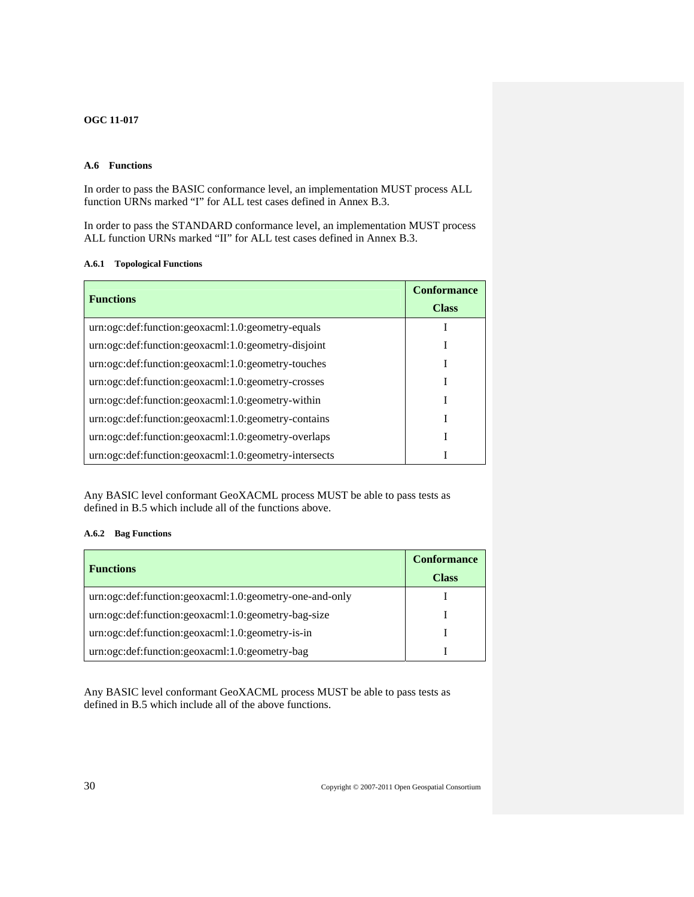### A.6 Functions

In order to pass the BASIC conformance level, an implementation MUST process ALL function URNs marked “I” for ALL test cases defined in Annex B.3.

In order to pass the STANDARD conformance level, an implementation MUST process ALL function URNs marked “II” for ALL test cases defined in Annex B.3.

#### A.6.1 Topological Functions

| Functions | Conformance Class |
|---|---|
| urn:ogc:def:function:geoxacml:1.0:geometry-equals | I |
| urn:ogc:def:function:geoxacml:1.0:geometry-disjoint | I |
| urn:ogc:def:function:geoxacml:1.0:geometry-touches | I |
| urn:ogc:def:function:geoxacml:1.0:geometry-crosses | I |
| urn:ogc:def:function:geoxacml:1.0:geometry-within | I |
| urn:ogc:def:function:geoxacml:1.0:geometry-contains | I |
| urn:ogc:def:function:geoxacml:1.0:geometry-overlaps | I |
| urn:ogc:def:function:geoxacml:1.0:geometry-intersects | I |

Any BASIC level conformant GeoXACML process MUST be able to pass tests as defined in B.5 which include all of the functions above.

#### A.6.2 Bag Functions

| Functions | Conformance Class |
|---|---|
| urn:ogc:def:function:geoxacml:1.0:geometry-one-and-only | I |
| urn:ogc:def:function:geoxacml:1.0:geometry-bag-size | I |
| urn:ogc:def:function:geoxacml:1.0:geometry-is-in | I |
| urn:ogc:def:function:geoxacml:1.0:geometry-bag | I |

Any BASIC level conformant GeoXACML process MUST be able to pass tests as defined in B.5 which include all of the above functions.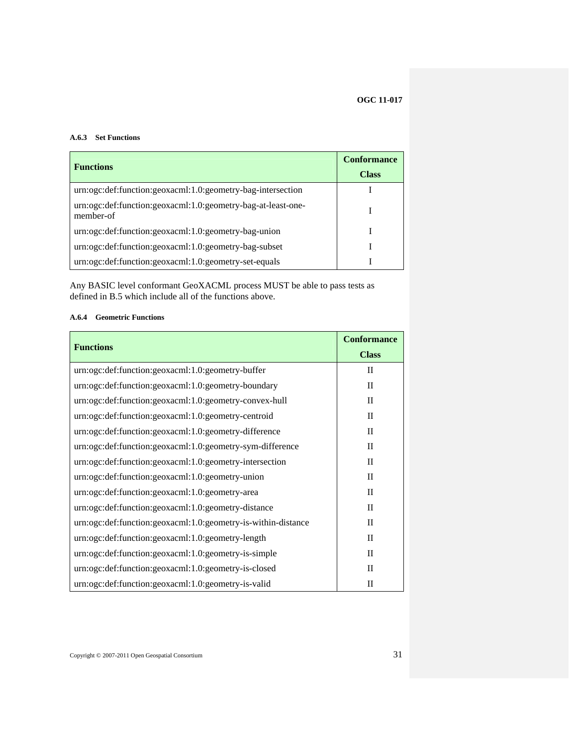#### A.6.3 Set Functions

| Functions | Conformance Class |
|---|---|
| urn:ogc:def:function:geoxacml:1.0:geometry-bag-intersection | I |
| urn:ogc:def:function:geoxacml:1.0:geometry-bag-at-least-one-member-of | I |
| urn:ogc:def:function:geoxacml:1.0:geometry-bag-union | I |
| urn:ogc:def:function:geoxacml:1.0:geometry-bag-subset | I |
| urn:ogc:def:function:geoxacml:1.0:geometry-set-equals | I |

Any BASIC level conformant GeoXACML process MUST be able to pass tests as defined in B.5 which include all of the functions above.

#### A.6.4 Geometric Functions

| Functions | Conformance Class |
|---|---|
| urn:ogc:def:function:geoxacml:1.0:geometry-buffer | II |
| urn:ogc:def:function:geoxacml:1.0:geometry-boundary | II |
| urn:ogc:def:function:geoxacml:1.0:geometry-convex-hull | II |
| urn:ogc:def:function:geoxacml:1.0:geometry-centroid | II |
| urn:ogc:def:function:geoxacml:1.0:geometry-difference | II |
| urn:ogc:def:function:geoxacml:1.0:geometry-sym-difference | II |
| urn:ogc:def:function:geoxacml:1.0:geometry-intersection | II |
| urn:ogc:def:function:geoxacml:1.0:geometry-union | II |
| urn:ogc:def:function:geoxacml:1.0:geometry-area | II |
| urn:ogc:def:function:geoxacml:1.0:geometry-distance | II |
| urn:ogc:def:function:geoxacml:1.0:geometry-is-within-distance | II |
| urn:ogc:def:function:geoxacml:1.0:geometry-length | II |
| urn:ogc:def:function:geoxacml:1.0:geometry-is-simple | II |
| urn:ogc:def:function:geoxacml:1.0:geometry-is-closed | II |
| urn:ogc:def:function:geoxacml:1.0:geometry-is-valid | II |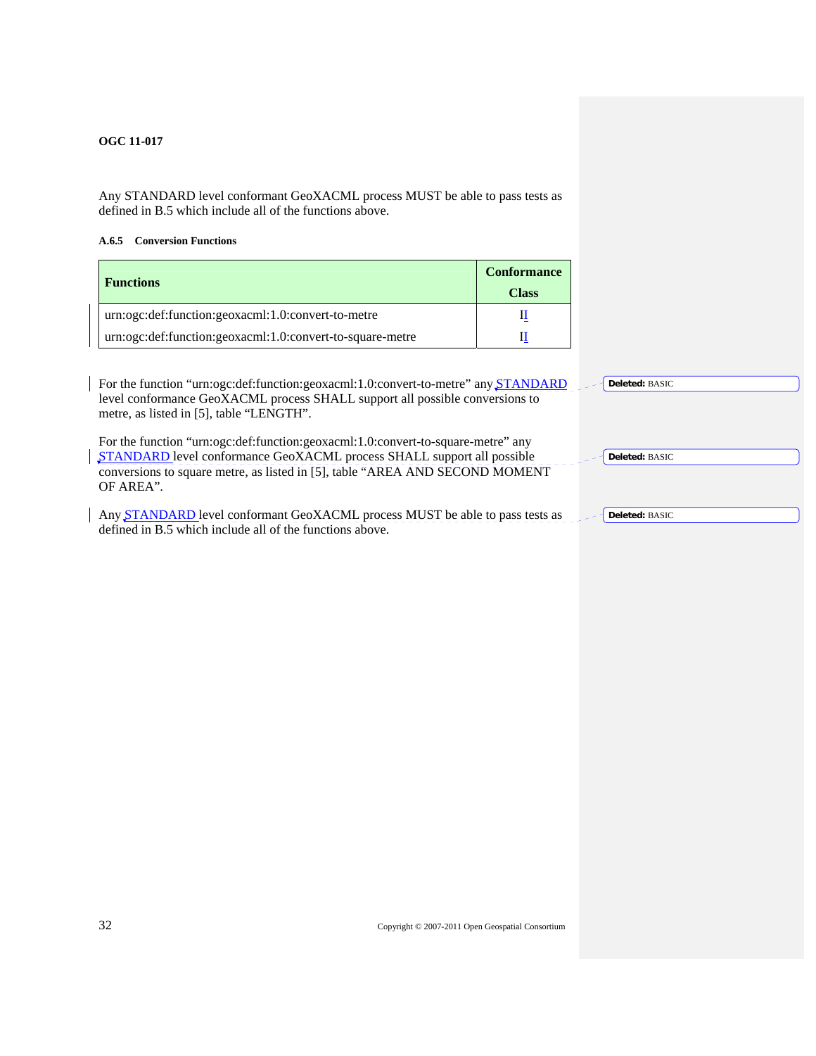Any STANDARD level conformant GeoXACML process MUST be able to pass tests as defined in B.5 which include all of the functions above.

#### A.6.5 Conversion Functions

| Functions | Conformance Class |
|---|---|
| urn:ogc:def:function:geoxacml:1.0:convert-to-metre | II |
| urn:ogc:def:function:geoxacml:1.0:convert-to-square-metre | II |

For the function "urn:ogc:def:function:geoxacml:1.0:convert-to-metre" any STANDARD level conformance GeoXACML process SHALL support all possible conversions to metre, as listed in [5], table "LENGTH".

For the function "urn:ogc:def:function:geoxacml:1.0:convert-to-square-metre" any STANDARD level conformance GeoXACML process SHALL support all possible conversions to square metre, as listed in [5], table "AREA AND SECOND MOMENT OF AREA".

Any STANDARD level conformant GeoXACML process MUST be able to pass tests as defined in B.5 which include all of the functions above.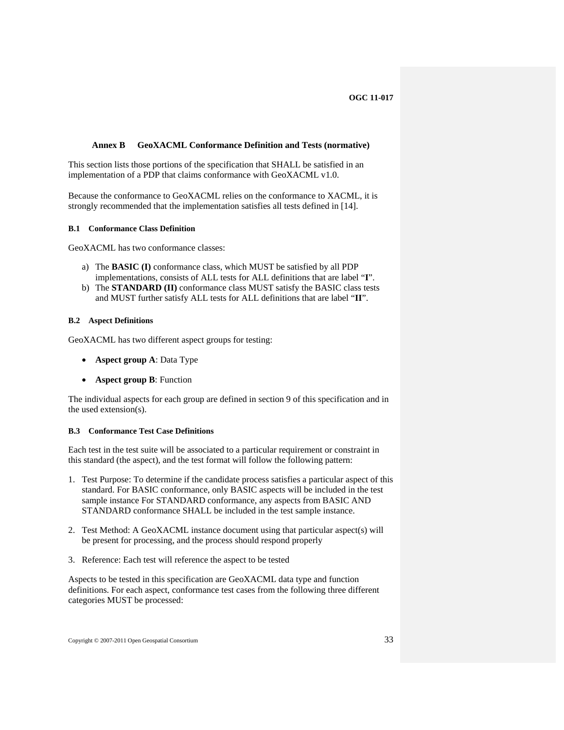# Annex B GeoXACML Conformance Definition and Tests (normative)

This section lists those portions of the specification that SHALL be satisfied in an implementation of a PDP that claims conformance with GeoXACML v1.0.

Because the conformance to GeoXACML relies on the conformance to XACML, it is strongly recommended that the implementation satisfies all tests defined in [14].

### B.1 Conformance Class Definition

GeoXACML has two conformance classes:

a) The **BASIC (I)** conformance class, which MUST be satisfied by all PDP implementations, consists of ALL tests for ALL definitions that are label "**I**".
b) The **STANDARD (II)** conformance class MUST satisfy the BASIC class tests and MUST further satisfy ALL tests for ALL definitions that are label "**II**".

### B.2 Aspect Definitions

GeoXACML has two different aspect groups for testing:

- **Aspect group A**: Data Type
- **Aspect group B**: Function

The individual aspects for each group are defined in section 9 of this specification and in the used extension(s).

### B.3 Conformance Test Case Definitions

Each test in the test suite will be associated to a particular requirement or constraint in this standard (the aspect), and the test format will follow the following pattern:

1. Test Purpose: To determine if the candidate process satisfies a particular aspect of this standard. For BASIC conformance, only BASIC aspects will be included in the test sample instance For STANDARD conformance, any aspects from BASIC AND STANDARD conformance SHALL be included in the test sample instance.

2. Test Method: A GeoXACML instance document using that particular aspect(s) will be present for processing, and the process should respond properly

3. Reference: Each test will reference the aspect to be tested

Aspects to be tested in this specification are GeoXACML data type and function definitions. For each aspect, conformance test cases from the following three different categories MUST be processed: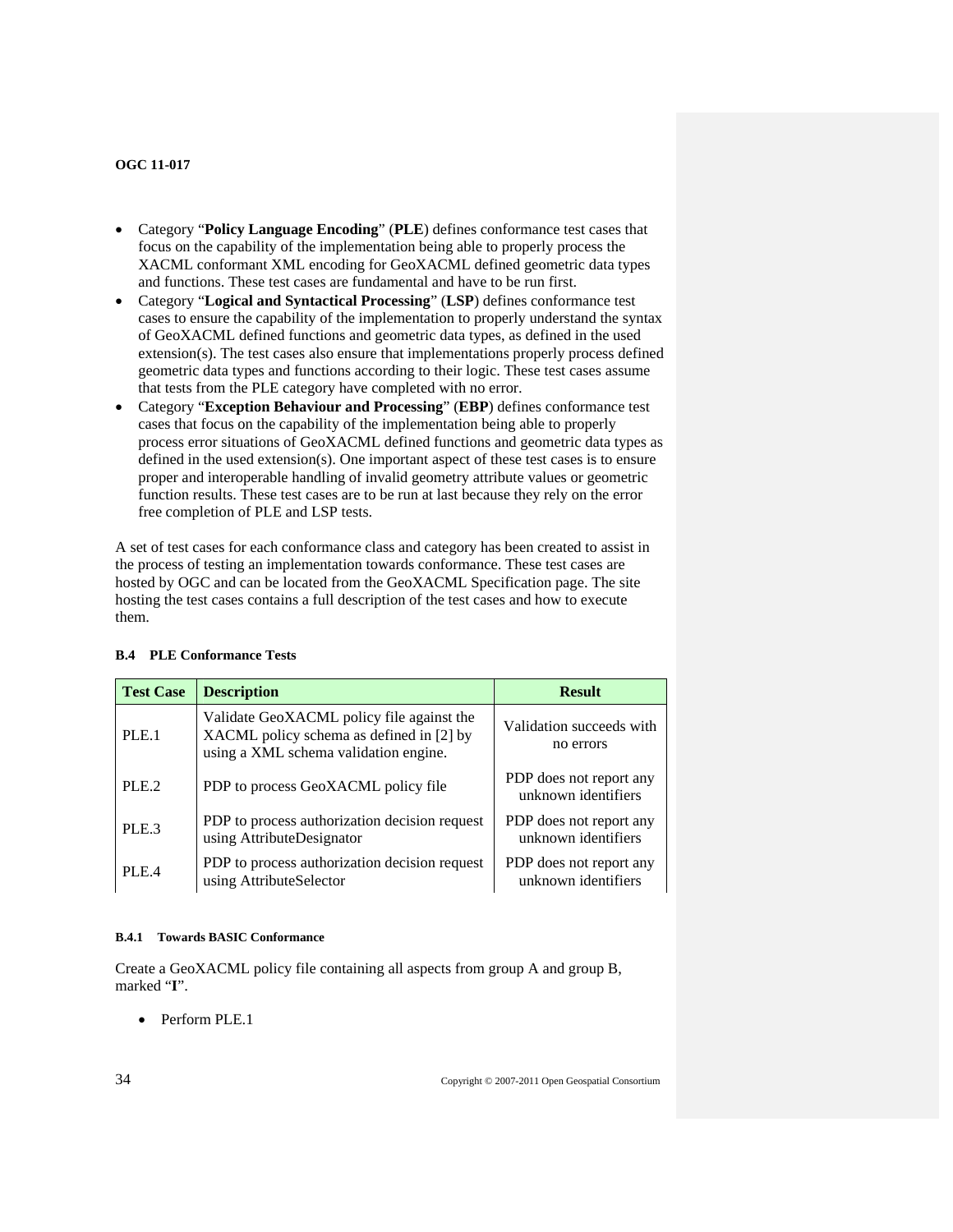- Category "**Policy Language Encoding**" (**PLE**) defines conformance test cases that focus on the capability of the implementation being able to properly process the XACML conformant XML encoding for GeoXACML defined geometric data types and functions. These test cases are fundamental and have to be run first.
- Category "**Logical and Syntactical Processing**" (**LSP**) defines conformance test cases to ensure the capability of the implementation to properly understand the syntax of GeoXACML defined functions and geometric data types, as defined in the used extension(s). The test cases also ensure that implementations properly process defined geometric data types and functions according to their logic. These test cases assume that tests from the PLE category have completed with no error.
- Category "**Exception Behaviour and Processing**" (**EBP**) defines conformance test cases that focus on the capability of the implementation being able to properly process error situations of GeoXACML defined functions and geometric data types as defined in the used extension(s). One important aspect of these test cases is to ensure proper and interoperable handling of invalid geometry attribute values or geometric function results. These test cases are to be run at last because they rely on the error free completion of PLE and LSP tests.

A set of test cases for each conformance class and category has been created to assist in the process of testing an implementation towards conformance. These test cases are hosted by OGC and can be located from the GeoXACML Specification page. The site hosting the test cases contains a full description of the test cases and how to execute them.

### B.4 PLE Conformance Tests

| Test Case | Description | Result |
|---|---|---|
| PLE.1 | Validate GeoXACML policy file against the XACML policy schema as defined in [2] by using a XML schema validation engine. | Validation succeeds with no errors |
| PLE.2 | PDP to process GeoXACML policy file | PDP does not report any unknown identifiers |
| PLE.3 | PDP to process authorization decision request using AttributeDesignator | PDP does not report any unknown identifiers |
| PLE.4 | PDP to process authorization decision request using AttributeSelector | PDP does not report any unknown identifiers |

#### B.4.1 Towards BASIC Conformance

Create a GeoXACML policy file containing all aspects from group A and group B, marked "**I**".

- Perform PLE.1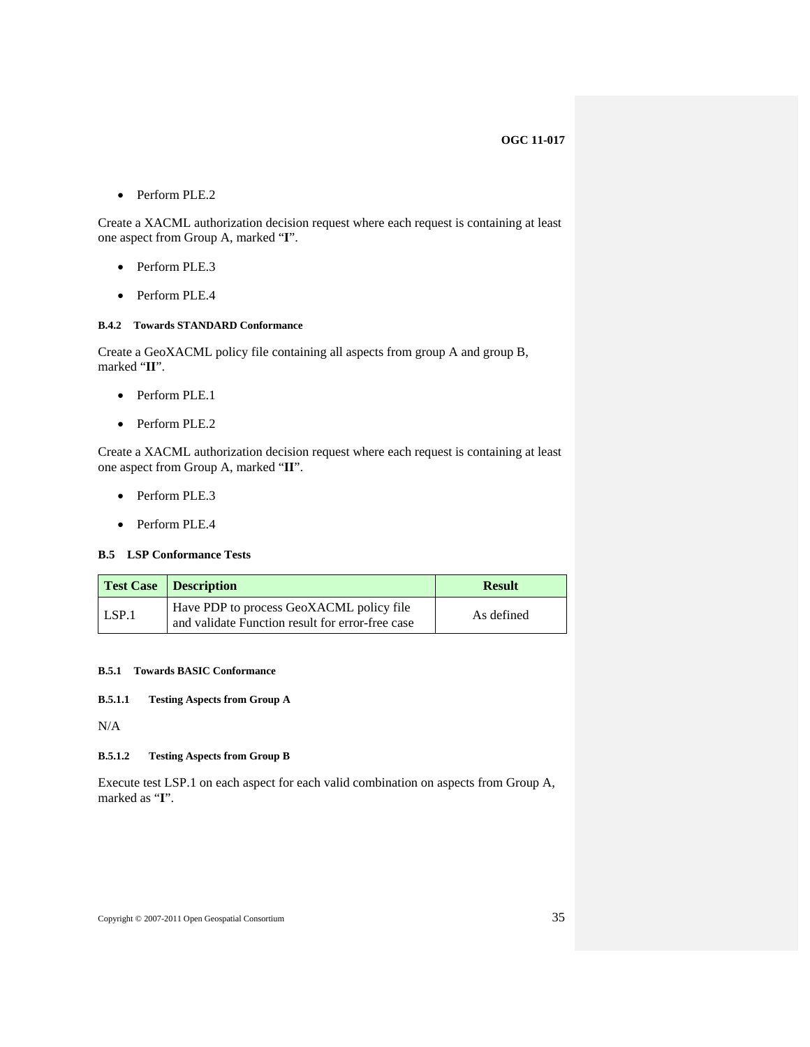- Perform PLE.2

Create a XACML authorization decision request where each request is containing at least one aspect from Group A, marked "**I**".

- Perform PLE.3
- Perform PLE.4

#### B.4.2 Towards STANDARD Conformance

Create a GeoXACML policy file containing all aspects from group A and group B, marked "**II**".

- Perform PLE.1
- Perform PLE.2

Create a XACML authorization decision request where each request is containing at least one aspect from Group A, marked "**II**".

- Perform PLE.3
- Perform PLE.4

### B.5 LSP Conformance Tests

| Test Case | Description | Result |
|---|---|---|
| LSP.1 | Have PDP to process GeoXACML policy file and validate Function result for error-free case | As defined |

#### B.5.1 Towards BASIC Conformance

##### B.5.1.1 Testing Aspects from Group A

N/A

##### B.5.1.2 Testing Aspects from Group B

Execute test LSP.1 on each aspect for each valid combination on aspects from Group A, marked as "**I**".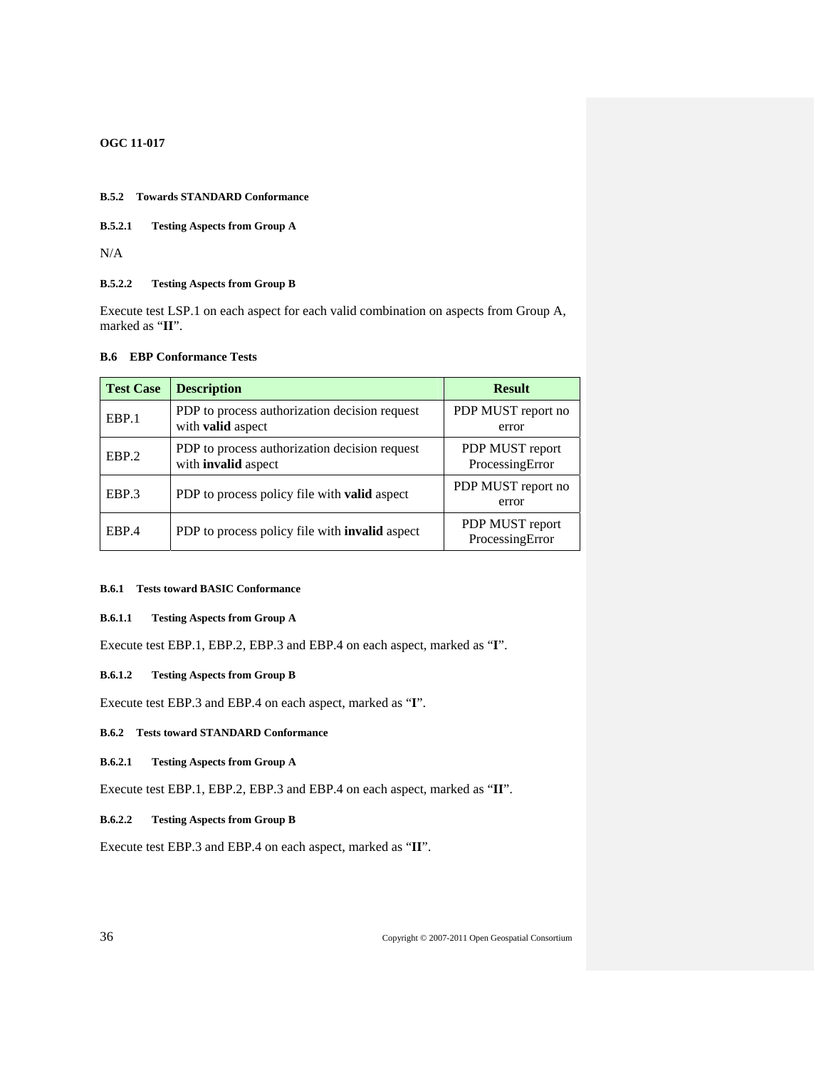#### B.5.2 Towards STANDARD Conformance

##### B.5.2.1 Testing Aspects from Group A

N/A

##### B.5.2.2 Testing Aspects from Group B

Execute test LSP.1 on each aspect for each valid combination on aspects from Group A, marked as "**II**".

### B.6 EBP Conformance Tests

| Test Case | Description | Result |
|---|---|---|
| EBP.1 | PDP to process authorization decision request with **valid** aspect | PDP MUST report no error |
| EBP.2 | PDP to process authorization decision request with **invalid** aspect | PDP MUST report ProcessingError |
| EBP.3 | PDP to process policy file with **valid** aspect | PDP MUST report no error |
| EBP.4 | PDP to process policy file with **invalid** aspect | PDP MUST report ProcessingError |

#### B.6.1 Tests toward BASIC Conformance

##### B.6.1.1 Testing Aspects from Group A

Execute test EBP.1, EBP.2, EBP.3 and EBP.4 on each aspect, marked as "**I**".

##### B.6.1.2 Testing Aspects from Group B

Execute test EBP.3 and EBP.4 on each aspect, marked as "**I**".

#### B.6.2 Tests toward STANDARD Conformance

##### B.6.2.1 Testing Aspects from Group A

Execute test EBP.1, EBP.2, EBP.3 and EBP.4 on each aspect, marked as "**II**".

##### B.6.2.2 Testing Aspects from Group B

Execute test EBP.3 and EBP.4 on each aspect, marked as "**II**".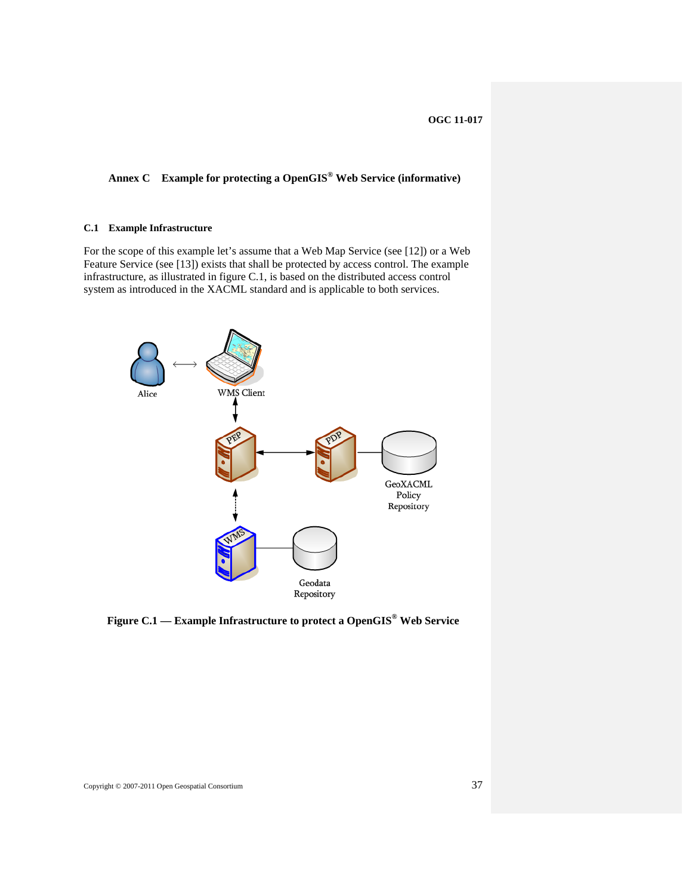# Annex C Example for protecting a OpenGIS® Web Service (informative)

## C.1 Example Infrastructure

For the scope of this example let's assume that a Web Map Service (see [12]) or a Web Feature Service (see [13]) exists that shall be protected by access control. The example infrastructure, as illustrated in figure C.1, is based on the distributed access control system as introduced in the XACML standard and is applicable to both services.

Alice

WMS Client

PEP

PDP

GeoXACML Policy Repository

WMS

Geodata Repository

**Figure C.1 — Example Infrastructure to protect a OpenGIS® Web Service**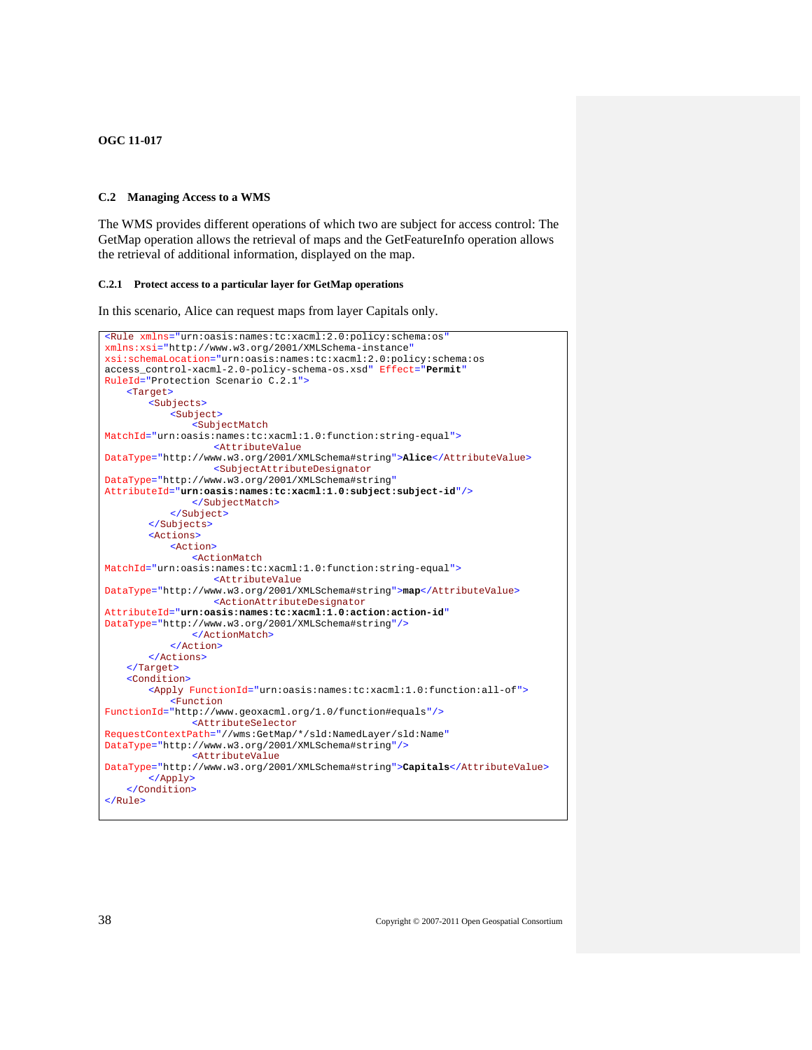## C.2 Managing Access to a WMS

The WMS provides different operations of which two are subject for access control: The GetMap operation allows the retrieval of maps and the GetFeatureInfo operation allows the retrieval of additional information, displayed on the map.

### C.2.1 Protect access to a particular layer for GetMap operations

In this scenario, Alice can request maps from layer Capitals only.

```
<Rule xmlns="urn:oasis:names:tc:xacml:2.0:policy:schema:os"
xmlns:xsi="http://www.w3.org/2001/XMLSchema-instance"
xsi:schemaLocation="urn:oasis:names:tc:xacml:2.0:policy:schema:os
access_control-xacml-2.0-policy-schema-os.xsd" Effect="Permit"
RuleId="Protection Scenario C.2.1">
    <Target>
        <Subjects>
            <Subject>
                <SubjectMatch
MatchId="urn:oasis:names:tc:xacml:1.0:function:string-equal">
                    <AttributeValue
DataType="http://www.w3.org/2001/XMLSchema#string">Alice</AttributeValue>
                    <SubjectAttributeDesignator
DataType="http://www.w3.org/2001/XMLSchema#string"
AttributeId="urn:oasis:names:tc:xacml:1.0:subject:subject-id"/>
                </SubjectMatch>
            </Subject>
        </Subjects>
        <Actions>
            <Action>
                <ActionMatch
MatchId="urn:oasis:names:tc:xacml:1.0:function:string-equal">
                    <AttributeValue
DataType="http://www.w3.org/2001/XMLSchema#string">map</AttributeValue>
                    <ActionAttributeDesignator
AttributeId="urn:oasis:names:tc:xacml:1.0:action:action-id"
DataType="http://www.w3.org/2001/XMLSchema#string"/>
                </ActionMatch>
            </Action>
        </Actions>
    </Target>
    <Condition>
        <Apply FunctionId="urn:oasis:names:tc:xacml:1.0:function:all-of">
            <Function
FunctionId="http://www.geoxacml.org/1.0/function#equals"/>
                <AttributeSelector
RequestContextPath="//wms:GetMap/*/sld:NamedLayer/sld:Name"
DataType="http://www.w3.org/2001/XMLSchema#string"/>
                <AttributeValue
DataType="http://www.w3.org/2001/XMLSchema#string">Capitals</AttributeValue>
        </Apply>
    </Condition>
</Rule>
```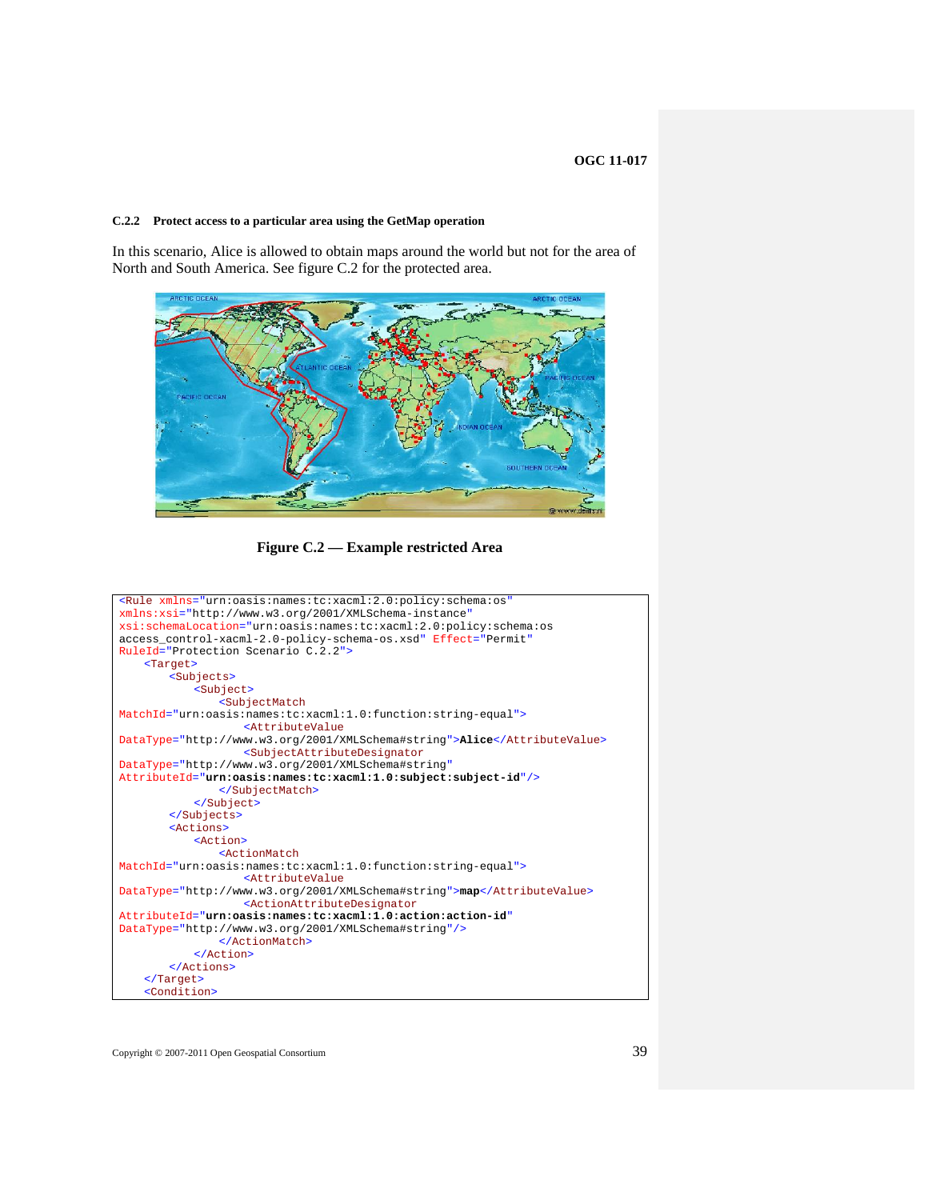### C.2.2 Protect access to a particular area using the GetMap operation

In this scenario, Alice is allowed to obtain maps around the world but not for the area of North and South America. See figure C.2 for the protected area.

**Figure C.2 — Example restricted Area**

```
<Rule xmlns="urn:oasis:names:tc:xacml:2.0:policy:schema:os"
xmlns:xsi="http://www.w3.org/2001/XMLSchema-instance"
xsi:schemaLocation="urn:oasis:names:tc:xacml:2.0:policy:schema:os
access_control-xacml-2.0-policy-schema-os.xsd" Effect="Permit"
RuleId="Protection Scenario C.2.2">
    <Target>
        <Subjects>
            <Subject>
                <SubjectMatch
MatchId="urn:oasis:names:tc:xacml:1.0:function:string-equal">
                    <AttributeValue
DataType="http://www.w3.org/2001/XMLSchema#string">Alice</AttributeValue>
                    <SubjectAttributeDesignator
DataType="http://www.w3.org/2001/XMLSchema#string"
AttributeId="urn:oasis:names:tc:xacml:1.0:subject:subject-id"/>
                </SubjectMatch>
            </Subject>
        </Subjects>
        <Actions>
            <Action>
                <ActionMatch
MatchId="urn:oasis:names:tc:xacml:1.0:function:string-equal">
                    <AttributeValue
DataType="http://www.w3.org/2001/XMLSchema#string">map</AttributeValue>
                    <ActionAttributeDesignator
AttributeId="urn:oasis:names:tc:xacml:1.0:action:action-id"
DataType="http://www.w3.org/2001/XMLSchema#string"/>
                </ActionMatch>
            </Action>
        </Actions>
    </Target>
    <Condition>
```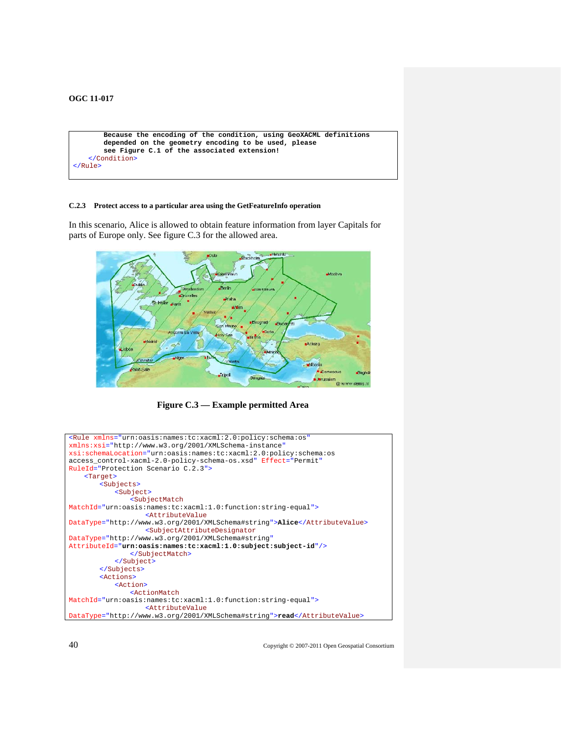```
        Because the encoding of the condition, using GeoXACML definitions
        depended on the geometry encoding to be used, please
        see Figure C.1 of the associated extension!
    </Condition>
</Rule>
```

### C.2.3 Protect access to a particular area using the GetFeatureInfo operation

In this scenario, Alice is allowed to obtain feature information from layer Capitals for parts of Europe only. See figure C.3 for the allowed area.

**Figure C.3 — Example permitted Area**

```
<Rule xmlns="urn:oasis:names:tc:xacml:2.0:policy:schema:os"
xmlns:xsi="http://www.w3.org/2001/XMLSchema-instance"
xsi:schemaLocation="urn:oasis:names:tc:xacml:2.0:policy:schema:os
access_control-xacml-2.0-policy-schema-os.xsd" Effect="Permit"
RuleId="Protection Scenario C.2.3">
    <Target>
        <Subjects>
            <Subject>
                <SubjectMatch
MatchId="urn:oasis:names:tc:xacml:1.0:function:string-equal">
                    <AttributeValue
DataType="http://www.w3.org/2001/XMLSchema#string">Alice</AttributeValue>
                    <SubjectAttributeDesignator
DataType="http://www.w3.org/2001/XMLSchema#string"
AttributeId="urn:oasis:names:tc:xacml:1.0:subject:subject-id"/>
                </SubjectMatch>
            </Subject>
        </Subjects>
        <Actions>
            <Action>
                <ActionMatch
MatchId="urn:oasis:names:tc:xacml:1.0:function:string-equal">
                    <AttributeValue
DataType="http://www.w3.org/2001/XMLSchema#string">read</AttributeValue>
```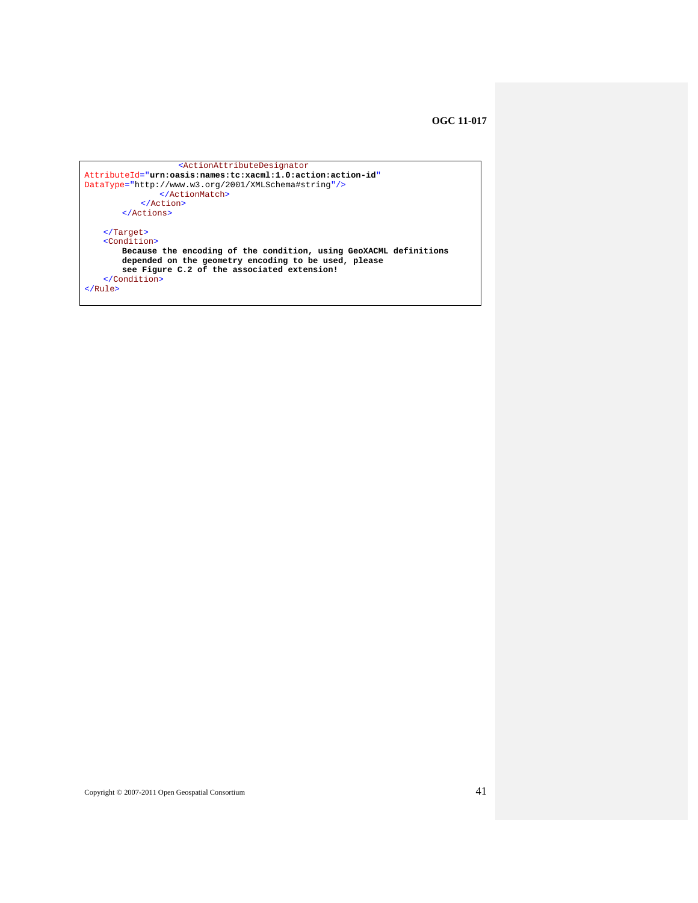```
                    <ActionAttributeDesignator
AttributeId="urn:oasis:names:tc:xacml:1.0:action:action-id"
DataType="http://www.w3.org/2001/XMLSchema#string"/>
                </ActionMatch>
            </Action>
        </Actions>

    </Target>
    <Condition>
        Because the encoding of the condition, using GeoXACML definitions
        depended on the geometry encoding to be used, please
        see Figure C.2 of the associated extension!
    </Condition>
</Rule>
```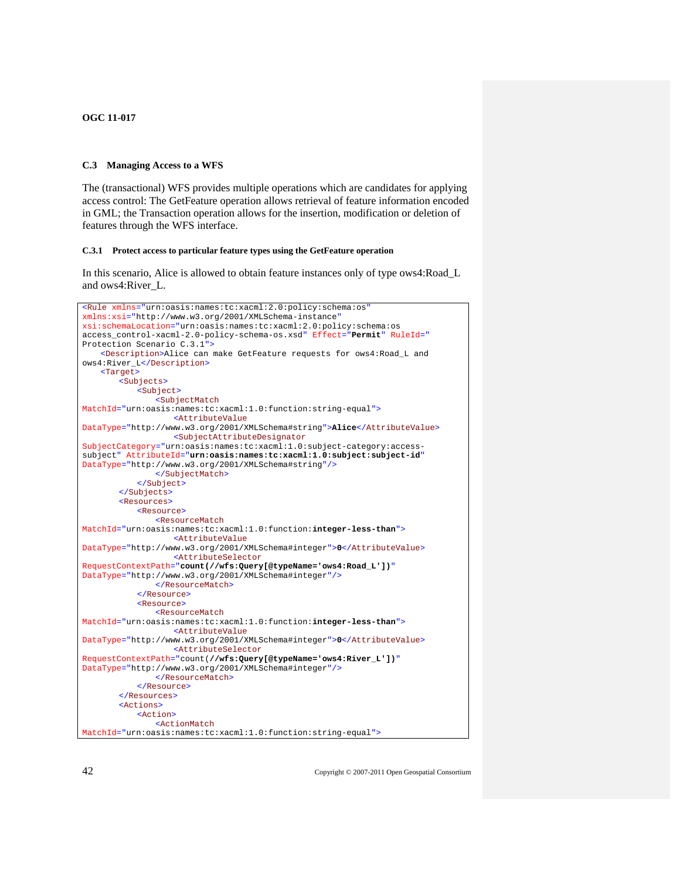## C.3 Managing Access to a WFS

The (transactional) WFS provides multiple operations which are candidates for applying access control: The GetFeature operation allows retrieval of feature information encoded in GML; the Transaction operation allows for the insertion, modification or deletion of features through the WFS interface.

### C.3.1 Protect access to particular feature types using the GetFeature operation

In this scenario, Alice is allowed to obtain feature instances only of type ows4:Road_L and ows4:River_L.

```
<Rule xmlns="urn:oasis:names:tc:xacml:2.0:policy:schema:os"
xmlns:xsi="http://www.w3.org/2001/XMLSchema-instance"
xsi:schemaLocation="urn:oasis:names:tc:xacml:2.0:policy:schema:os
access_control-xacml-2.0-policy-schema-os.xsd" Effect="Permit" RuleId="
Protection Scenario C.3.1">
    <Description>Alice can make GetFeature requests for ows4:Road_L and
ows4:River_L</Description>
    <Target>
        <Subjects>
            <Subject>
                <SubjectMatch
MatchId="urn:oasis:names:tc:xacml:1.0:function:string-equal">
                    <AttributeValue
DataType="http://www.w3.org/2001/XMLSchema#string">Alice</AttributeValue>
                    <SubjectAttributeDesignator
SubjectCategory="urn:oasis:names:tc:xacml:1.0:subject-category:access-
subject" AttributeId="urn:oasis:names:tc:xacml:1.0:subject:subject-id"
DataType="http://www.w3.org/2001/XMLSchema#string"/>
                </SubjectMatch>
            </Subject>
        </Subjects>
        <Resources>
            <Resource>
                <ResourceMatch
MatchId="urn:oasis:names:tc:xacml:1.0:function:integer-less-than">
                    <AttributeValue
DataType="http://www.w3.org/2001/XMLSchema#integer">0</AttributeValue>
                    <AttributeSelector
RequestContextPath="count(//wfs:Query[@typeName='ows4:Road_L'])"
DataType="http://www.w3.org/2001/XMLSchema#integer"/>
                </ResourceMatch>
            </Resource>
            <Resource>
                <ResourceMatch
MatchId="urn:oasis:names:tc:xacml:1.0:function:integer-less-than">
                    <AttributeValue
DataType="http://www.w3.org/2001/XMLSchema#integer">0</AttributeValue>
                    <AttributeSelector
RequestContextPath="count(//wfs:Query[@typeName='ows4:River_L'])"
DataType="http://www.w3.org/2001/XMLSchema#integer"/>
                </ResourceMatch>
            </Resource>
        </Resources>
        <Actions>
            <Action>
                <ActionMatch
MatchId="urn:oasis:names:tc:xacml:1.0:function:string-equal">
```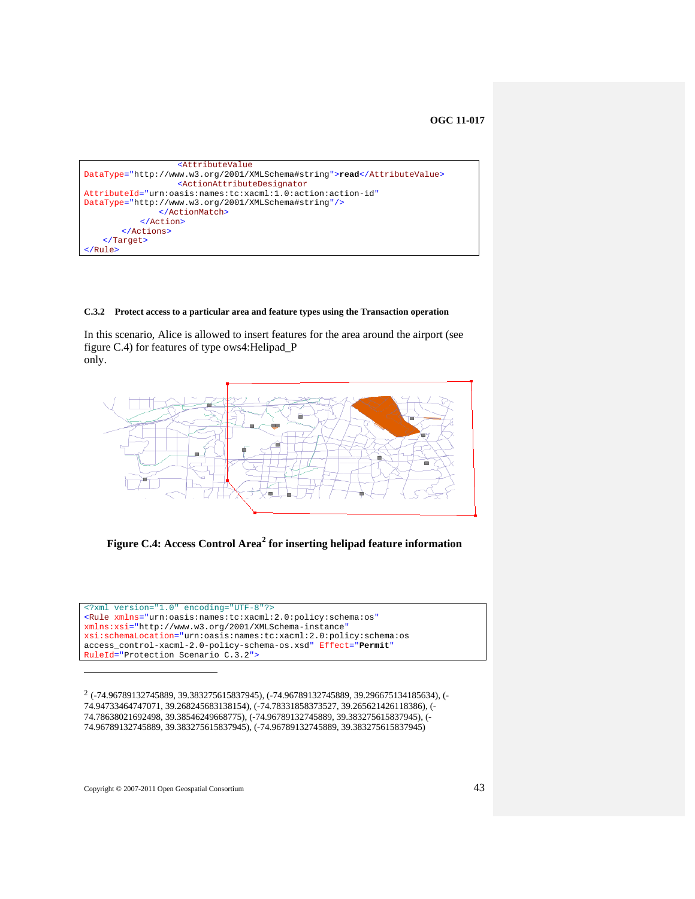```
                   <AttributeValue
DataType="http://www.w3.org/2001/XMLSchema#string">read</AttributeValue>
                   <ActionAttributeDesignator
AttributeId="urn:oasis:names:tc:xacml:1.0:action:action-id"
DataType="http://www.w3.org/2001/XMLSchema#string"/>
               </ActionMatch>
           </Action>
       </Actions>
    </Target>
</Rule>
```

### C.3.2 Protect access to a particular area and feature types using the Transaction operation

In this scenario, Alice is allowed to insert features for the area around the airport (see figure C.4) for features of type ows4:Helipad_P only.

**Figure C.4: Access Control Area[2] for inserting helipad feature information**

```
<?xml version="1.0" encoding="UTF-8"?>
<Rule xmlns="urn:oasis:names:tc:xacml:2.0:policy:schema:os"
xmlns:xsi="http://www.w3.org/2001/XMLSchema-instance"
xsi:schemaLocation="urn:oasis:names:tc:xacml:2.0:policy:schema:os
access_control-xacml-2.0-policy-schema-os.xsd" Effect="Permit"
RuleId="Protection Scenario C.3.2">
```

[2] (-74.96789132745889, 39.383275615837945), (-74.96789132745889, 39.296675134185634), (-74.94733464747071, 39.268245683138154), (-74.78331858373527, 39.265621426118386), (-74.78638021692498, 39.38546249668775), (-74.96789132745889, 39.383275615837945), (-74.96789132745889, 39.383275615837945), (-74.96789132745889, 39.383275615837945)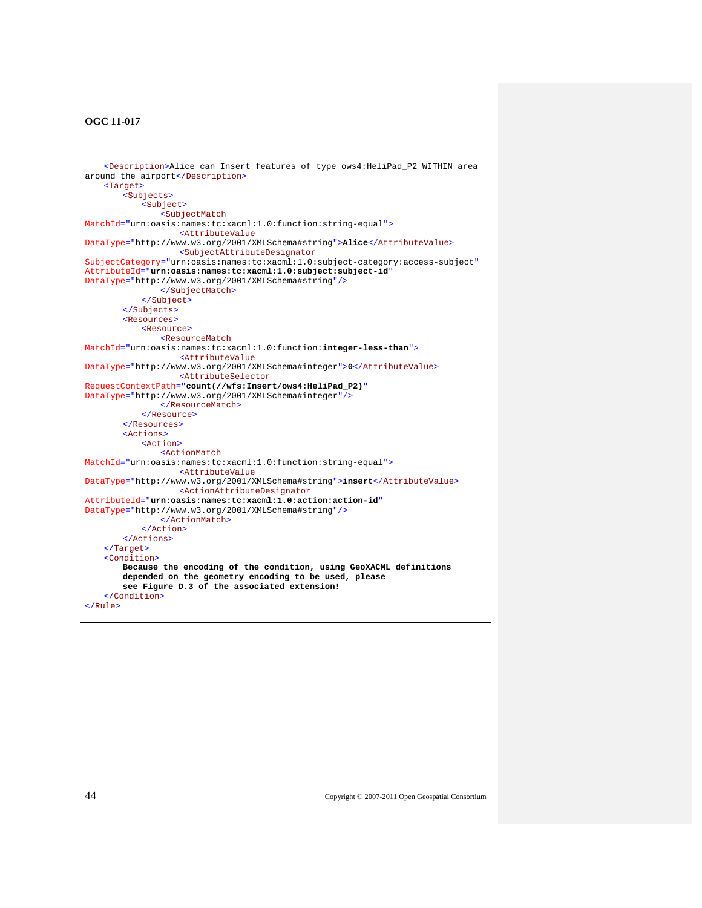```
    <Description>Alice can Insert features of type ows4:HeliPad_P2 WITHIN area
around the airport</Description>
    <Target>
        <Subjects>
            <Subject>
                <SubjectMatch
MatchId="urn:oasis:names:tc:xacml:1.0:function:string-equal">
                    <AttributeValue
DataType="http://www.w3.org/2001/XMLSchema#string">Alice</AttributeValue>
                    <SubjectAttributeDesignator
SubjectCategory="urn:oasis:names:tc:xacml:1.0:subject-category:access-subject"
AttributeId="urn:oasis:names:tc:xacml:1.0:subject:subject-id"
DataType="http://www.w3.org/2001/XMLSchema#string"/>
                </SubjectMatch>
            </Subject>
        </Subjects>
        <Resources>
            <Resource>
                <ResourceMatch
MatchId="urn:oasis:names:tc:xacml:1.0:function:integer-less-than">
                    <AttributeValue
DataType="http://www.w3.org/2001/XMLSchema#integer">0</AttributeValue>
                    <AttributeSelector
RequestContextPath="count(//wfs:Insert/ows4:HeliPad_P2)"
DataType="http://www.w3.org/2001/XMLSchema#integer"/>
                </ResourceMatch>
            </Resource>
        </Resources>
        <Actions>
            <Action>
                <ActionMatch
MatchId="urn:oasis:names:tc:xacml:1.0:function:string-equal">
                    <AttributeValue
DataType="http://www.w3.org/2001/XMLSchema#string">insert</AttributeValue>
                    <ActionAttributeDesignator
AttributeId="urn:oasis:names:tc:xacml:1.0:action:action-id"
DataType="http://www.w3.org/2001/XMLSchema#string"/>
                </ActionMatch>
            </Action>
        </Actions>
    </Target>
    <Condition>
        Because the encoding of the condition, using GeoXACML definitions
        depended on the geometry encoding to be used, please
        see Figure D.3 of the associated extension!
    </Condition>
</Rule>
```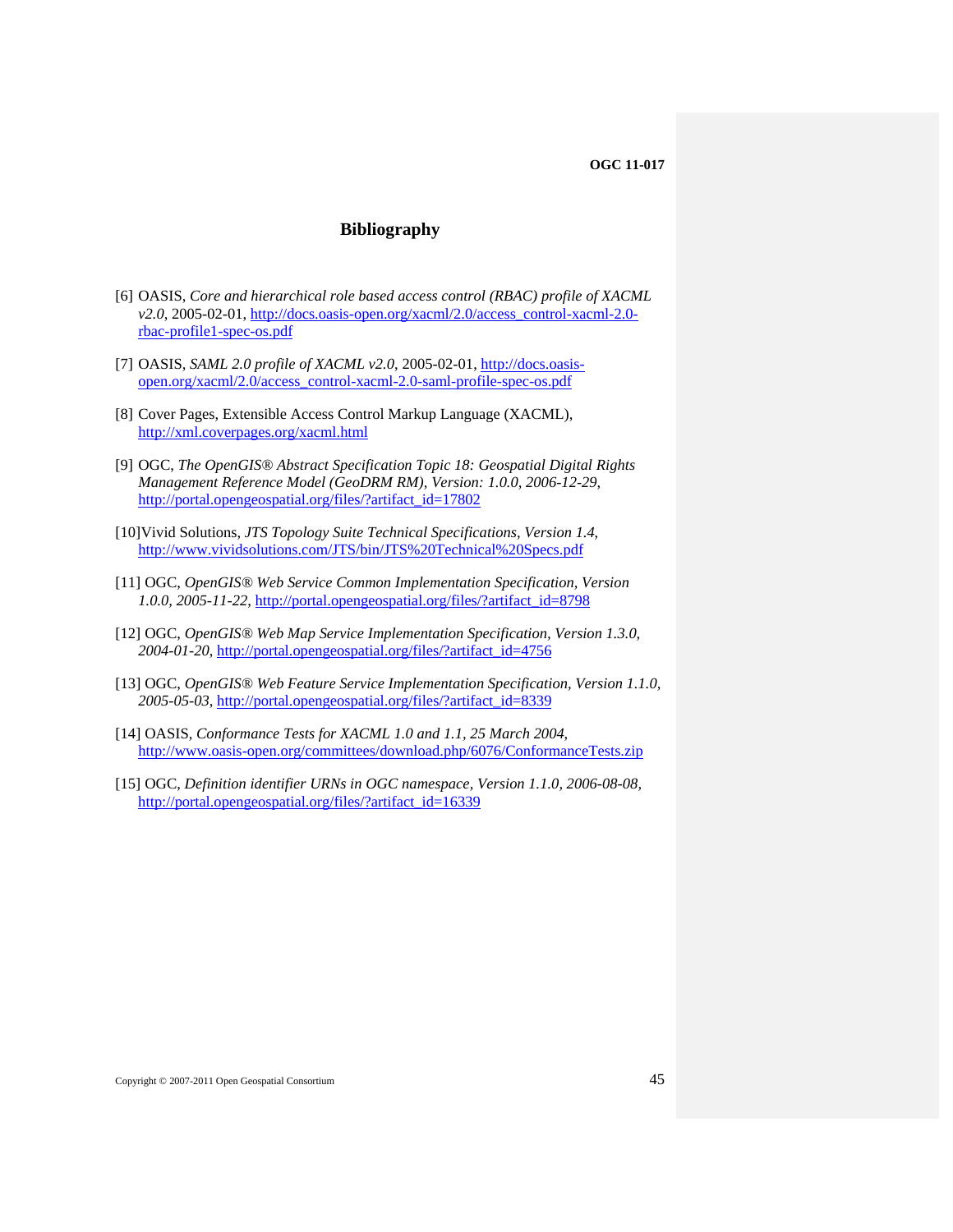# Bibliography

[6] OASIS, *Core and hierarchical role based access control (RBAC) profile of XACML v2.0*, 2005-02-01, http://docs.oasis-open.org/xacml/2.0/access_control-xacml-2.0-rbac-profile1-spec-os.pdf

[7] OASIS, *SAML 2.0 profile of XACML v2.0*, 2005-02-01, http://docs.oasis-open.org/xacml/2.0/access_control-xacml-2.0-saml-profile-spec-os.pdf

[8] Cover Pages, Extensible Access Control Markup Language (XACML), http://xml.coverpages.org/xacml.html

[9] OGC, *The OpenGIS® Abstract Specification Topic 18: Geospatial Digital Rights Management Reference Model (GeoDRM RM), Version: 1.0.0, 2006-12-29*, http://portal.opengeospatial.org/files/?artifact_id=17802

[10] Vivid Solutions, *JTS Topology Suite Technical Specifications, Version 1.4*, http://www.vividsolutions.com/JTS/bin/JTS%20Technical%20Specs.pdf

[11] OGC, *OpenGIS® Web Service Common Implementation Specification, Version 1.0.0, 2005-11-22*, http://portal.opengeospatial.org/files/?artifact_id=8798

[12] OGC, *OpenGIS® Web Map Service Implementation Specification, Version 1.3.0, 2004-01-20*, http://portal.opengeospatial.org/files/?artifact_id=4756

[13] OGC, *OpenGIS® Web Feature Service Implementation Specification, Version 1.1.0, 2005-05-03*, http://portal.opengeospatial.org/files/?artifact_id=8339

[14] OASIS, *Conformance Tests for XACML 1.0 and 1.1, 25 March 2004*, http://www.oasis-open.org/committees/download.php/6076/ConformanceTests.zip

[15] OGC, *Definition identifier URNs in OGC namespace, Version 1.1.0, 2006-08-08*, http://portal.opengeospatial.org/files/?artifact_id=16339